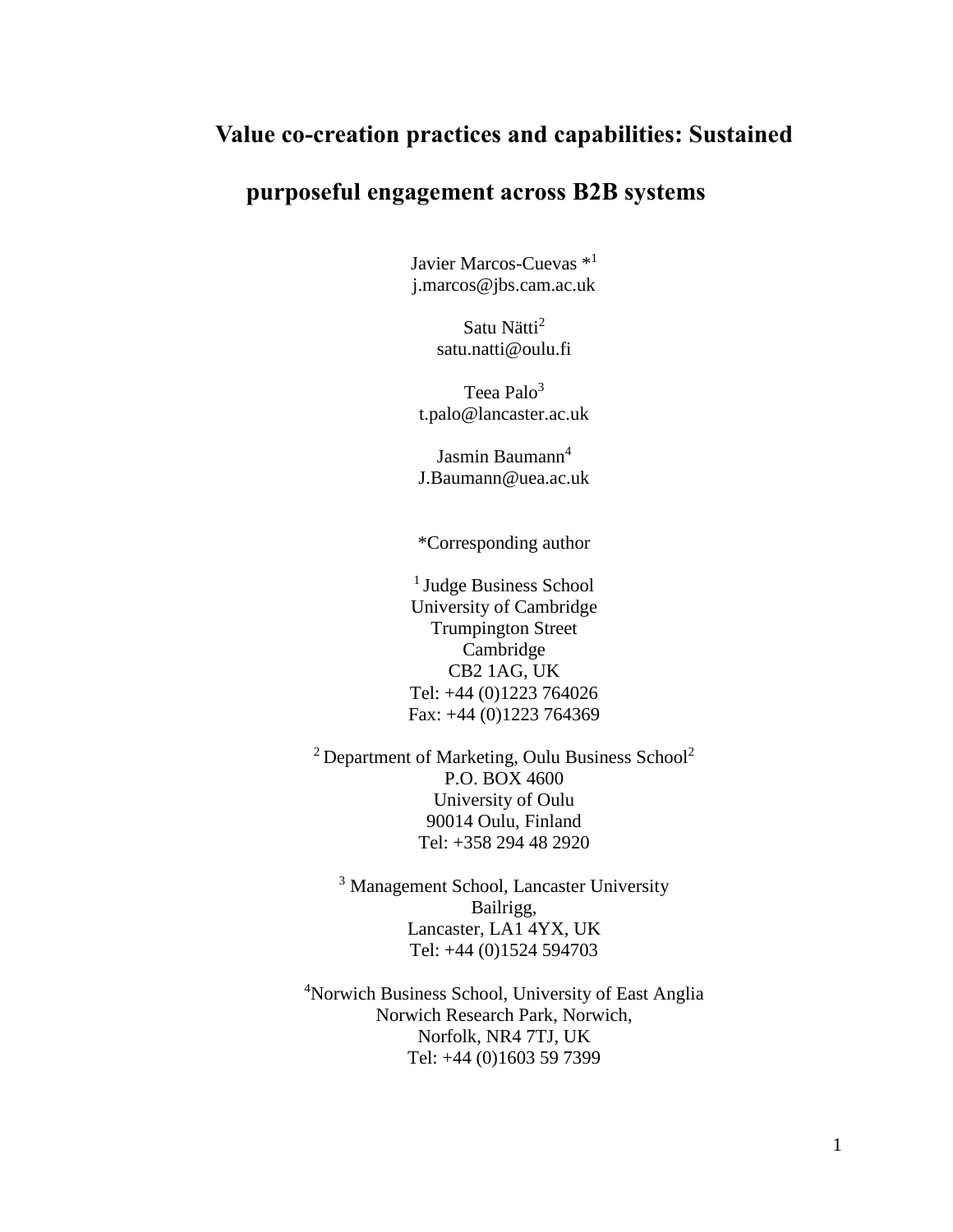# Value co-creation practices and capabilities: Sustained purposeful engagement across B2B systems

Javier Marcos-Cuevas *[1]
j.marcos@jbs.cam.ac.uk

Satu Nätti[2]
satu.natti@oulu.fi

Teea Palo[3]
t.palo@lancaster.ac.uk

Jasmin Baumann[4]
J.Baumann@uea.ac.uk

*Corresponding author

[1] Judge Business School
University of Cambridge
Trumpington Street
Cambridge
CB2 1AG, UK
Tel: +44 (0)1223 764026
Fax: +44 (0)1223 764369

[2] Department of Marketing, Oulu Business School[2]
P.O. BOX 4600
University of Oulu
90014 Oulu, Finland
Tel: +358 294 48 2920

[3] Management School, Lancaster University
Bailrigg,
Lancaster, LA1 4YX, UK
Tel: +44 (0)1524 594703

[4]Norwich Business School, University of East Anglia
Norwich Research Park, Norwich,
Norfolk, NR4 7TJ, UK
Tel: +44 (0)1603 59 7399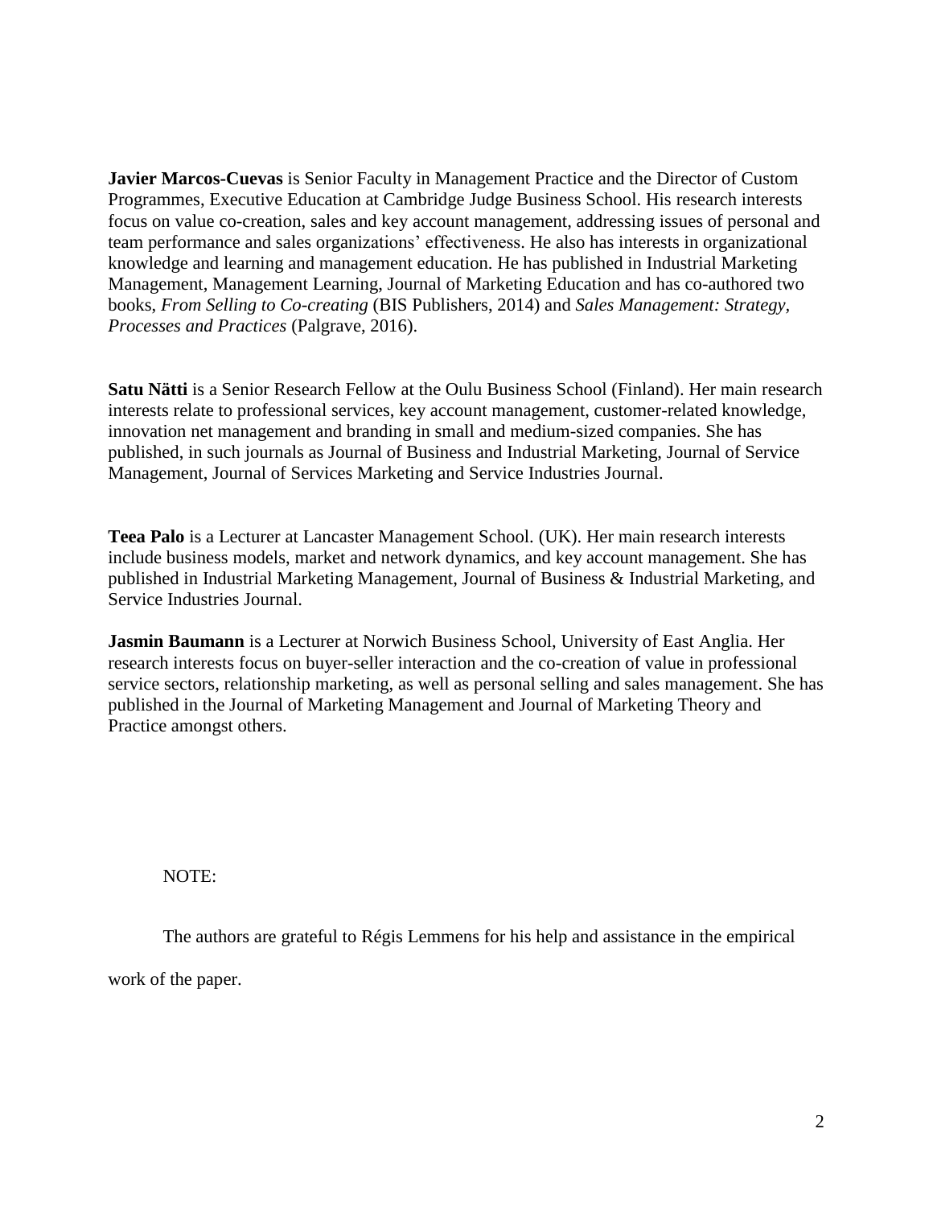**Javier Marcos-Cuevas** is Senior Faculty in Management Practice and the Director of Custom Programmes, Executive Education at Cambridge Judge Business School. His research interests focus on value co-creation, sales and key account management, addressing issues of personal and team performance and sales organizations' effectiveness. He also has interests in organizational knowledge and learning and management education. He has published in Industrial Marketing Management, Management Learning, Journal of Marketing Education and has co-authored two books, *From Selling to Co-creating* (BIS Publishers, 2014) and *Sales Management: Strategy, Processes and Practices* (Palgrave, 2016).

**Satu Nätti** is a Senior Research Fellow at the Oulu Business School (Finland). Her main research interests relate to professional services, key account management, customer-related knowledge, innovation net management and branding in small and medium-sized companies. She has published, in such journals as Journal of Business and Industrial Marketing, Journal of Service Management, Journal of Services Marketing and Service Industries Journal.

**Teea Palo** is a Lecturer at Lancaster Management School. (UK). Her main research interests include business models, market and network dynamics, and key account management. She has published in Industrial Marketing Management, Journal of Business & Industrial Marketing, and Service Industries Journal.

**Jasmin Baumann** is a Lecturer at Norwich Business School, University of East Anglia. Her research interests focus on buyer-seller interaction and the co-creation of value in professional service sectors, relationship marketing, as well as personal selling and sales management. She has published in the Journal of Marketing Management and Journal of Marketing Theory and Practice amongst others.

NOTE:

The authors are grateful to Régis Lemmens for his help and assistance in the empirical work of the paper.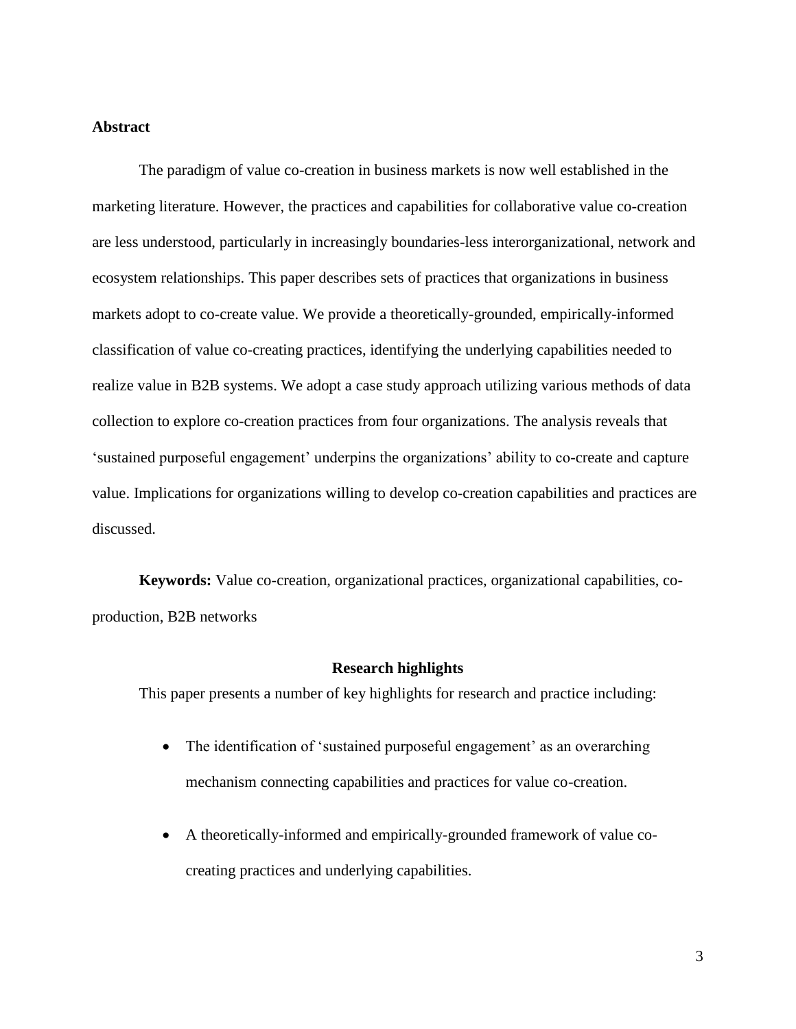## Abstract

The paradigm of value co-creation in business markets is now well established in the marketing literature. However, the practices and capabilities for collaborative value co-creation are less understood, particularly in increasingly boundaries-less interorganizational, network and ecosystem relationships. This paper describes sets of practices that organizations in business markets adopt to co-create value. We provide a theoretically-grounded, empirically-informed classification of value co-creating practices, identifying the underlying capabilities needed to realize value in B2B systems. We adopt a case study approach utilizing various methods of data collection to explore co-creation practices from four organizations. The analysis reveals that 'sustained purposeful engagement' underpins the organizations' ability to co-create and capture value. Implications for organizations willing to develop co-creation capabilities and practices are discussed.

**Keywords:** Value co-creation, organizational practices, organizational capabilities, co-production, B2B networks

### Research highlights

This paper presents a number of key highlights for research and practice including:

- The identification of 'sustained purposeful engagement' as an overarching mechanism connecting capabilities and practices for value co-creation.
- A theoretically-informed and empirically-grounded framework of value co-creating practices and underlying capabilities.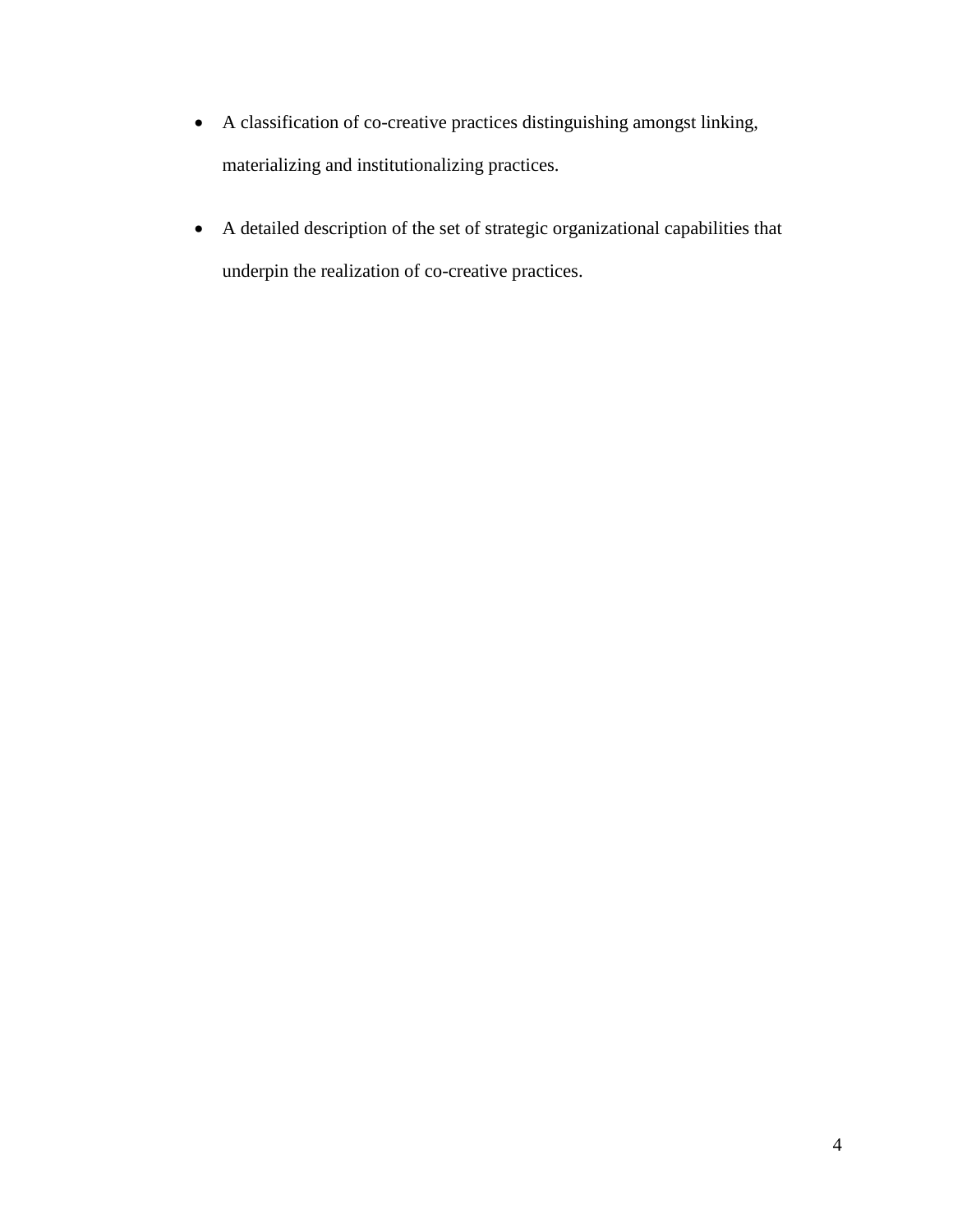- A classification of co-creative practices distinguishing amongst linking, materializing and institutionalizing practices.
- A detailed description of the set of strategic organizational capabilities that underpin the realization of co-creative practices.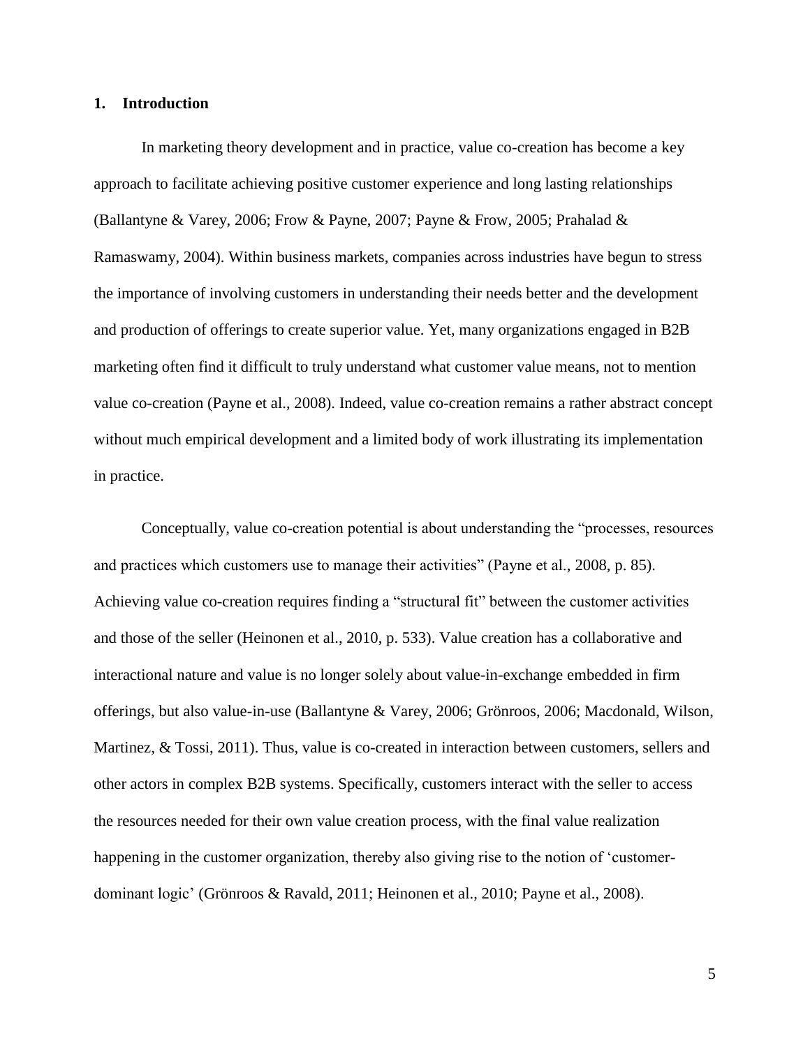## 1. Introduction

In marketing theory development and in practice, value co-creation has become a key approach to facilitate achieving positive customer experience and long lasting relationships (Ballantyne & Varey, 2006; Frow & Payne, 2007; Payne & Frow, 2005; Prahalad & Ramaswamy, 2004). Within business markets, companies across industries have begun to stress the importance of involving customers in understanding their needs better and the development and production of offerings to create superior value. Yet, many organizations engaged in B2B marketing often find it difficult to truly understand what customer value means, not to mention value co-creation (Payne et al., 2008). Indeed, value co-creation remains a rather abstract concept without much empirical development and a limited body of work illustrating its implementation in practice.

Conceptually, value co-creation potential is about understanding the "processes, resources and practices which customers use to manage their activities" (Payne et al., 2008, p. 85). Achieving value co-creation requires finding a "structural fit" between the customer activities and those of the seller (Heinonen et al., 2010, p. 533). Value creation has a collaborative and interactional nature and value is no longer solely about value-in-exchange embedded in firm offerings, but also value-in-use (Ballantyne & Varey, 2006; Grönroos, 2006; Macdonald, Wilson, Martinez, & Tossi, 2011). Thus, value is co-created in interaction between customers, sellers and other actors in complex B2B systems. Specifically, customers interact with the seller to access the resources needed for their own value creation process, with the final value realization happening in the customer organization, thereby also giving rise to the notion of 'customer-dominant logic' (Grönroos & Ravald, 2011; Heinonen et al., 2010; Payne et al., 2008).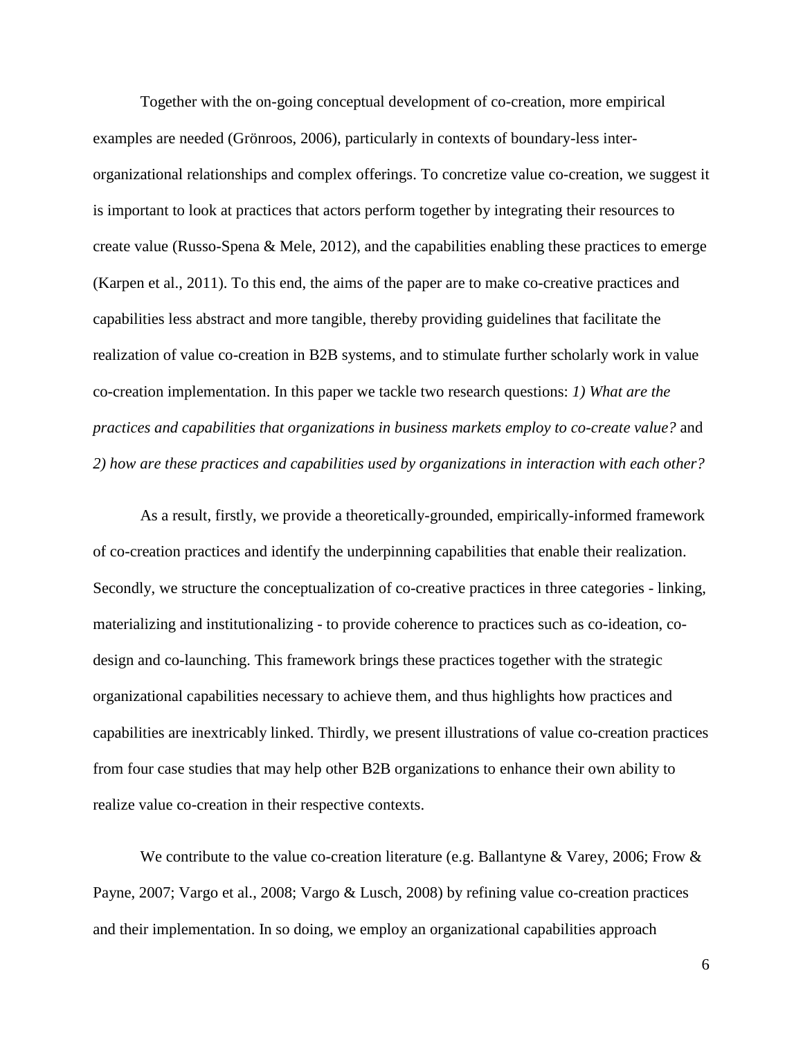Together with the on-going conceptual development of co-creation, more empirical examples are needed (Grönroos, 2006), particularly in contexts of boundary-less inter-organizational relationships and complex offerings. To concretize value co-creation, we suggest it is important to look at practices that actors perform together by integrating their resources to create value (Russo-Spena & Mele, 2012), and the capabilities enabling these practices to emerge (Karpen et al., 2011). To this end, the aims of the paper are to make co-creative practices and capabilities less abstract and more tangible, thereby providing guidelines that facilitate the realization of value co-creation in B2B systems, and to stimulate further scholarly work in value co-creation implementation. In this paper we tackle two research questions: *1) What are the practices and capabilities that organizations in business markets employ to co-create value?* and *2) how are these practices and capabilities used by organizations in interaction with each other?*

As a result, firstly, we provide a theoretically-grounded, empirically-informed framework of co-creation practices and identify the underpinning capabilities that enable their realization. Secondly, we structure the conceptualization of co-creative practices in three categories - linking, materializing and institutionalizing - to provide coherence to practices such as co-ideation, co-design and co-launching. This framework brings these practices together with the strategic organizational capabilities necessary to achieve them, and thus highlights how practices and capabilities are inextricably linked. Thirdly, we present illustrations of value co-creation practices from four case studies that may help other B2B organizations to enhance their own ability to realize value co-creation in their respective contexts.

We contribute to the value co-creation literature (e.g. Ballantyne & Varey, 2006; Frow & Payne, 2007; Vargo et al., 2008; Vargo & Lusch, 2008) by refining value co-creation practices and their implementation. In so doing, we employ an organizational capabilities approach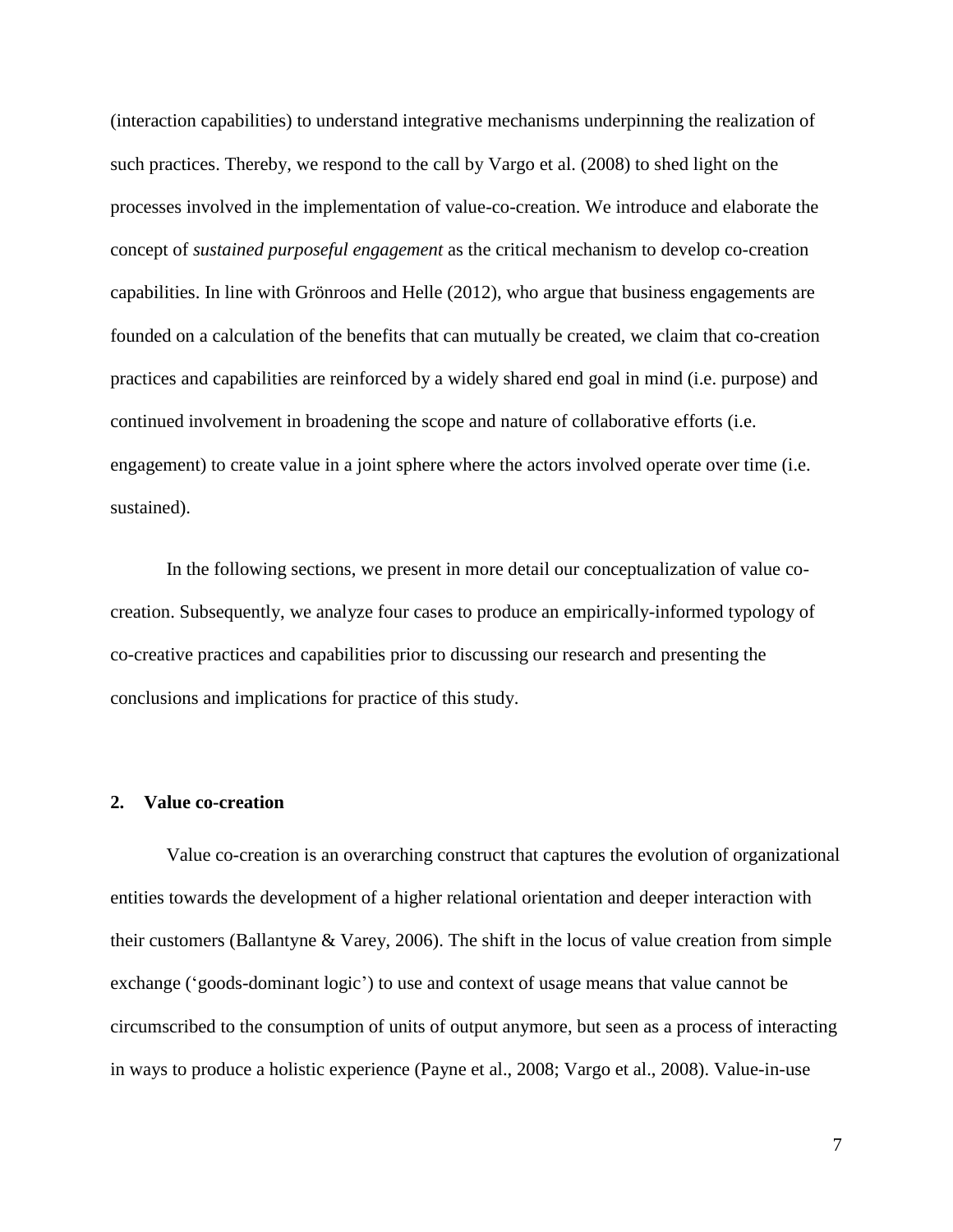(interaction capabilities) to understand integrative mechanisms underpinning the realization of such practices. Thereby, we respond to the call by Vargo et al. (2008) to shed light on the processes involved in the implementation of value-co-creation. We introduce and elaborate the concept of *sustained purposeful engagement* as the critical mechanism to develop co-creation capabilities. In line with Grönroos and Helle (2012), who argue that business engagements are founded on a calculation of the benefits that can mutually be created, we claim that co-creation practices and capabilities are reinforced by a widely shared end goal in mind (i.e. purpose) and continued involvement in broadening the scope and nature of collaborative efforts (i.e. engagement) to create value in a joint sphere where the actors involved operate over time (i.e. sustained).

In the following sections, we present in more detail our conceptualization of value co-creation. Subsequently, we analyze four cases to produce an empirically-informed typology of co-creative practices and capabilities prior to discussing our research and presenting the conclusions and implications for practice of this study.

## 2. Value co-creation

Value co-creation is an overarching construct that captures the evolution of organizational entities towards the development of a higher relational orientation and deeper interaction with their customers (Ballantyne & Varey, 2006). The shift in the locus of value creation from simple exchange ('goods-dominant logic') to use and context of usage means that value cannot be circumscribed to the consumption of units of output anymore, but seen as a process of interacting in ways to produce a holistic experience (Payne et al., 2008; Vargo et al., 2008). Value-in-use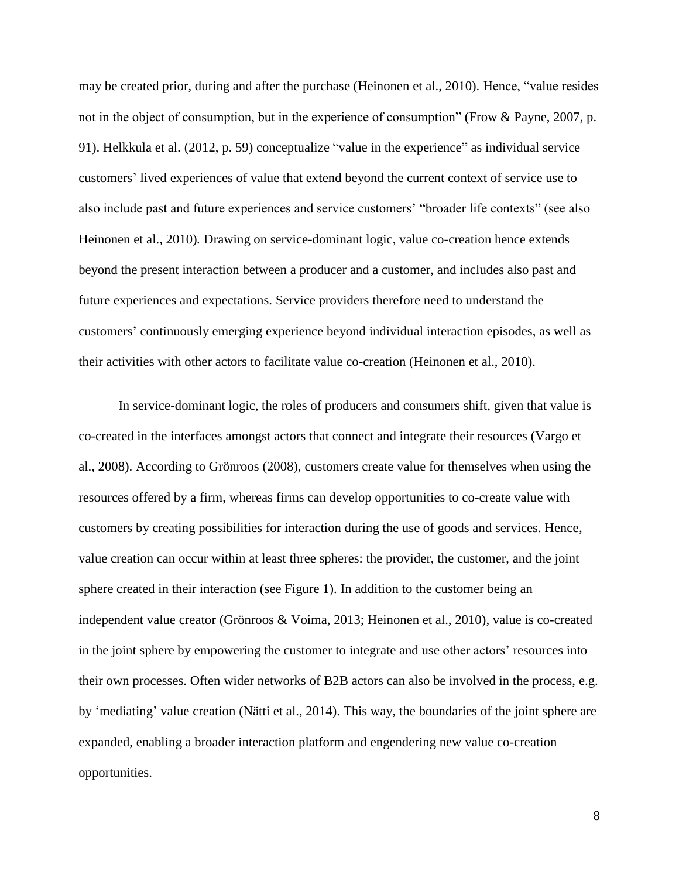may be created prior, during and after the purchase (Heinonen et al., 2010). Hence, "value resides not in the object of consumption, but in the experience of consumption" (Frow & Payne, 2007, p. 91). Helkkula et al. (2012, p. 59) conceptualize "value in the experience" as individual service customers' lived experiences of value that extend beyond the current context of service use to also include past and future experiences and service customers' "broader life contexts" (see also Heinonen et al., 2010). Drawing on service-dominant logic, value co-creation hence extends beyond the present interaction between a producer and a customer, and includes also past and future experiences and expectations. Service providers therefore need to understand the customers' continuously emerging experience beyond individual interaction episodes, as well as their activities with other actors to facilitate value co-creation (Heinonen et al., 2010).

In service-dominant logic, the roles of producers and consumers shift, given that value is co-created in the interfaces amongst actors that connect and integrate their resources (Vargo et al., 2008). According to Grönroos (2008), customers create value for themselves when using the resources offered by a firm, whereas firms can develop opportunities to co-create value with customers by creating possibilities for interaction during the use of goods and services. Hence, value creation can occur within at least three spheres: the provider, the customer, and the joint sphere created in their interaction (see Figure 1). In addition to the customer being an independent value creator (Grönroos & Voima, 2013; Heinonen et al., 2010), value is co-created in the joint sphere by empowering the customer to integrate and use other actors' resources into their own processes. Often wider networks of B2B actors can also be involved in the process, e.g. by 'mediating' value creation (Nätti et al., 2014). This way, the boundaries of the joint sphere are expanded, enabling a broader interaction platform and engendering new value co-creation opportunities.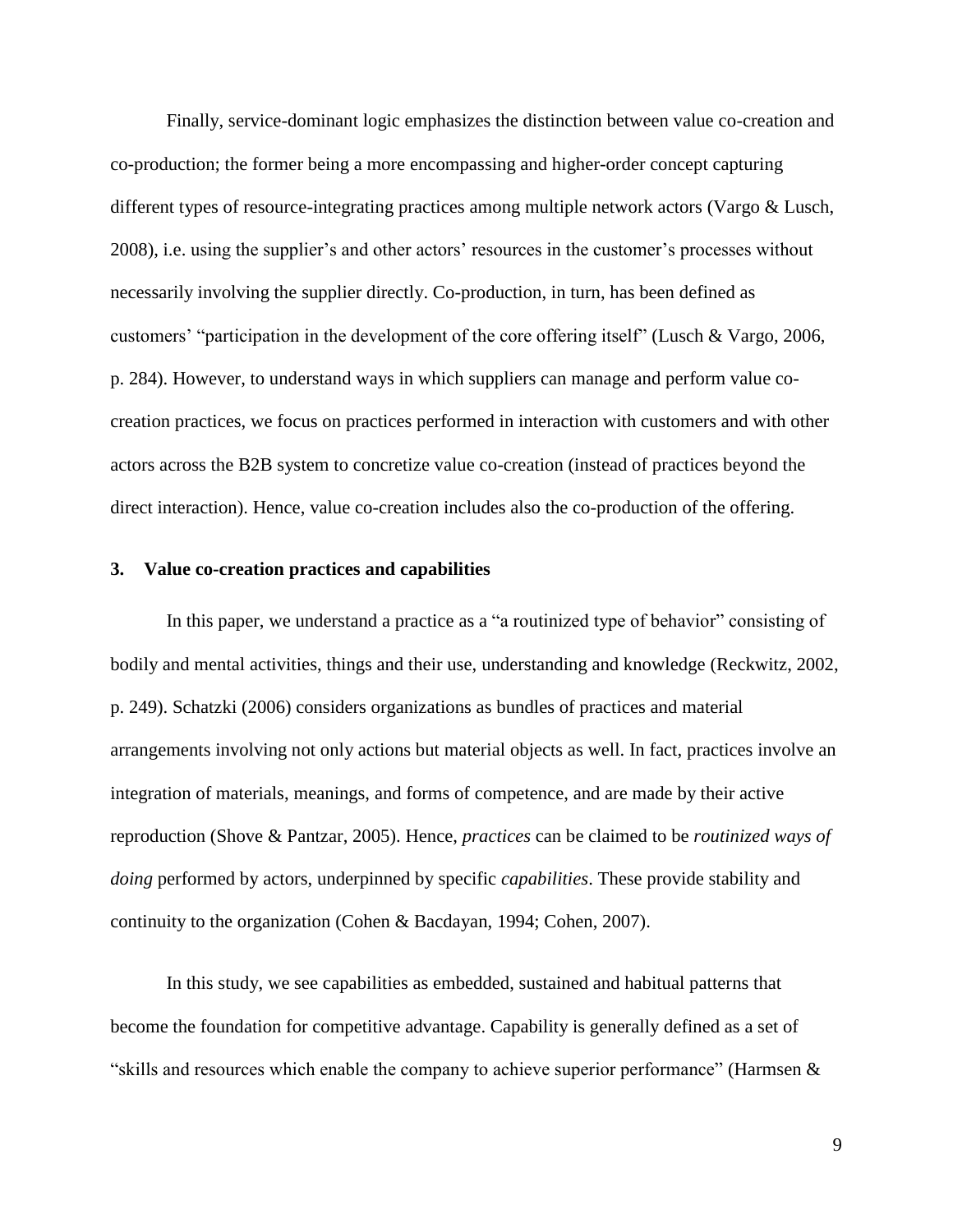Finally, service-dominant logic emphasizes the distinction between value co-creation and co-production; the former being a more encompassing and higher-order concept capturing different types of resource-integrating practices among multiple network actors (Vargo & Lusch, 2008), i.e. using the supplier's and other actors' resources in the customer's processes without necessarily involving the supplier directly. Co-production, in turn, has been defined as customers' "participation in the development of the core offering itself" (Lusch & Vargo, 2006, p. 284). However, to understand ways in which suppliers can manage and perform value co-creation practices, we focus on practices performed in interaction with customers and with other actors across the B2B system to concretize value co-creation (instead of practices beyond the direct interaction). Hence, value co-creation includes also the co-production of the offering.

## 3. Value co-creation practices and capabilities

In this paper, we understand a practice as a "a routinized type of behavior" consisting of bodily and mental activities, things and their use, understanding and knowledge (Reckwitz, 2002, p. 249). Schatzki (2006) considers organizations as bundles of practices and material arrangements involving not only actions but material objects as well. In fact, practices involve an integration of materials, meanings, and forms of competence, and are made by their active reproduction (Shove & Pantzar, 2005). Hence, *practices* can be claimed to be *routinized ways of doing* performed by actors, underpinned by specific *capabilities*. These provide stability and continuity to the organization (Cohen & Bacdayan, 1994; Cohen, 2007).

In this study, we see capabilities as embedded, sustained and habitual patterns that become the foundation for competitive advantage. Capability is generally defined as a set of "skills and resources which enable the company to achieve superior performance" (Harmsen &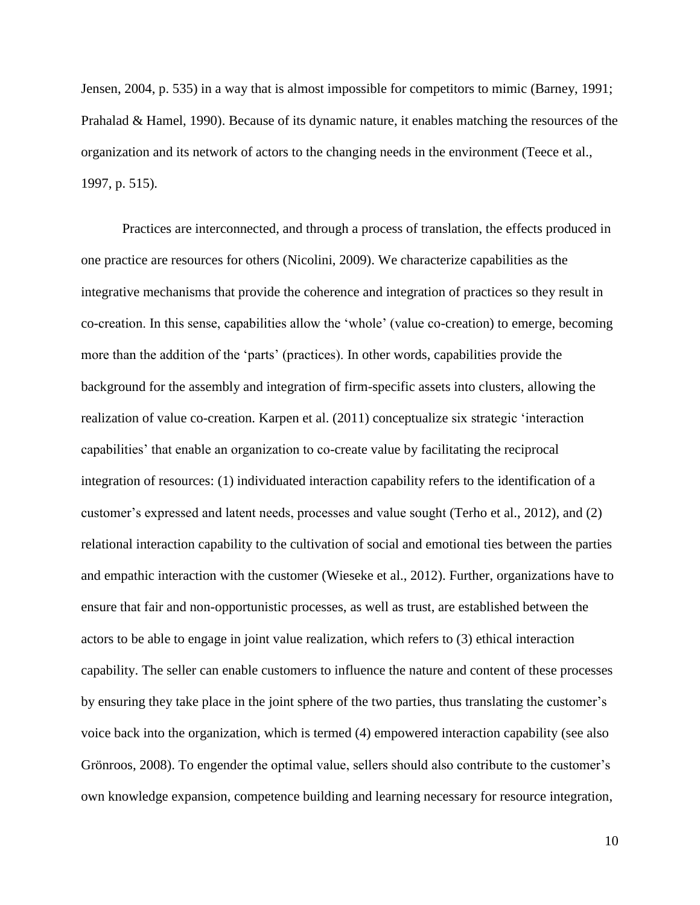Jensen, 2004, p. 535) in a way that is almost impossible for competitors to mimic (Barney, 1991; Prahalad & Hamel, 1990). Because of its dynamic nature, it enables matching the resources of the organization and its network of actors to the changing needs in the environment (Teece et al., 1997, p. 515).

Practices are interconnected, and through a process of translation, the effects produced in one practice are resources for others (Nicolini, 2009). We characterize capabilities as the integrative mechanisms that provide the coherence and integration of practices so they result in co-creation. In this sense, capabilities allow the 'whole' (value co-creation) to emerge, becoming more than the addition of the 'parts' (practices). In other words, capabilities provide the background for the assembly and integration of firm-specific assets into clusters, allowing the realization of value co-creation. Karpen et al. (2011) conceptualize six strategic 'interaction capabilities' that enable an organization to co-create value by facilitating the reciprocal integration of resources: (1) individuated interaction capability refers to the identification of a customer's expressed and latent needs, processes and value sought (Terho et al., 2012), and (2) relational interaction capability to the cultivation of social and emotional ties between the parties and empathic interaction with the customer (Wieseke et al., 2012). Further, organizations have to ensure that fair and non-opportunistic processes, as well as trust, are established between the actors to be able to engage in joint value realization, which refers to (3) ethical interaction capability. The seller can enable customers to influence the nature and content of these processes by ensuring they take place in the joint sphere of the two parties, thus translating the customer's voice back into the organization, which is termed (4) empowered interaction capability (see also Grönroos, 2008). To engender the optimal value, sellers should also contribute to the customer's own knowledge expansion, competence building and learning necessary for resource integration,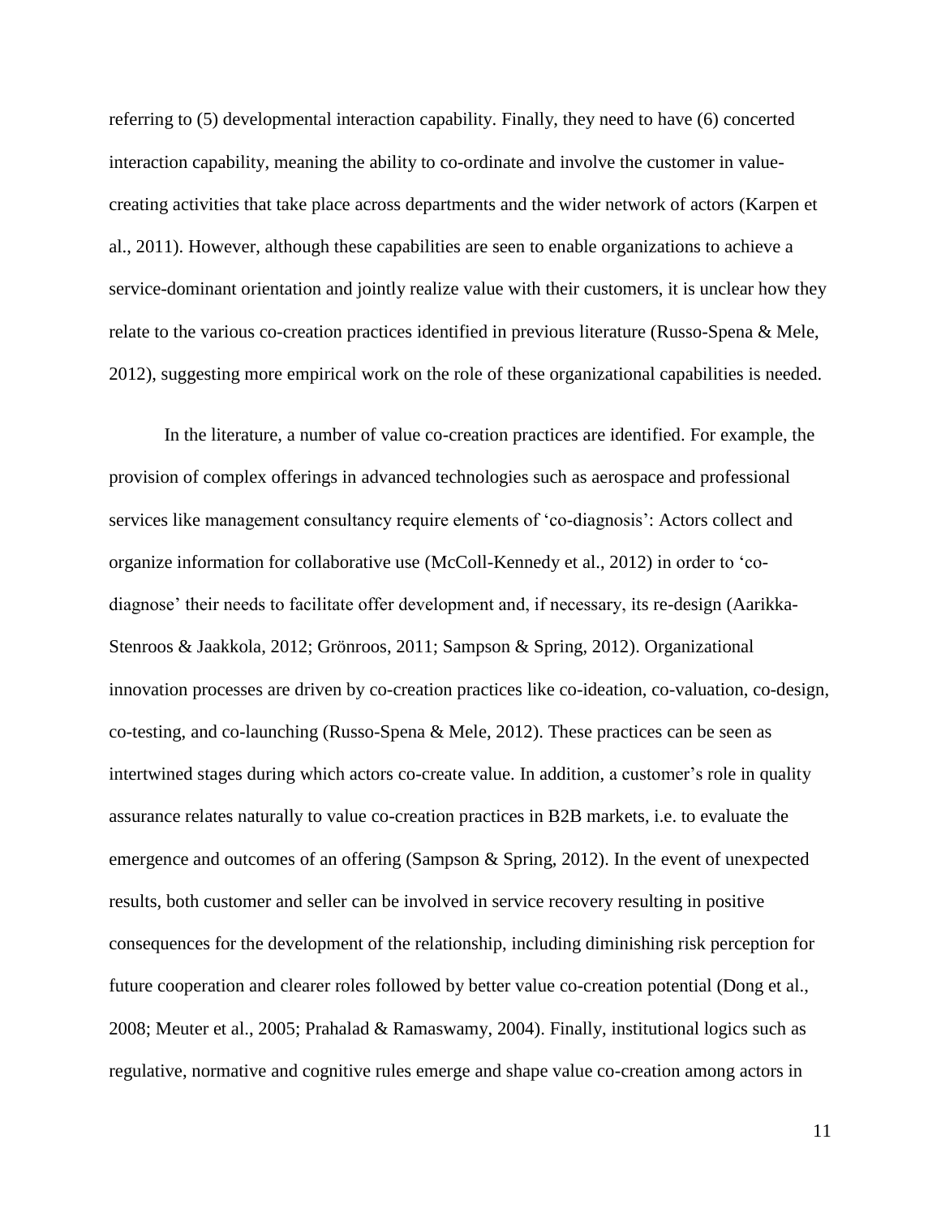referring to (5) developmental interaction capability. Finally, they need to have (6) concerted interaction capability, meaning the ability to co-ordinate and involve the customer in value-creating activities that take place across departments and the wider network of actors (Karpen et al., 2011). However, although these capabilities are seen to enable organizations to achieve a service-dominant orientation and jointly realize value with their customers, it is unclear how they relate to the various co-creation practices identified in previous literature (Russo-Spena & Mele, 2012), suggesting more empirical work on the role of these organizational capabilities is needed.

In the literature, a number of value co-creation practices are identified. For example, the provision of complex offerings in advanced technologies such as aerospace and professional services like management consultancy require elements of 'co-diagnosis': Actors collect and organize information for collaborative use (McColl-Kennedy et al., 2012) in order to 'co-diagnose' their needs to facilitate offer development and, if necessary, its re-design (Aarikka-Stenroos & Jaakkola, 2012; Grönroos, 2011; Sampson & Spring, 2012). Organizational innovation processes are driven by co-creation practices like co-ideation, co-valuation, co-design, co-testing, and co-launching (Russo-Spena & Mele, 2012). These practices can be seen as intertwined stages during which actors co-create value. In addition, a customer's role in quality assurance relates naturally to value co-creation practices in B2B markets, i.e. to evaluate the emergence and outcomes of an offering (Sampson & Spring, 2012). In the event of unexpected results, both customer and seller can be involved in service recovery resulting in positive consequences for the development of the relationship, including diminishing risk perception for future cooperation and clearer roles followed by better value co-creation potential (Dong et al., 2008; Meuter et al., 2005; Prahalad & Ramaswamy, 2004). Finally, institutional logics such as regulative, normative and cognitive rules emerge and shape value co-creation among actors in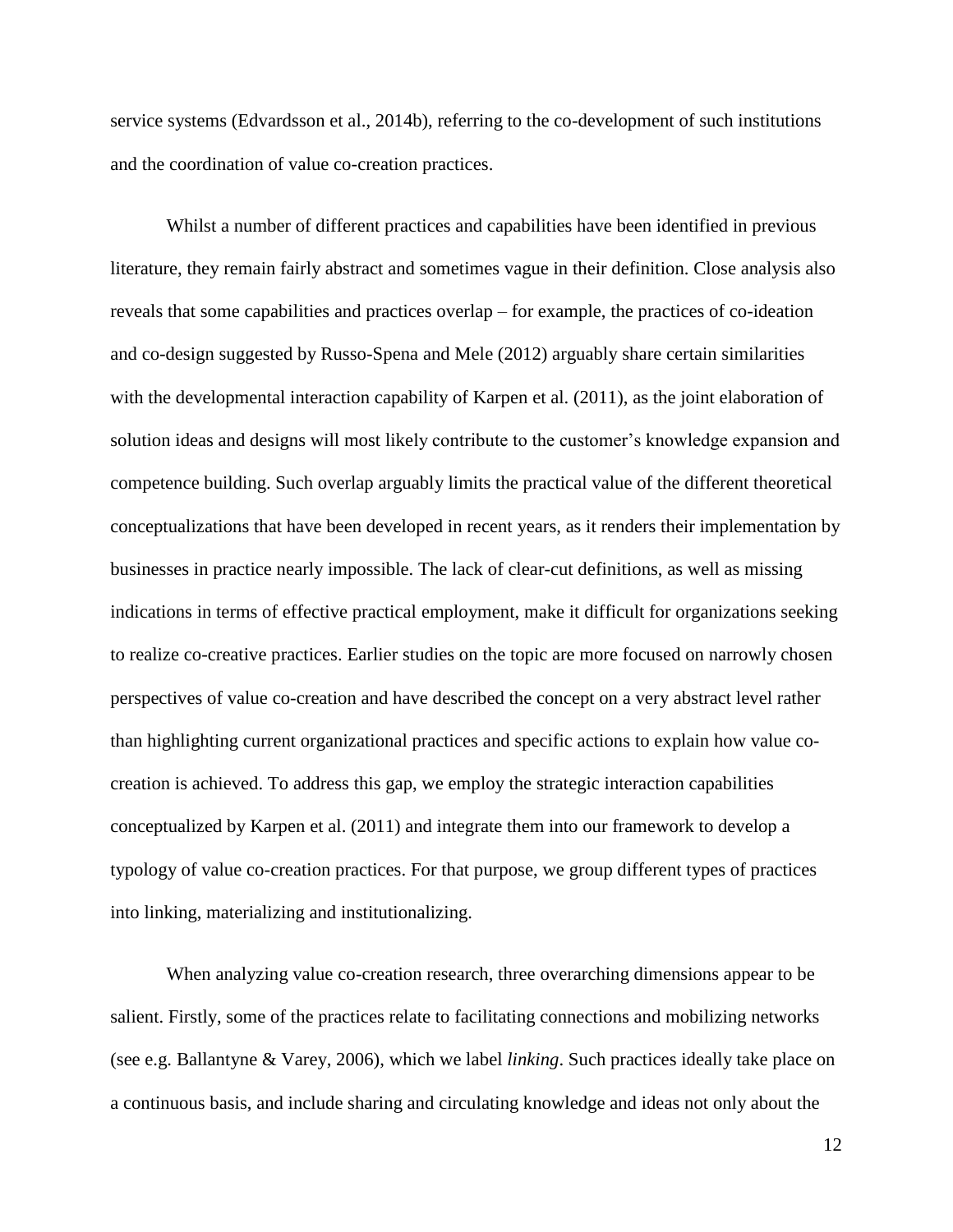service systems (Edvardsson et al., 2014b), referring to the co-development of such institutions and the coordination of value co-creation practices.

Whilst a number of different practices and capabilities have been identified in previous literature, they remain fairly abstract and sometimes vague in their definition. Close analysis also reveals that some capabilities and practices overlap – for example, the practices of co-ideation and co-design suggested by Russo-Spena and Mele (2012) arguably share certain similarities with the developmental interaction capability of Karpen et al. (2011), as the joint elaboration of solution ideas and designs will most likely contribute to the customer's knowledge expansion and competence building. Such overlap arguably limits the practical value of the different theoretical conceptualizations that have been developed in recent years, as it renders their implementation by businesses in practice nearly impossible. The lack of clear-cut definitions, as well as missing indications in terms of effective practical employment, make it difficult for organizations seeking to realize co-creative practices. Earlier studies on the topic are more focused on narrowly chosen perspectives of value co-creation and have described the concept on a very abstract level rather than highlighting current organizational practices and specific actions to explain how value co-creation is achieved. To address this gap, we employ the strategic interaction capabilities conceptualized by Karpen et al. (2011) and integrate them into our framework to develop a typology of value co-creation practices. For that purpose, we group different types of practices into linking, materializing and institutionalizing.

When analyzing value co-creation research, three overarching dimensions appear to be salient. Firstly, some of the practices relate to facilitating connections and mobilizing networks (see e.g. Ballantyne & Varey, 2006), which we label *linking*. Such practices ideally take place on a continuous basis, and include sharing and circulating knowledge and ideas not only about the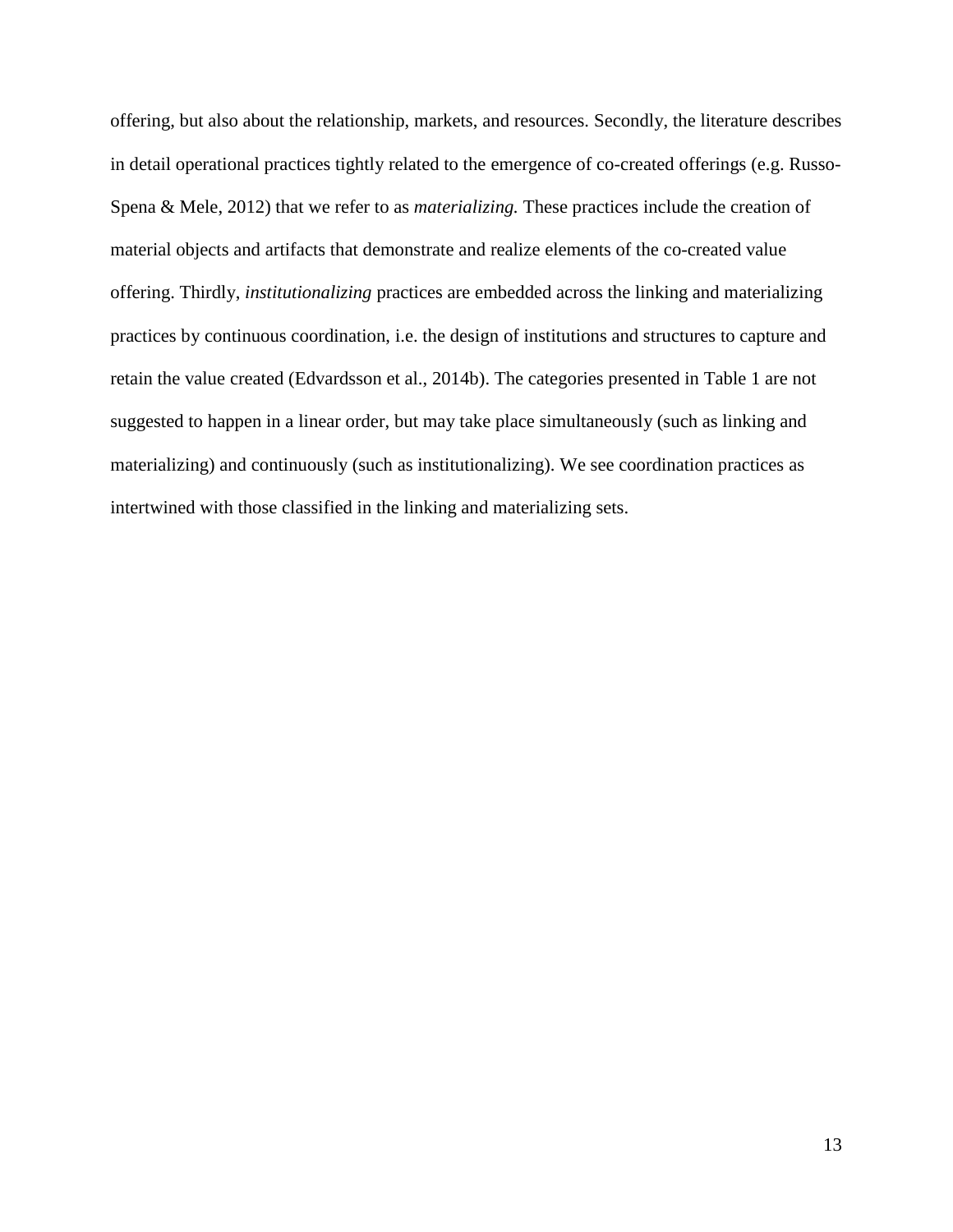offering, but also about the relationship, markets, and resources. Secondly, the literature describes in detail operational practices tightly related to the emergence of co-created offerings (e.g. Russo-Spena & Mele, 2012) that we refer to as *materializing.* These practices include the creation of material objects and artifacts that demonstrate and realize elements of the co-created value offering. Thirdly, *institutionalizing* practices are embedded across the linking and materializing practices by continuous coordination, i.e. the design of institutions and structures to capture and retain the value created (Edvardsson et al., 2014b). The categories presented in Table 1 are not suggested to happen in a linear order, but may take place simultaneously (such as linking and materializing) and continuously (such as institutionalizing). We see coordination practices as intertwined with those classified in the linking and materializing sets.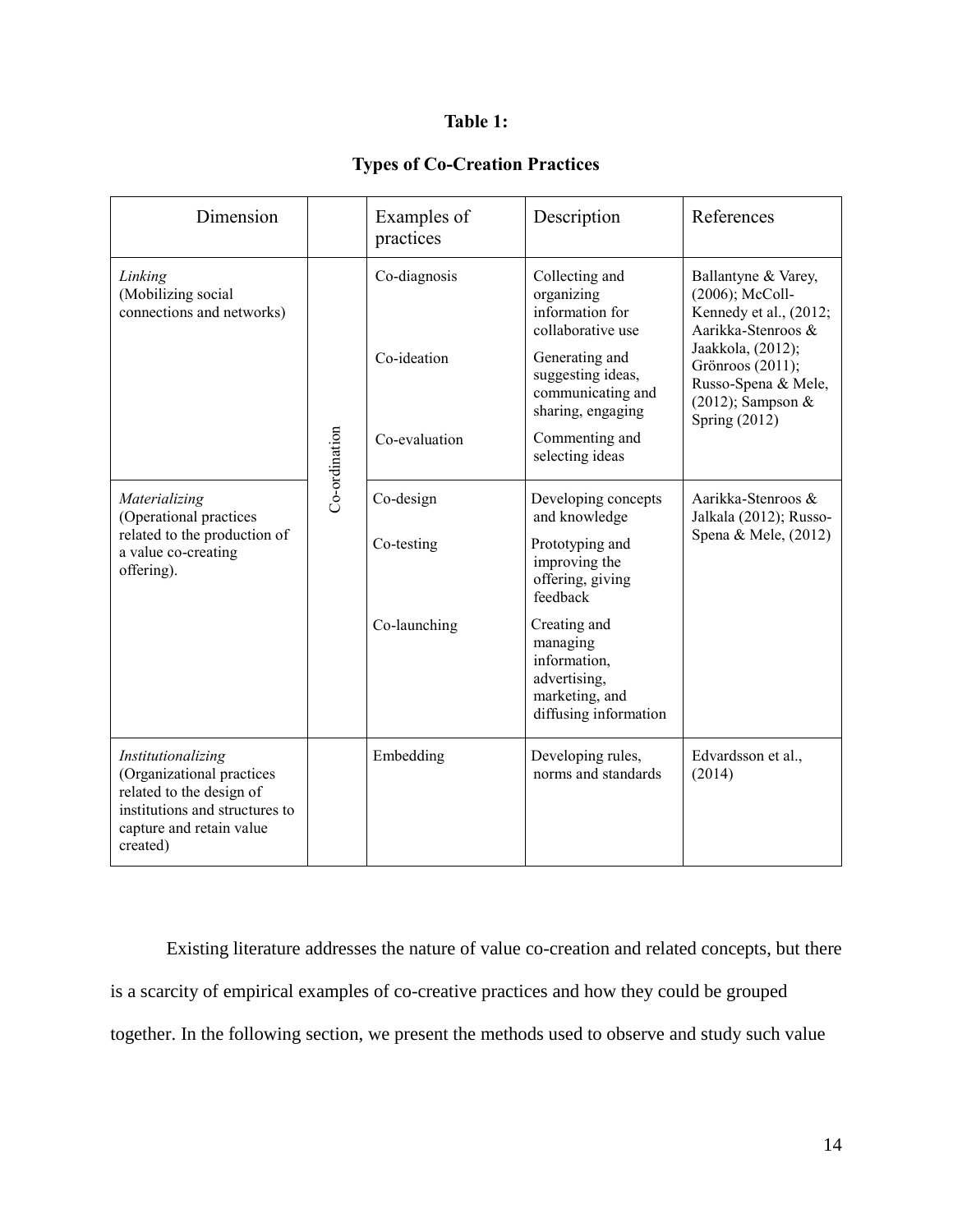**Table 1:**

**Types of Co-Creation Practices**

| Dimension | | Examples of practices | Description | References |
|---|---|---|---|---|
| *Linking* (Mobilizing social connections and networks) | Co-ordination | Co-diagnosis | Collecting and organizing information for collaborative use | Ballantyne & Varey, (2006); McColl-Kennedy et al., (2012; Aarikka-Stenroos & Jaakkola, (2012); Grönroos (2011); Russo-Spena & Mele, (2012); Sampson & Spring (2012) |
| | | Co-ideation | Generating and suggesting ideas, communicating and sharing, engaging | |
| | | Co-evaluation | Commenting and selecting ideas | |
| *Materializing* (Operational practices related to the production of a value co-creating offering). | | Co-design | Developing concepts and knowledge | Aarikka-Stenroos & Jalkala (2012); Russo-Spena & Mele, (2012) |
| | | Co-testing | Prototyping and improving the offering, giving feedback | |
| | | Co-launching | Creating and managing information, advertising, marketing, and diffusing information | |
| *Institutionalizing* (Organizational practices related to the design of institutions and structures to capture and retain value created) | | Embedding | Developing rules, norms and standards | Edvardsson et al., (2014) |

Existing literature addresses the nature of value co-creation and related concepts, but there is a scarcity of empirical examples of co-creative practices and how they could be grouped together. In the following section, we present the methods used to observe and study such value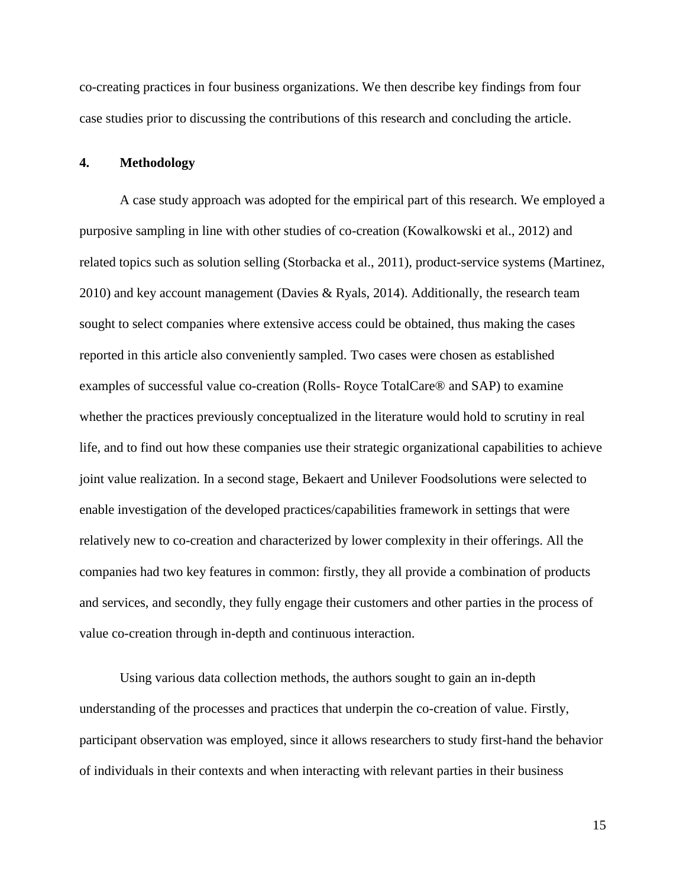co-creating practices in four business organizations. We then describe key findings from four case studies prior to discussing the contributions of this research and concluding the article.

## 4. Methodology

A case study approach was adopted for the empirical part of this research. We employed a purposive sampling in line with other studies of co-creation (Kowalkowski et al., 2012) and related topics such as solution selling (Storbacka et al., 2011), product-service systems (Martinez, 2010) and key account management (Davies & Ryals, 2014). Additionally, the research team sought to select companies where extensive access could be obtained, thus making the cases reported in this article also conveniently sampled. Two cases were chosen as established examples of successful value co-creation (Rolls- Royce TotalCare® and SAP) to examine whether the practices previously conceptualized in the literature would hold to scrutiny in real life, and to find out how these companies use their strategic organizational capabilities to achieve joint value realization. In a second stage, Bekaert and Unilever Foodsolutions were selected to enable investigation of the developed practices/capabilities framework in settings that were relatively new to co-creation and characterized by lower complexity in their offerings. All the companies had two key features in common: firstly, they all provide a combination of products and services, and secondly, they fully engage their customers and other parties in the process of value co-creation through in-depth and continuous interaction.

Using various data collection methods, the authors sought to gain an in-depth understanding of the processes and practices that underpin the co-creation of value. Firstly, participant observation was employed, since it allows researchers to study first-hand the behavior of individuals in their contexts and when interacting with relevant parties in their business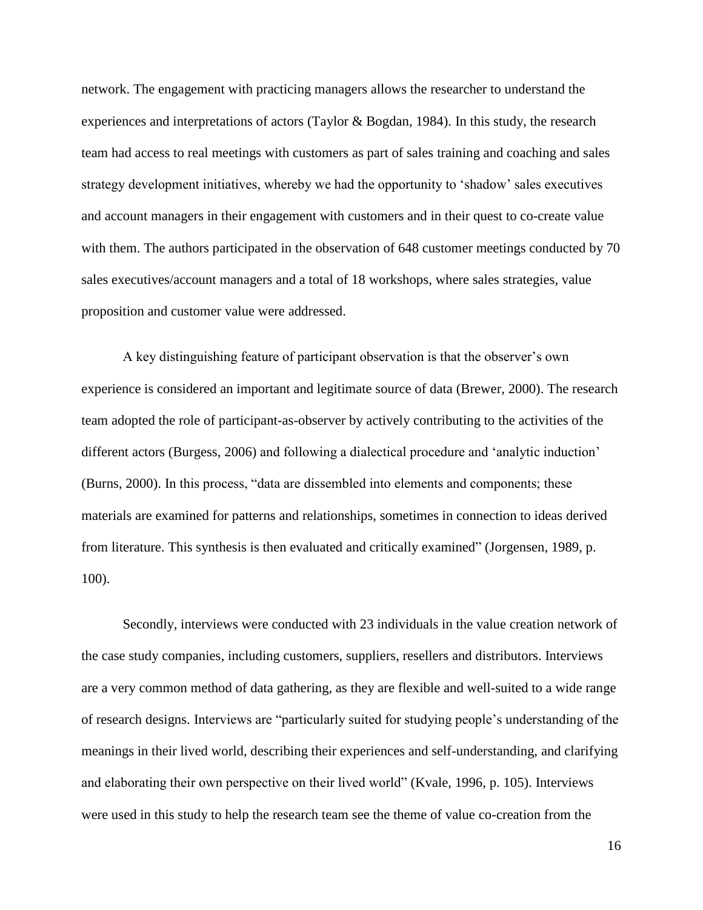network. The engagement with practicing managers allows the researcher to understand the experiences and interpretations of actors (Taylor & Bogdan, 1984). In this study, the research team had access to real meetings with customers as part of sales training and coaching and sales strategy development initiatives, whereby we had the opportunity to 'shadow' sales executives and account managers in their engagement with customers and in their quest to co-create value with them. The authors participated in the observation of 648 customer meetings conducted by 70 sales executives/account managers and a total of 18 workshops, where sales strategies, value proposition and customer value were addressed.

A key distinguishing feature of participant observation is that the observer's own experience is considered an important and legitimate source of data (Brewer, 2000). The research team adopted the role of participant-as-observer by actively contributing to the activities of the different actors (Burgess, 2006) and following a dialectical procedure and 'analytic induction' (Burns, 2000). In this process, "data are dissembled into elements and components; these materials are examined for patterns and relationships, sometimes in connection to ideas derived from literature. This synthesis is then evaluated and critically examined" (Jorgensen, 1989, p. 100).

Secondly, interviews were conducted with 23 individuals in the value creation network of the case study companies, including customers, suppliers, resellers and distributors. Interviews are a very common method of data gathering, as they are flexible and well-suited to a wide range of research designs. Interviews are "particularly suited for studying people's understanding of the meanings in their lived world, describing their experiences and self-understanding, and clarifying and elaborating their own perspective on their lived world" (Kvale, 1996, p. 105). Interviews were used in this study to help the research team see the theme of value co-creation from the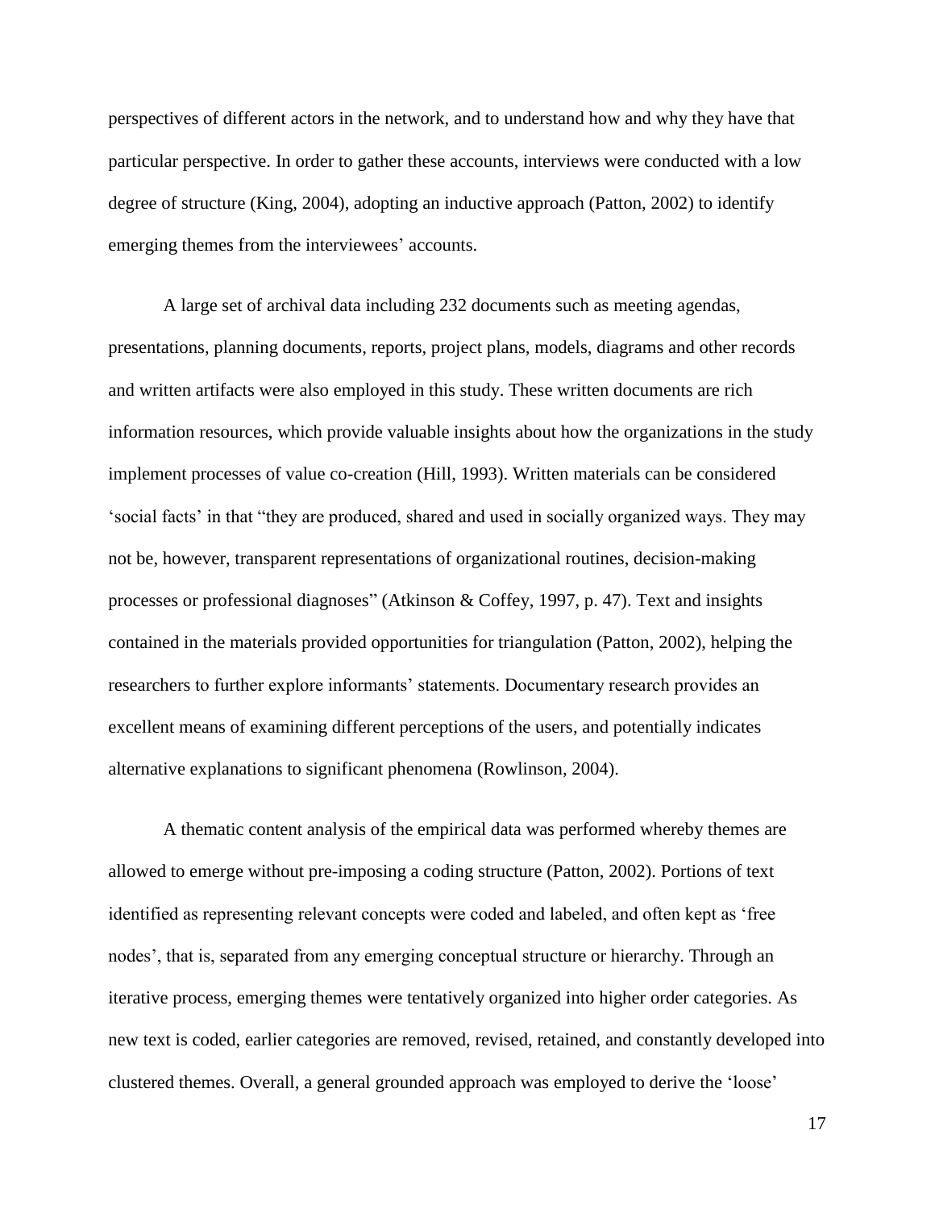perspectives of different actors in the network, and to understand how and why they have that particular perspective. In order to gather these accounts, interviews were conducted with a low degree of structure (King, 2004), adopting an inductive approach (Patton, 2002) to identify emerging themes from the interviewees' accounts.

A large set of archival data including 232 documents such as meeting agendas, presentations, planning documents, reports, project plans, models, diagrams and other records and written artifacts were also employed in this study. These written documents are rich information resources, which provide valuable insights about how the organizations in the study implement processes of value co-creation (Hill, 1993). Written materials can be considered 'social facts' in that "they are produced, shared and used in socially organized ways. They may not be, however, transparent representations of organizational routines, decision-making processes or professional diagnoses" (Atkinson & Coffey, 1997, p. 47). Text and insights contained in the materials provided opportunities for triangulation (Patton, 2002), helping the researchers to further explore informants' statements. Documentary research provides an excellent means of examining different perceptions of the users, and potentially indicates alternative explanations to significant phenomena (Rowlinson, 2004).

A thematic content analysis of the empirical data was performed whereby themes are allowed to emerge without pre-imposing a coding structure (Patton, 2002). Portions of text identified as representing relevant concepts were coded and labeled, and often kept as 'free nodes', that is, separated from any emerging conceptual structure or hierarchy. Through an iterative process, emerging themes were tentatively organized into higher order categories. As new text is coded, earlier categories are removed, revised, retained, and constantly developed into clustered themes. Overall, a general grounded approach was employed to derive the 'loose'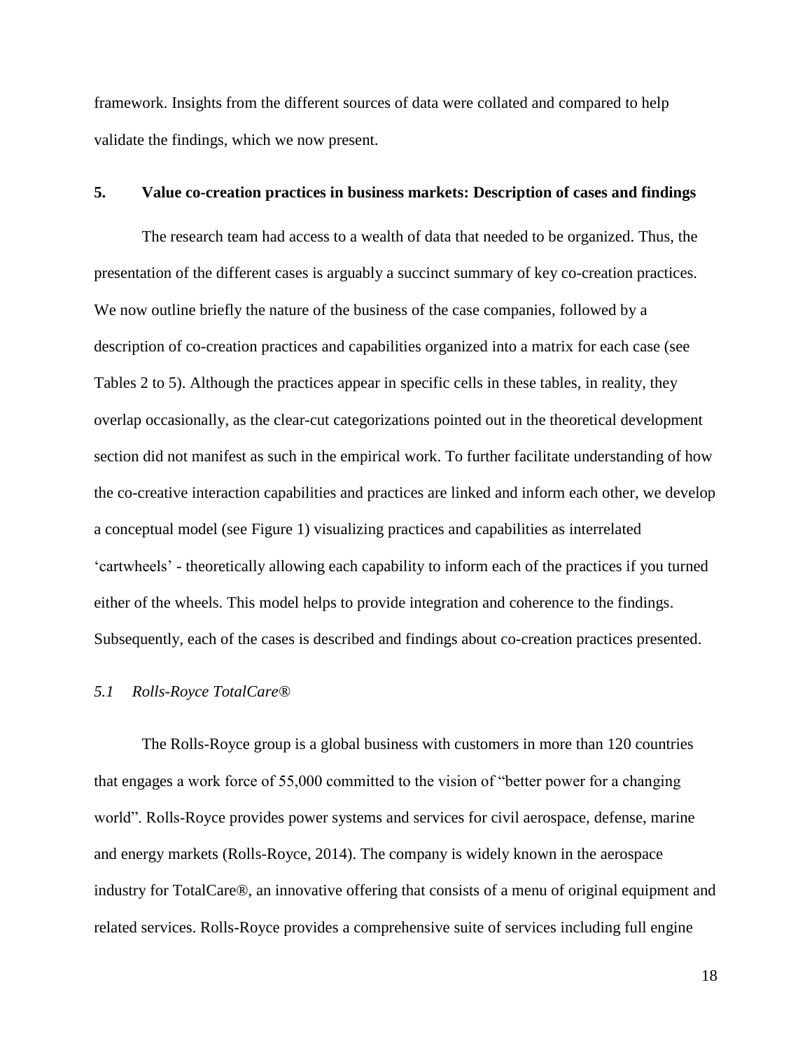framework. Insights from the different sources of data were collated and compared to help validate the findings, which we now present.

## 5. Value co-creation practices in business markets: Description of cases and findings

The research team had access to a wealth of data that needed to be organized. Thus, the presentation of the different cases is arguably a succinct summary of key co-creation practices. We now outline briefly the nature of the business of the case companies, followed by a description of co-creation practices and capabilities organized into a matrix for each case (see Tables 2 to 5). Although the practices appear in specific cells in these tables, in reality, they overlap occasionally, as the clear-cut categorizations pointed out in the theoretical development section did not manifest as such in the empirical work. To further facilitate understanding of how the co-creative interaction capabilities and practices are linked and inform each other, we develop a conceptual model (see Figure 1) visualizing practices and capabilities as interrelated 'cartwheels' - theoretically allowing each capability to inform each of the practices if you turned either of the wheels. This model helps to provide integration and coherence to the findings. Subsequently, each of the cases is described and findings about co-creation practices presented.

### *5.1 Rolls-Royce TotalCare®*

The Rolls-Royce group is a global business with customers in more than 120 countries that engages a work force of 55,000 committed to the vision of "better power for a changing world". Rolls-Royce provides power systems and services for civil aerospace, defense, marine and energy markets (Rolls-Royce, 2014). The company is widely known in the aerospace industry for TotalCare®, an innovative offering that consists of a menu of original equipment and related services. Rolls-Royce provides a comprehensive suite of services including full engine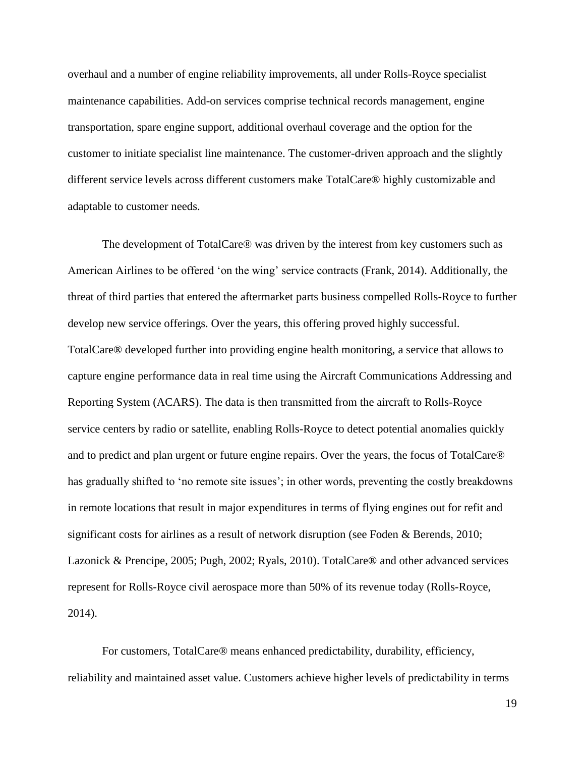overhaul and a number of engine reliability improvements, all under Rolls-Royce specialist maintenance capabilities. Add-on services comprise technical records management, engine transportation, spare engine support, additional overhaul coverage and the option for the customer to initiate specialist line maintenance. The customer-driven approach and the slightly different service levels across different customers make TotalCare® highly customizable and adaptable to customer needs.

The development of TotalCare® was driven by the interest from key customers such as American Airlines to be offered 'on the wing' service contracts (Frank, 2014). Additionally, the threat of third parties that entered the aftermarket parts business compelled Rolls-Royce to further develop new service offerings. Over the years, this offering proved highly successful. TotalCare® developed further into providing engine health monitoring, a service that allows to capture engine performance data in real time using the Aircraft Communications Addressing and Reporting System (ACARS). The data is then transmitted from the aircraft to Rolls-Royce service centers by radio or satellite, enabling Rolls-Royce to detect potential anomalies quickly and to predict and plan urgent or future engine repairs. Over the years, the focus of TotalCare® has gradually shifted to 'no remote site issues'; in other words, preventing the costly breakdowns in remote locations that result in major expenditures in terms of flying engines out for refit and significant costs for airlines as a result of network disruption (see Foden & Berends, 2010; Lazonick & Prencipe, 2005; Pugh, 2002; Ryals, 2010). TotalCare® and other advanced services represent for Rolls-Royce civil aerospace more than 50% of its revenue today (Rolls-Royce, 2014).

For customers, TotalCare® means enhanced predictability, durability, efficiency, reliability and maintained asset value. Customers achieve higher levels of predictability in terms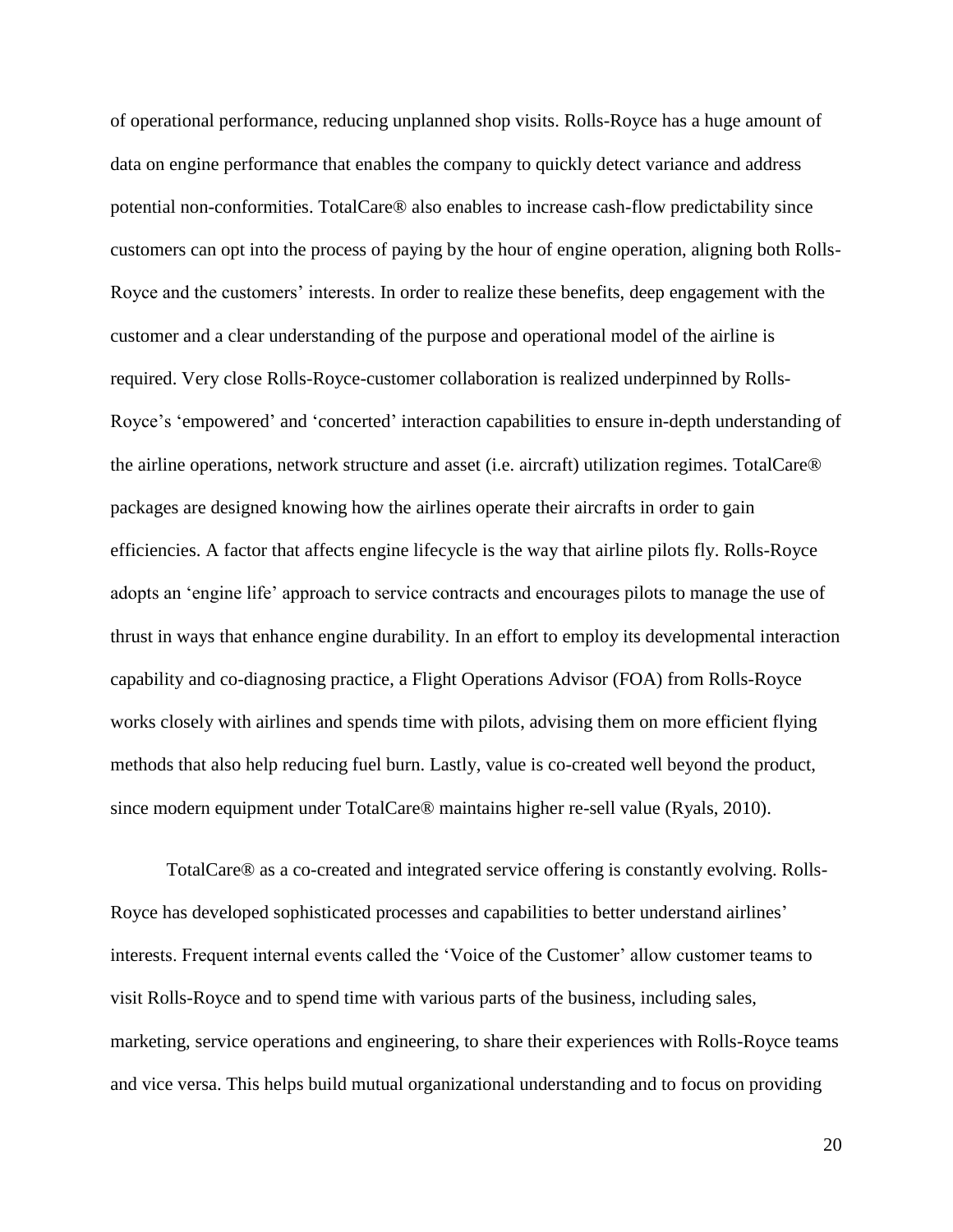of operational performance, reducing unplanned shop visits. Rolls-Royce has a huge amount of data on engine performance that enables the company to quickly detect variance and address potential non-conformities. TotalCare® also enables to increase cash-flow predictability since customers can opt into the process of paying by the hour of engine operation, aligning both Rolls-Royce and the customers' interests. In order to realize these benefits, deep engagement with the customer and a clear understanding of the purpose and operational model of the airline is required. Very close Rolls-Royce-customer collaboration is realized underpinned by Rolls-Royce's 'empowered' and 'concerted' interaction capabilities to ensure in-depth understanding of the airline operations, network structure and asset (i.e. aircraft) utilization regimes. TotalCare® packages are designed knowing how the airlines operate their aircrafts in order to gain efficiencies. A factor that affects engine lifecycle is the way that airline pilots fly. Rolls-Royce adopts an 'engine life' approach to service contracts and encourages pilots to manage the use of thrust in ways that enhance engine durability. In an effort to employ its developmental interaction capability and co-diagnosing practice, a Flight Operations Advisor (FOA) from Rolls-Royce works closely with airlines and spends time with pilots, advising them on more efficient flying methods that also help reducing fuel burn. Lastly, value is co-created well beyond the product, since modern equipment under TotalCare® maintains higher re-sell value (Ryals, 2010).

TotalCare® as a co-created and integrated service offering is constantly evolving. Rolls-Royce has developed sophisticated processes and capabilities to better understand airlines' interests. Frequent internal events called the 'Voice of the Customer' allow customer teams to visit Rolls-Royce and to spend time with various parts of the business, including sales, marketing, service operations and engineering, to share their experiences with Rolls-Royce teams and vice versa. This helps build mutual organizational understanding and to focus on providing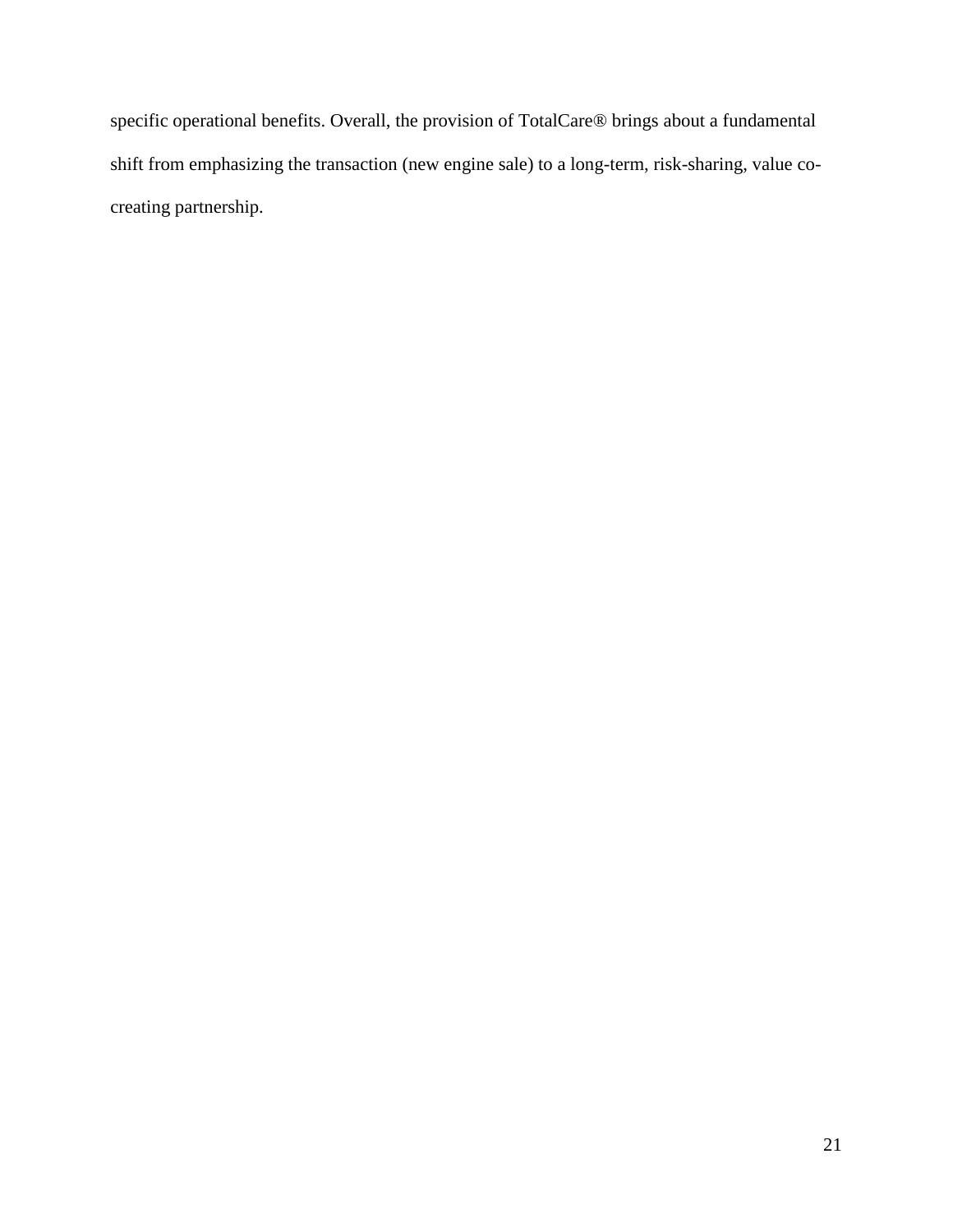specific operational benefits. Overall, the provision of TotalCare® brings about a fundamental shift from emphasizing the transaction (new engine sale) to a long-term, risk-sharing, value co-creating partnership.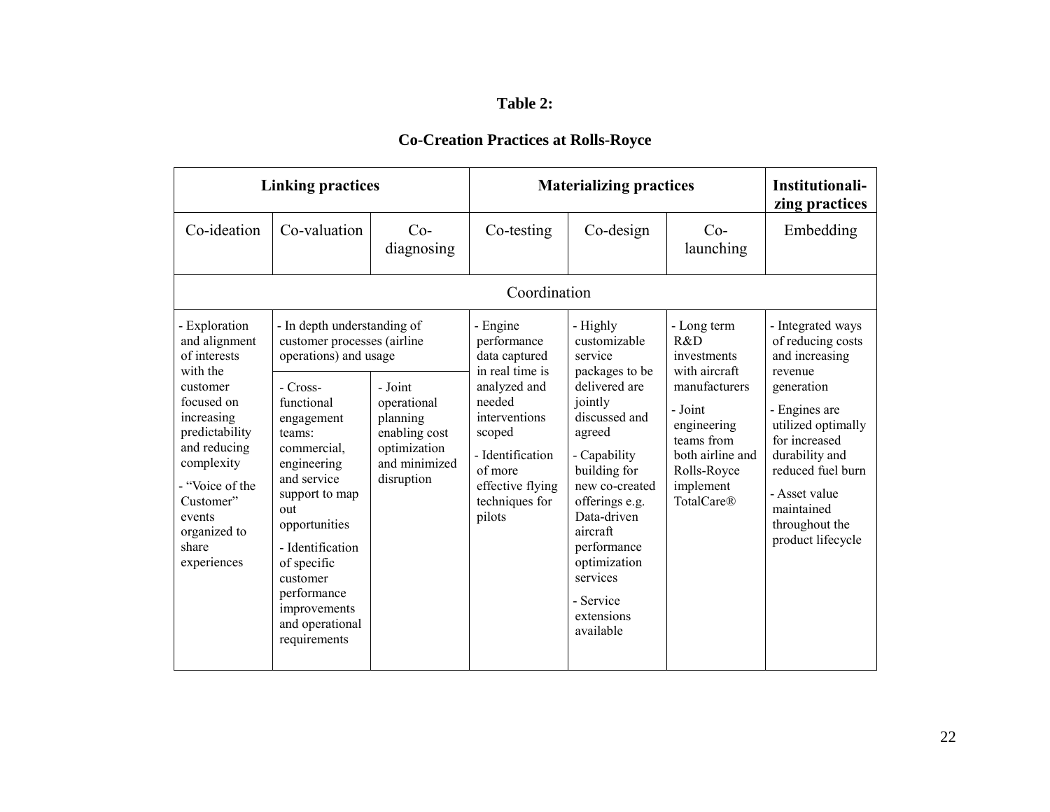**Table 2:**

**Co-Creation Practices at Rolls-Royce**

| Linking practices | | | Materializing practices | | | Institutionalizing practices |
|---|---|---|---|---|---|---|
| Co-ideation | Co-valuation | Co-diagnosing | Co-testing | Co-design | Co-launching | Embedding |
| Coordination | | | | | | |
| - Exploration and alignment of interests with the customer focused on increasing predictability and reducing complexity<br>- "Voice of the Customer" events organized to share experiences | - In depth understanding of customer processes (airline operations) and usage<br>- Cross-functional engagement teams: commercial, engineering and service support to map out opportunities<br>- Identification of specific customer performance improvements and operational requirements | - In depth understanding of customer processes (airline operations) and usage<br>- Joint operational planning enabling cost optimization and minimized disruption | - Engine performance data captured in real time is analyzed and needed interventions scoped<br>- Identification of more effective flying techniques for pilots | - Highly customizable service packages to be delivered are jointly discussed and agreed<br>- Capability building for new co-created offerings e.g. Data-driven aircraft performance optimization services<br>- Service extensions available | - Long term R&D investments with aircraft manufacturers<br>- Joint engineering teams from both airline and Rolls-Royce implement TotalCare® | - Integrated ways of reducing costs and increasing revenue generation<br>- Engines are utilized optimally for increased durability and reduced fuel burn<br>- Asset value maintained throughout the product lifecycle |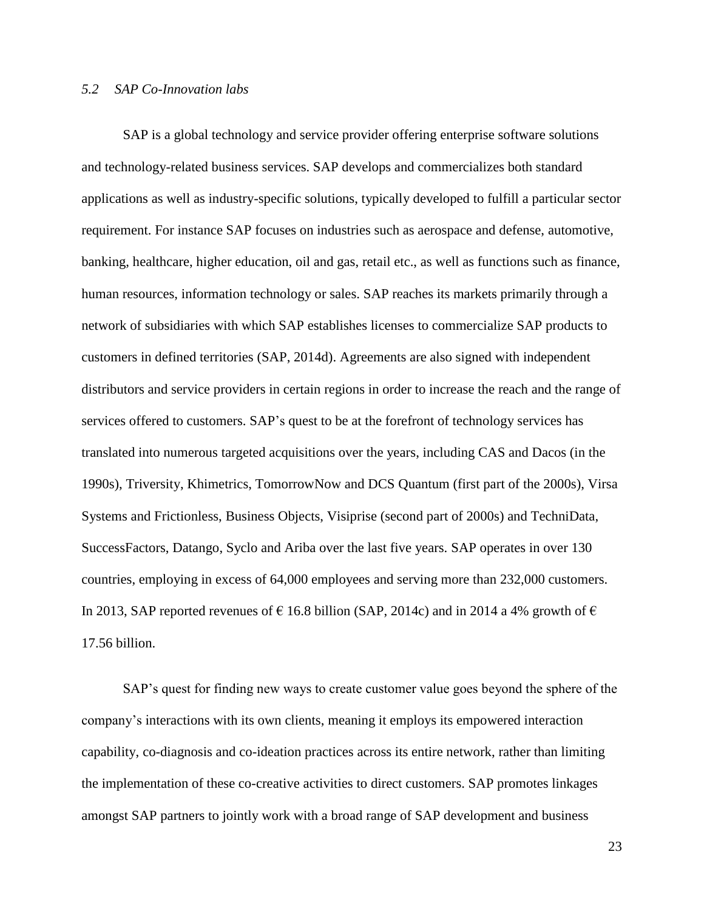### *5.2 SAP Co-Innovation labs*

SAP is a global technology and service provider offering enterprise software solutions and technology-related business services. SAP develops and commercializes both standard applications as well as industry-specific solutions, typically developed to fulfill a particular sector requirement. For instance SAP focuses on industries such as aerospace and defense, automotive, banking, healthcare, higher education, oil and gas, retail etc., as well as functions such as finance, human resources, information technology or sales. SAP reaches its markets primarily through a network of subsidiaries with which SAP establishes licenses to commercialize SAP products to customers in defined territories (SAP, 2014d). Agreements are also signed with independent distributors and service providers in certain regions in order to increase the reach and the range of services offered to customers. SAP's quest to be at the forefront of technology services has translated into numerous targeted acquisitions over the years, including CAS and Dacos (in the 1990s), Triversity, Khimetrics, TomorrowNow and DCS Quantum (first part of the 2000s), Virsa Systems and Frictionless, Business Objects, Visiprise (second part of 2000s) and TechniData, SuccessFactors, Datango, Syclo and Ariba over the last five years. SAP operates in over 130 countries, employing in excess of 64,000 employees and serving more than 232,000 customers. In 2013, SAP reported revenues of € 16.8 billion (SAP, 2014c) and in 2014 a 4% growth of € 17.56 billion.

SAP's quest for finding new ways to create customer value goes beyond the sphere of the company's interactions with its own clients, meaning it employs its empowered interaction capability, co-diagnosis and co-ideation practices across its entire network, rather than limiting the implementation of these co-creative activities to direct customers. SAP promotes linkages amongst SAP partners to jointly work with a broad range of SAP development and business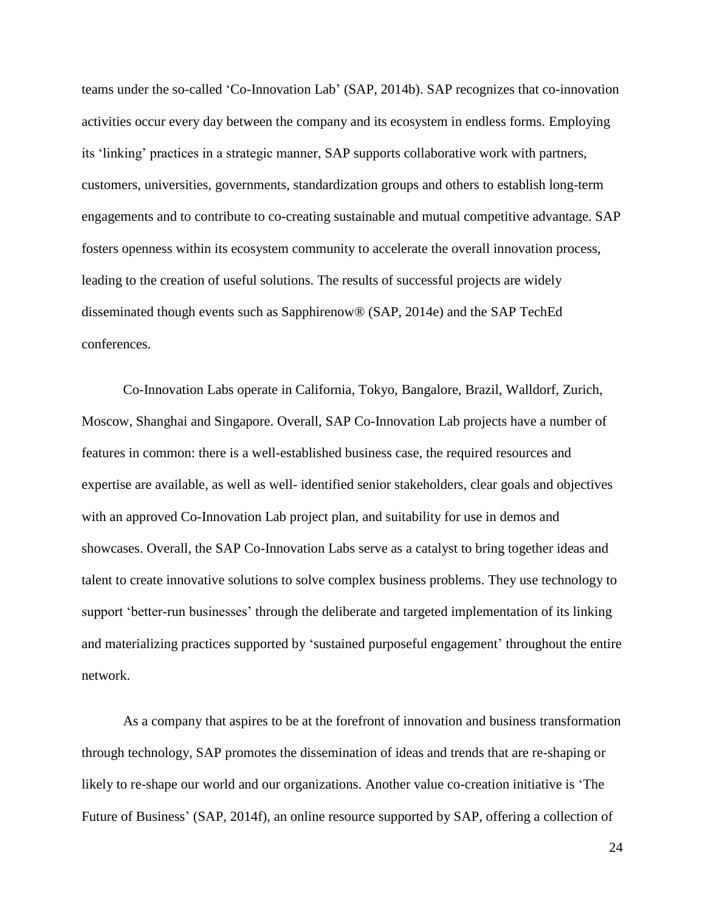teams under the so-called ‘Co-Innovation Lab’ (SAP, 2014b). SAP recognizes that co-innovation activities occur every day between the company and its ecosystem in endless forms. Employing its ‘linking’ practices in a strategic manner, SAP supports collaborative work with partners, customers, universities, governments, standardization groups and others to establish long-term engagements and to contribute to co-creating sustainable and mutual competitive advantage. SAP fosters openness within its ecosystem community to accelerate the overall innovation process, leading to the creation of useful solutions. The results of successful projects are widely disseminated though events such as Sapphirenow® (SAP, 2014e) and the SAP TechEd conferences.

Co-Innovation Labs operate in California, Tokyo, Bangalore, Brazil, Walldorf, Zurich, Moscow, Shanghai and Singapore. Overall, SAP Co-Innovation Lab projects have a number of features in common: there is a well-established business case, the required resources and expertise are available, as well as well- identified senior stakeholders, clear goals and objectives with an approved Co-Innovation Lab project plan, and suitability for use in demos and showcases. Overall, the SAP Co-Innovation Labs serve as a catalyst to bring together ideas and talent to create innovative solutions to solve complex business problems. They use technology to support ‘better-run businesses’ through the deliberate and targeted implementation of its linking and materializing practices supported by ‘sustained purposeful engagement’ throughout the entire network.

As a company that aspires to be at the forefront of innovation and business transformation through technology, SAP promotes the dissemination of ideas and trends that are re-shaping or likely to re-shape our world and our organizations. Another value co-creation initiative is ‘The Future of Business’ (SAP, 2014f), an online resource supported by SAP, offering a collection of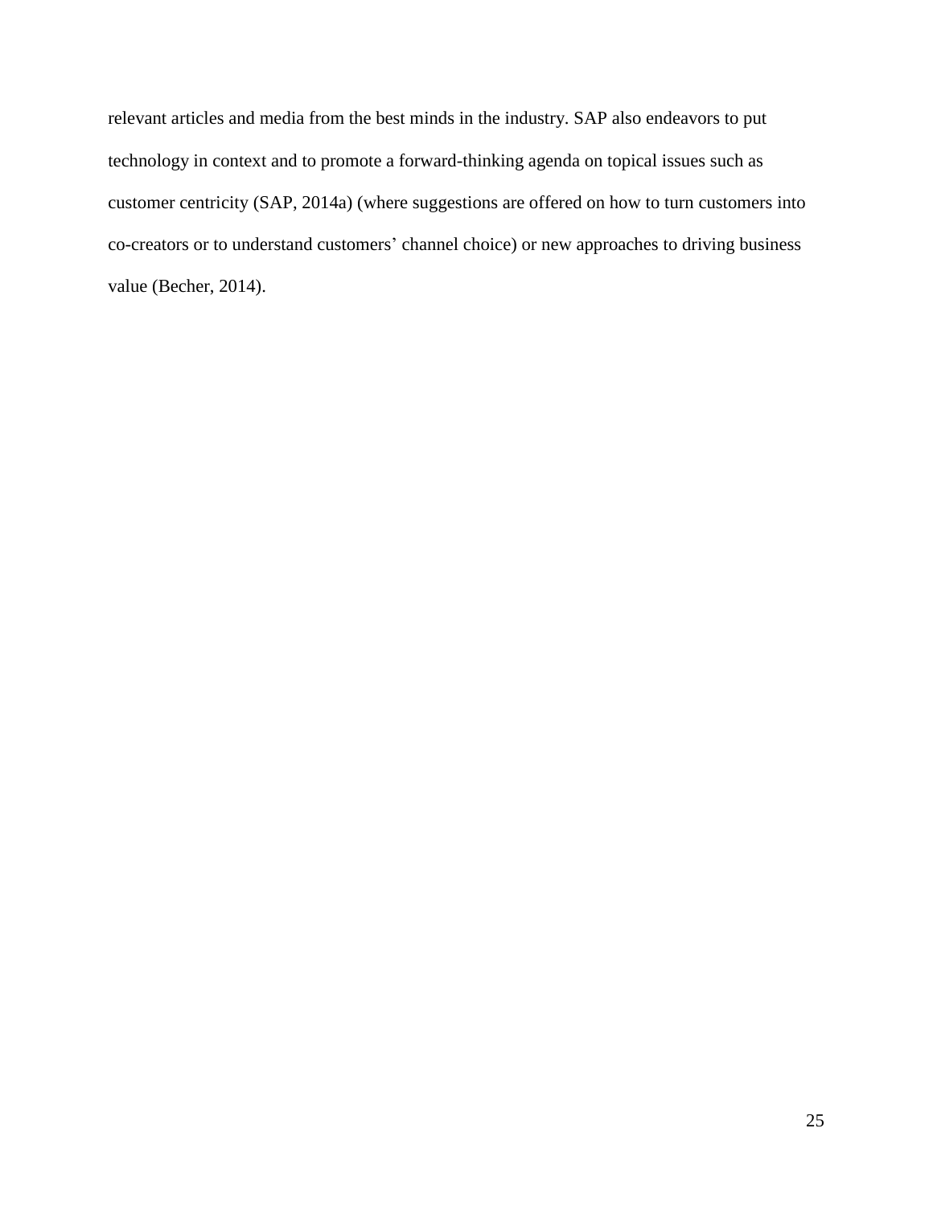relevant articles and media from the best minds in the industry. SAP also endeavors to put technology in context and to promote a forward-thinking agenda on topical issues such as customer centricity (SAP, 2014a) (where suggestions are offered on how to turn customers into co-creators or to understand customers' channel choice) or new approaches to driving business value (Becher, 2014).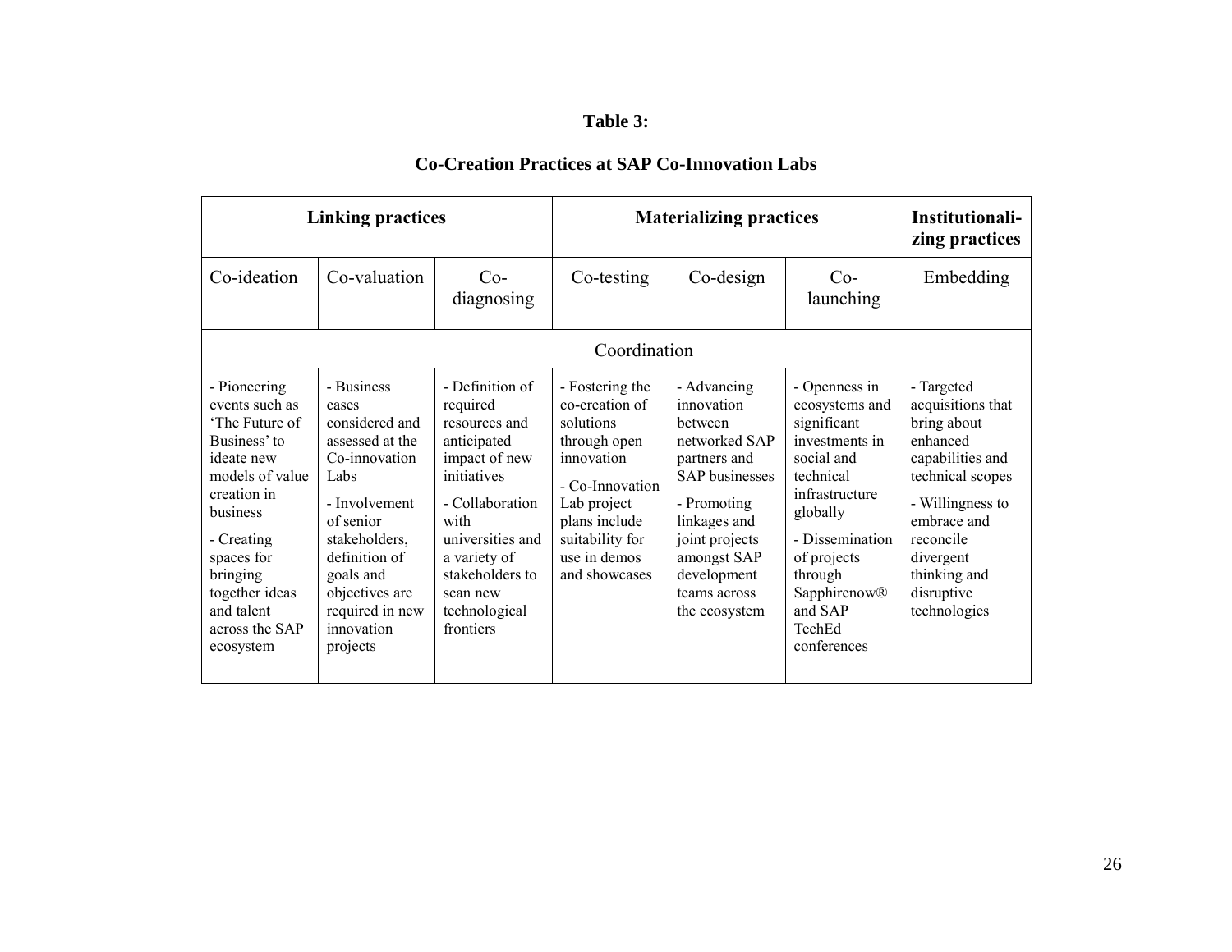**Table 3:**

**Co-Creation Practices at SAP Co-Innovation Labs**

| **Linking practices** | | | **Materializing practices** | | | **Institutionalizing practices** |
|---|---|---|---|---|---|---|
| Co-ideation | Co-valuation | Co-diagnosing | Co-testing | Co-design | Co-launching | Embedding |
| Coordination | | | | | | |
| - Pioneering events such as 'The Future of Business' to ideate new models of value creation in business<br>- Creating spaces for bringing together ideas and talent across the SAP ecosystem | - Business cases considered and assessed at the Co-innovation Labs<br>- Involvement of senior stakeholders, definition of goals and objectives are required in new innovation projects | - Definition of required resources and anticipated impact of new initiatives<br>- Collaboration with universities and a variety of stakeholders to scan new technological frontiers | - Fostering the co-creation of solutions through open innovation<br>- Co-Innovation Lab project plans include suitability for use in demos and showcases | - Advancing innovation between networked SAP partners and SAP businesses<br>- Promoting linkages and joint projects amongst SAP development teams across the ecosystem | - Openness in ecosystems and significant investments in social and technical infrastructure globally<br>- Dissemination of projects through Sapphirenow® and SAP TechEd conferences | - Targeted acquisitions that bring about enhanced capabilities and technical scopes<br>- Willingness to embrace and reconcile divergent thinking and disruptive technologies |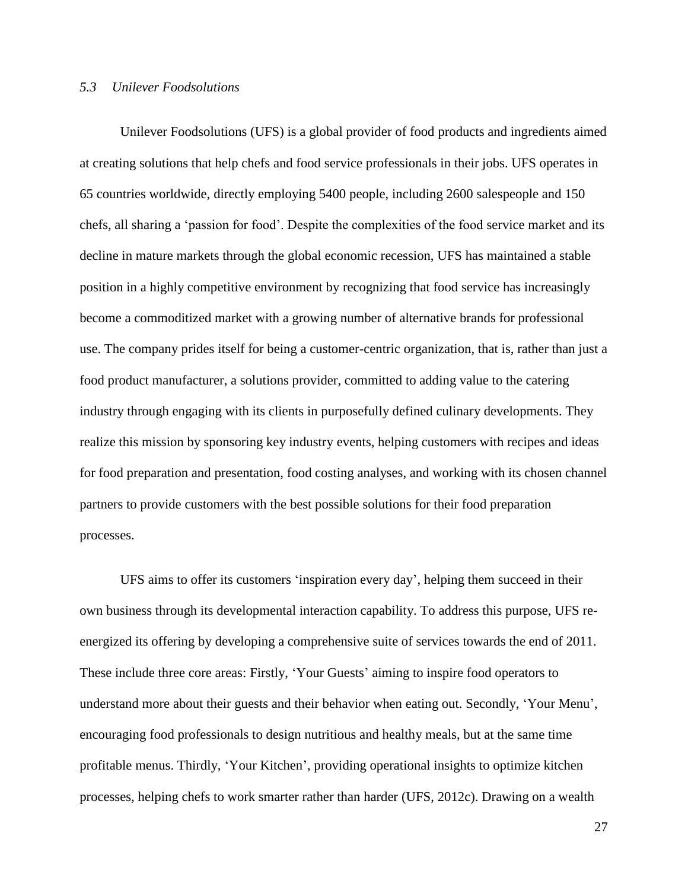### *5.3 Unilever Foodsolutions*

Unilever Foodsolutions (UFS) is a global provider of food products and ingredients aimed at creating solutions that help chefs and food service professionals in their jobs. UFS operates in 65 countries worldwide, directly employing 5400 people, including 2600 salespeople and 150 chefs, all sharing a 'passion for food'. Despite the complexities of the food service market and its decline in mature markets through the global economic recession, UFS has maintained a stable position in a highly competitive environment by recognizing that food service has increasingly become a commoditized market with a growing number of alternative brands for professional use. The company prides itself for being a customer-centric organization, that is, rather than just a food product manufacturer, a solutions provider, committed to adding value to the catering industry through engaging with its clients in purposefully defined culinary developments. They realize this mission by sponsoring key industry events, helping customers with recipes and ideas for food preparation and presentation, food costing analyses, and working with its chosen channel partners to provide customers with the best possible solutions for their food preparation processes.

UFS aims to offer its customers 'inspiration every day', helping them succeed in their own business through its developmental interaction capability. To address this purpose, UFS re-energized its offering by developing a comprehensive suite of services towards the end of 2011. These include three core areas: Firstly, 'Your Guests' aiming to inspire food operators to understand more about their guests and their behavior when eating out. Secondly, 'Your Menu', encouraging food professionals to design nutritious and healthy meals, but at the same time profitable menus. Thirdly, 'Your Kitchen', providing operational insights to optimize kitchen processes, helping chefs to work smarter rather than harder (UFS, 2012c). Drawing on a wealth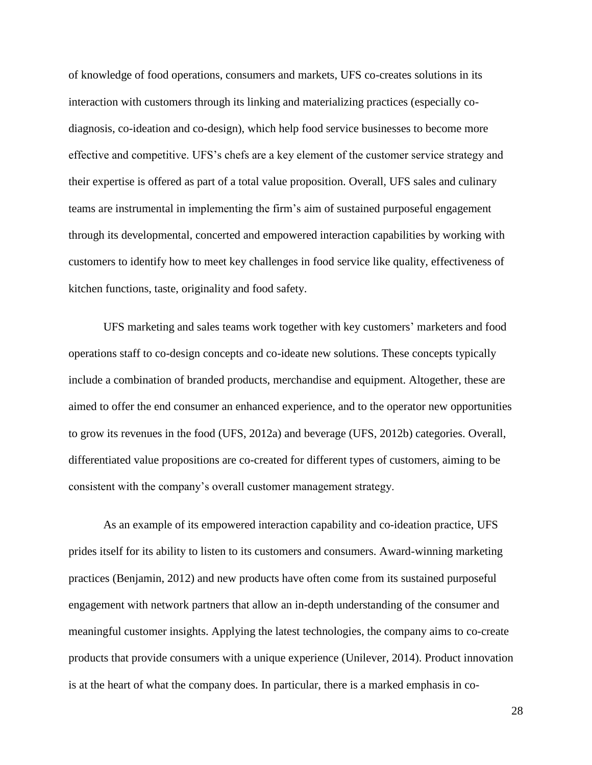of knowledge of food operations, consumers and markets, UFS co-creates solutions in its interaction with customers through its linking and materializing practices (especially co-diagnosis, co-ideation and co-design), which help food service businesses to become more effective and competitive. UFS's chefs are a key element of the customer service strategy and their expertise is offered as part of a total value proposition. Overall, UFS sales and culinary teams are instrumental in implementing the firm's aim of sustained purposeful engagement through its developmental, concerted and empowered interaction capabilities by working with customers to identify how to meet key challenges in food service like quality, effectiveness of kitchen functions, taste, originality and food safety.

UFS marketing and sales teams work together with key customers' marketers and food operations staff to co-design concepts and co-ideate new solutions. These concepts typically include a combination of branded products, merchandise and equipment. Altogether, these are aimed to offer the end consumer an enhanced experience, and to the operator new opportunities to grow its revenues in the food (UFS, 2012a) and beverage (UFS, 2012b) categories. Overall, differentiated value propositions are co-created for different types of customers, aiming to be consistent with the company's overall customer management strategy.

As an example of its empowered interaction capability and co-ideation practice, UFS prides itself for its ability to listen to its customers and consumers. Award-winning marketing practices (Benjamin, 2012) and new products have often come from its sustained purposeful engagement with network partners that allow an in-depth understanding of the consumer and meaningful customer insights. Applying the latest technologies, the company aims to co-create products that provide consumers with a unique experience (Unilever, 2014). Product innovation is at the heart of what the company does. In particular, there is a marked emphasis in co-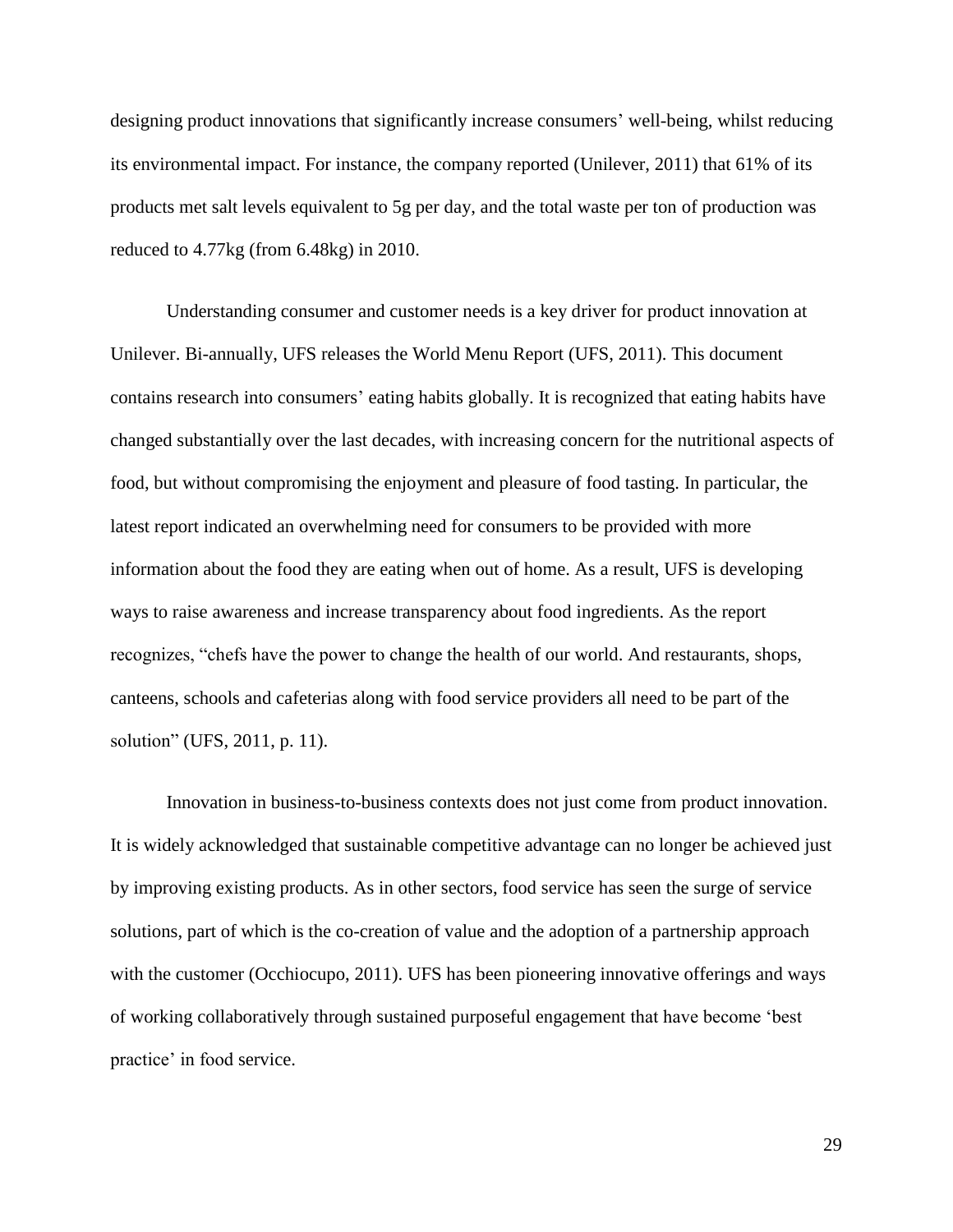designing product innovations that significantly increase consumers' well-being, whilst reducing its environmental impact. For instance, the company reported (Unilever, 2011) that 61% of its products met salt levels equivalent to 5g per day, and the total waste per ton of production was reduced to 4.77kg (from 6.48kg) in 2010.

Understanding consumer and customer needs is a key driver for product innovation at Unilever. Bi-annually, UFS releases the World Menu Report (UFS, 2011). This document contains research into consumers' eating habits globally. It is recognized that eating habits have changed substantially over the last decades, with increasing concern for the nutritional aspects of food, but without compromising the enjoyment and pleasure of food tasting. In particular, the latest report indicated an overwhelming need for consumers to be provided with more information about the food they are eating when out of home. As a result, UFS is developing ways to raise awareness and increase transparency about food ingredients. As the report recognizes, "chefs have the power to change the health of our world. And restaurants, shops, canteens, schools and cafeterias along with food service providers all need to be part of the solution" (UFS, 2011, p. 11).

Innovation in business-to-business contexts does not just come from product innovation. It is widely acknowledged that sustainable competitive advantage can no longer be achieved just by improving existing products. As in other sectors, food service has seen the surge of service solutions, part of which is the co-creation of value and the adoption of a partnership approach with the customer (Occhiocupo, 2011). UFS has been pioneering innovative offerings and ways of working collaboratively through sustained purposeful engagement that have become 'best practice' in food service.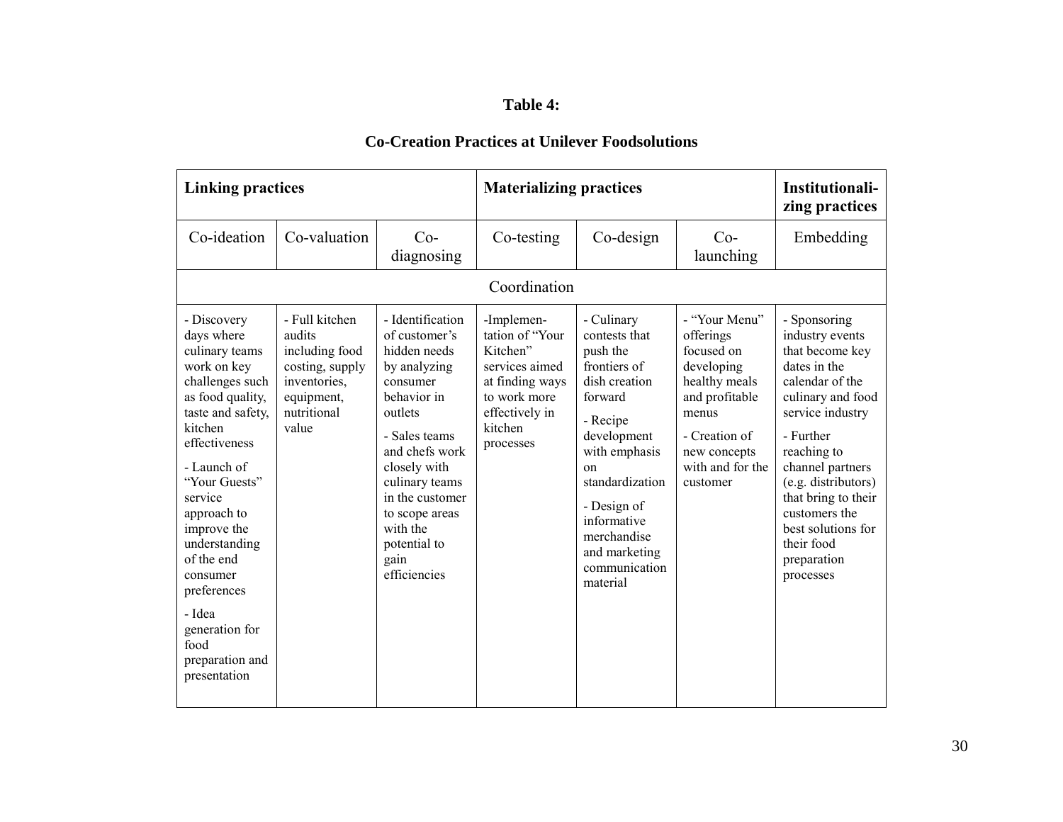**Table 4:**

**Co-Creation Practices at Unilever Foodsolutions**

| **Linking practices** | | | **Materializing practices** | | | **Institutionalizing practices** |
|---|---|---|---|---|---|---|
| Co-ideation | Co-valuation | Co-diagnosing | Co-testing | Co-design | Co-launching | Embedding |
| Coordination | | | | | | |
| - Discovery days where culinary teams work on key challenges such as food quality, taste and safety, kitchen effectiveness<br>- Launch of "Your Guests" service approach to improve the understanding of the end consumer preferences<br>- Idea generation for food preparation and presentation | - Full kitchen audits including food costing, supply inventories, equipment, nutritional value | - Identification of customer's hidden needs by analyzing consumer behavior in outlets<br>- Sales teams and chefs work closely with culinary teams in the customer to scope areas with the potential to gain efficiencies | -Implementation of "Your Kitchen" services aimed at finding ways to work more effectively in kitchen processes | - Culinary contests that push the frontiers of dish creation forward<br>- Recipe development with emphasis on standardization<br>- Design of informative merchandise and marketing communication material | - "Your Menu" offerings focused on developing healthy meals and profitable menus<br>- Creation of new concepts with and for the customer | - Sponsoring industry events that become key dates in the calendar of the culinary and food service industry<br>- Further reaching to channel partners (e.g. distributors) that bring to their customers the best solutions for their food preparation processes |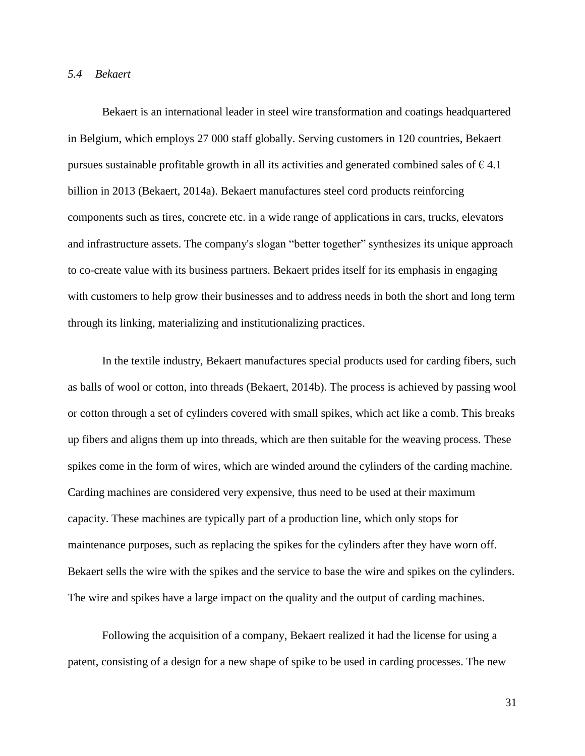### *5.4 Bekaert*

Bekaert is an international leader in steel wire transformation and coatings headquartered in Belgium, which employs 27 000 staff globally. Serving customers in 120 countries, Bekaert pursues sustainable profitable growth in all its activities and generated combined sales of € 4.1 billion in 2013 (Bekaert, 2014a). Bekaert manufactures steel cord products reinforcing components such as tires, concrete etc. in a wide range of applications in cars, trucks, elevators and infrastructure assets. The company's slogan “better together” synthesizes its unique approach to co-create value with its business partners. Bekaert prides itself for its emphasis in engaging with customers to help grow their businesses and to address needs in both the short and long term through its linking, materializing and institutionalizing practices.

In the textile industry, Bekaert manufactures special products used for carding fibers, such as balls of wool or cotton, into threads (Bekaert, 2014b). The process is achieved by passing wool or cotton through a set of cylinders covered with small spikes, which act like a comb. This breaks up fibers and aligns them up into threads, which are then suitable for the weaving process. These spikes come in the form of wires, which are winded around the cylinders of the carding machine. Carding machines are considered very expensive, thus need to be used at their maximum capacity. These machines are typically part of a production line, which only stops for maintenance purposes, such as replacing the spikes for the cylinders after they have worn off. Bekaert sells the wire with the spikes and the service to base the wire and spikes on the cylinders. The wire and spikes have a large impact on the quality and the output of carding machines.

Following the acquisition of a company, Bekaert realized it had the license for using a patent, consisting of a design for a new shape of spike to be used in carding processes. The new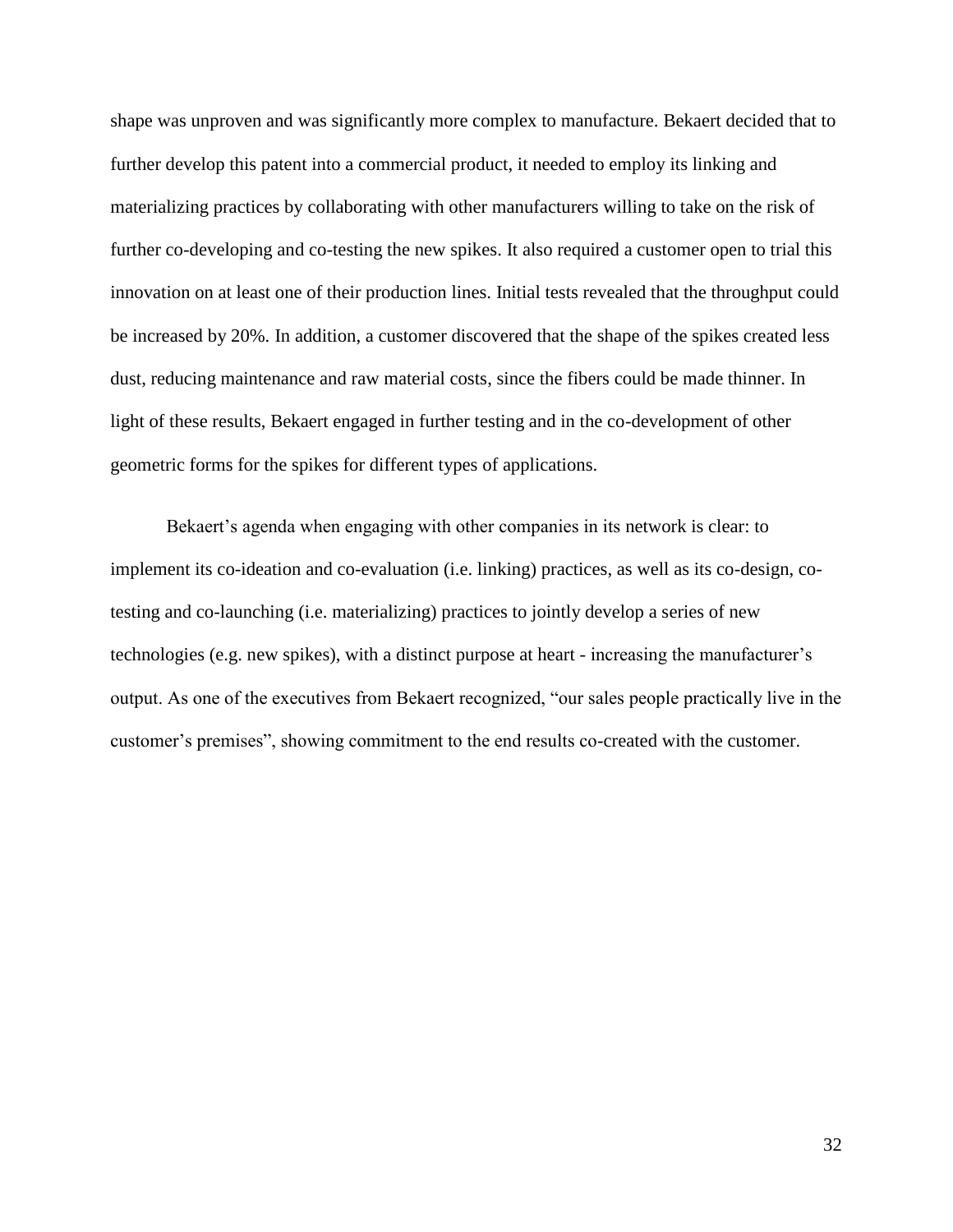shape was unproven and was significantly more complex to manufacture. Bekaert decided that to further develop this patent into a commercial product, it needed to employ its linking and materializing practices by collaborating with other manufacturers willing to take on the risk of further co-developing and co-testing the new spikes. It also required a customer open to trial this innovation on at least one of their production lines. Initial tests revealed that the throughput could be increased by 20%. In addition, a customer discovered that the shape of the spikes created less dust, reducing maintenance and raw material costs, since the fibers could be made thinner. In light of these results, Bekaert engaged in further testing and in the co-development of other geometric forms for the spikes for different types of applications.

Bekaert's agenda when engaging with other companies in its network is clear: to implement its co-ideation and co-evaluation (i.e. linking) practices, as well as its co-design, co-testing and co-launching (i.e. materializing) practices to jointly develop a series of new technologies (e.g. new spikes), with a distinct purpose at heart - increasing the manufacturer's output. As one of the executives from Bekaert recognized, "our sales people practically live in the customer's premises", showing commitment to the end results co-created with the customer.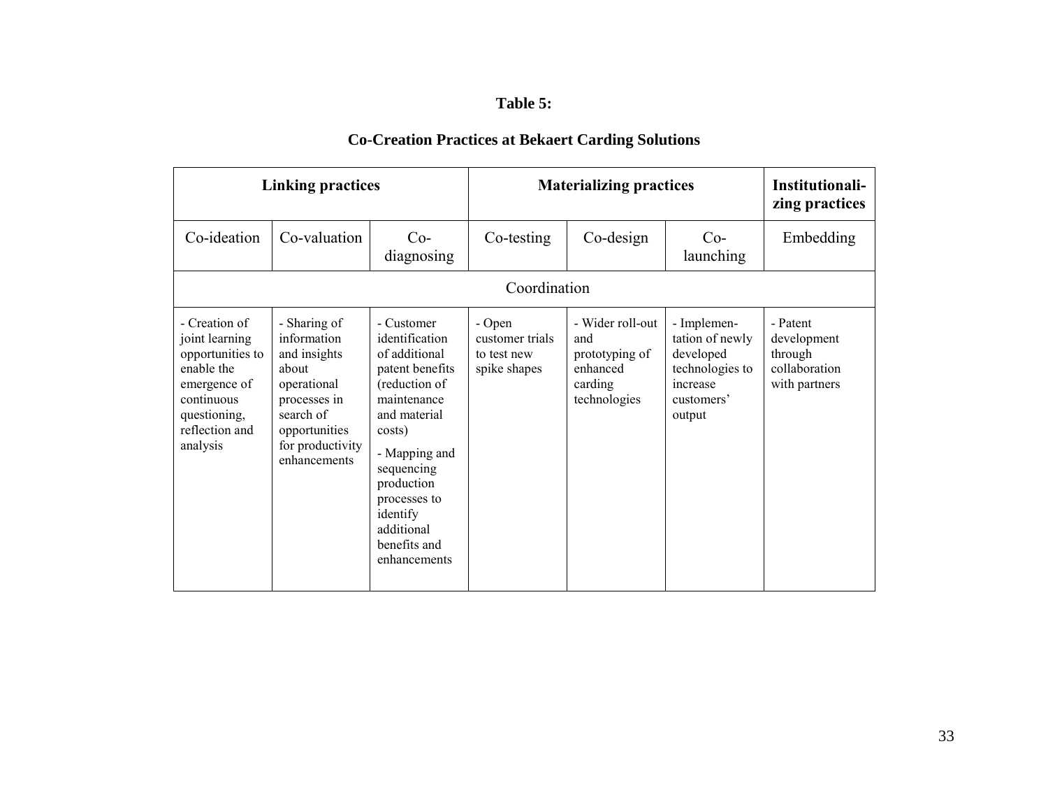**Table 5:**

**Co-Creation Practices at Bekaert Carding Solutions**

| **Linking practices** | | | **Materializing practices** | | | **Institutionalizing practices** |
|---|---|---|---|---|---|---|
| Co-ideation | Co-valuation | Co-diagnosing | Co-testing | Co-design | Co-launching | Embedding |
| Coordination | | | | | | |
| - Creation of joint learning opportunities to enable the emergence of continuous questioning, reflection and analysis | - Sharing of information and insights about operational processes in search of opportunities for productivity enhancements | - Customer identification of additional patent benefits (reduction of maintenance and material costs)<br>- Mapping and sequencing production processes to identify additional benefits and enhancements | - Open customer trials to test new spike shapes | - Wider roll-out and prototyping of enhanced carding technologies | - Implementation of newly developed technologies to increase customers' output | - Patent development through collaboration with partners |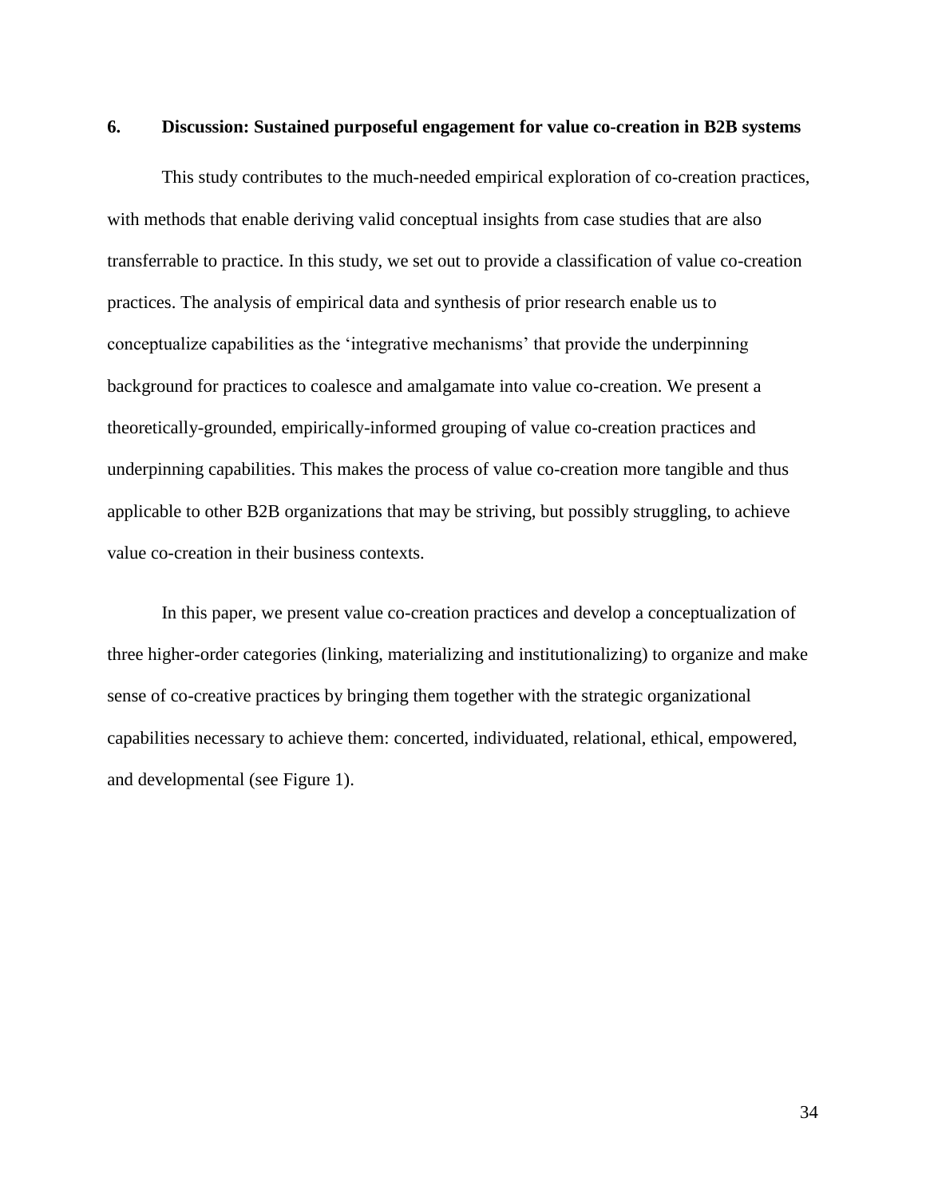## 6. Discussion: Sustained purposeful engagement for value co-creation in B2B systems

This study contributes to the much-needed empirical exploration of co-creation practices, with methods that enable deriving valid conceptual insights from case studies that are also transferrable to practice. In this study, we set out to provide a classification of value co-creation practices. The analysis of empirical data and synthesis of prior research enable us to conceptualize capabilities as the 'integrative mechanisms' that provide the underpinning background for practices to coalesce and amalgamate into value co-creation. We present a theoretically-grounded, empirically-informed grouping of value co-creation practices and underpinning capabilities. This makes the process of value co-creation more tangible and thus applicable to other B2B organizations that may be striving, but possibly struggling, to achieve value co-creation in their business contexts.

In this paper, we present value co-creation practices and develop a conceptualization of three higher-order categories (linking, materializing and institutionalizing) to organize and make sense of co-creative practices by bringing them together with the strategic organizational capabilities necessary to achieve them: concerted, individuated, relational, ethical, empowered, and developmental (see Figure 1).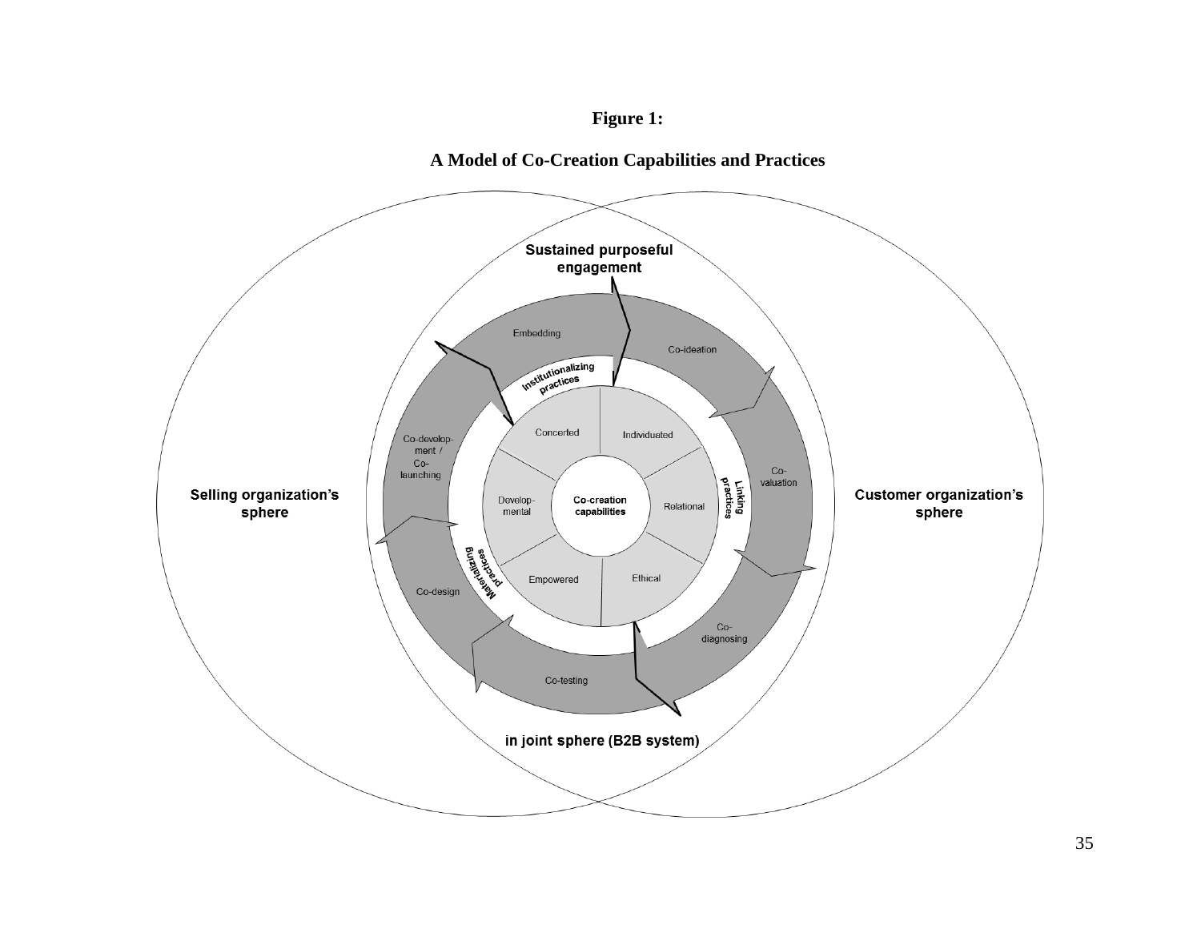**Figure 1:**

**A Model of Co-Creation Capabilities and Practices**

Sustained purposeful engagement

Embedding

Co-ideation

Institutionalizing practices

Concerted

Individuated

Co-development / Co-launching

Co-valuation

Linking practices

Selling organization's sphere

Developmental

Co-creation capabilities

Relational

Customer organization's sphere

Materializing practices

Empowered

Ethical

Co-design

Co-diagnosing

Co-testing

in joint sphere (B2B system)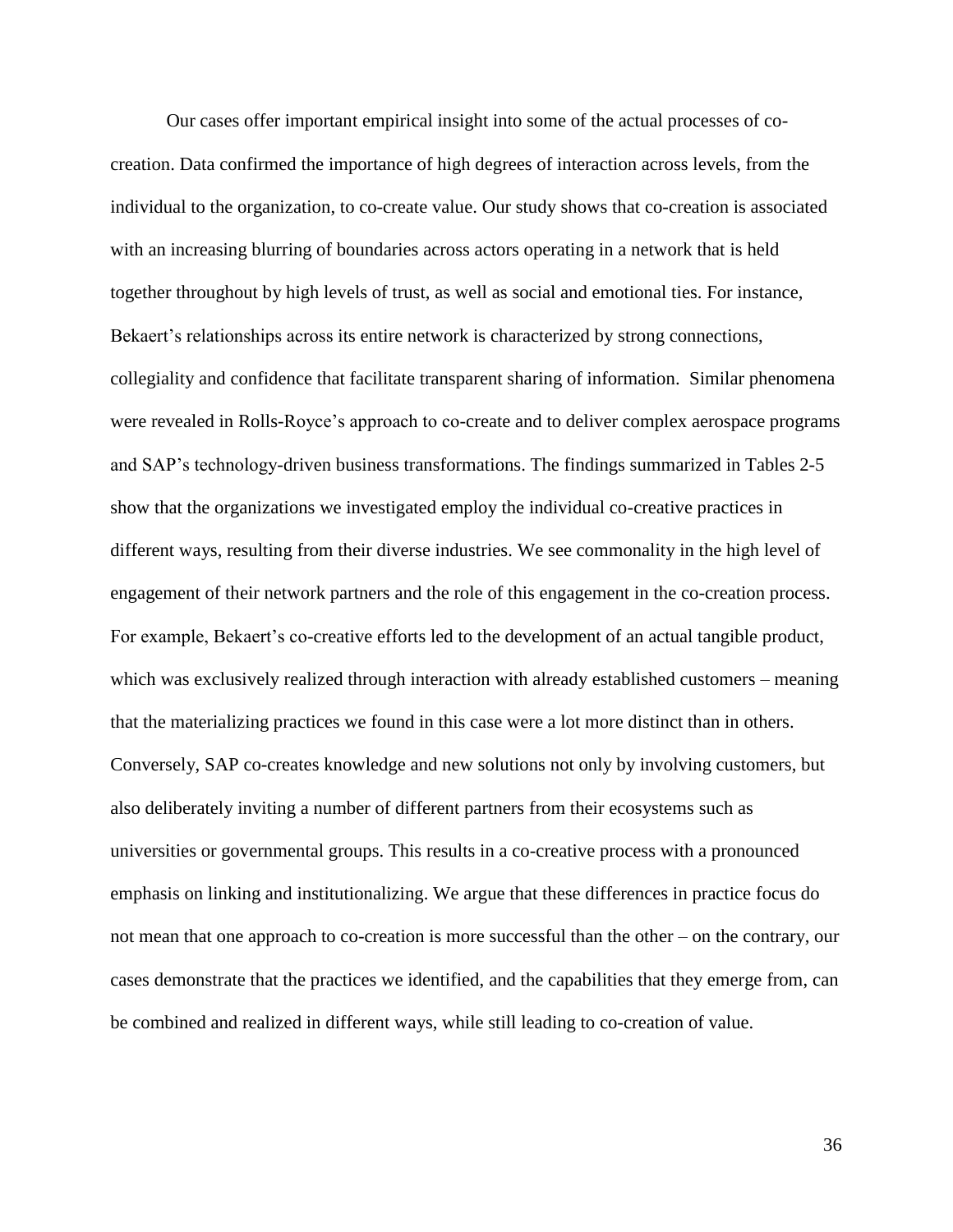Our cases offer important empirical insight into some of the actual processes of co-creation. Data confirmed the importance of high degrees of interaction across levels, from the individual to the organization, to co-create value. Our study shows that co-creation is associated with an increasing blurring of boundaries across actors operating in a network that is held together throughout by high levels of trust, as well as social and emotional ties. For instance, Bekaert's relationships across its entire network is characterized by strong connections, collegiality and confidence that facilitate transparent sharing of information. Similar phenomena were revealed in Rolls-Royce's approach to co-create and to deliver complex aerospace programs and SAP's technology-driven business transformations. The findings summarized in Tables 2-5 show that the organizations we investigated employ the individual co-creative practices in different ways, resulting from their diverse industries. We see commonality in the high level of engagement of their network partners and the role of this engagement in the co-creation process. For example, Bekaert's co-creative efforts led to the development of an actual tangible product, which was exclusively realized through interaction with already established customers – meaning that the materializing practices we found in this case were a lot more distinct than in others. Conversely, SAP co-creates knowledge and new solutions not only by involving customers, but also deliberately inviting a number of different partners from their ecosystems such as universities or governmental groups. This results in a co-creative process with a pronounced emphasis on linking and institutionalizing. We argue that these differences in practice focus do not mean that one approach to co-creation is more successful than the other – on the contrary, our cases demonstrate that the practices we identified, and the capabilities that they emerge from, can be combined and realized in different ways, while still leading to co-creation of value.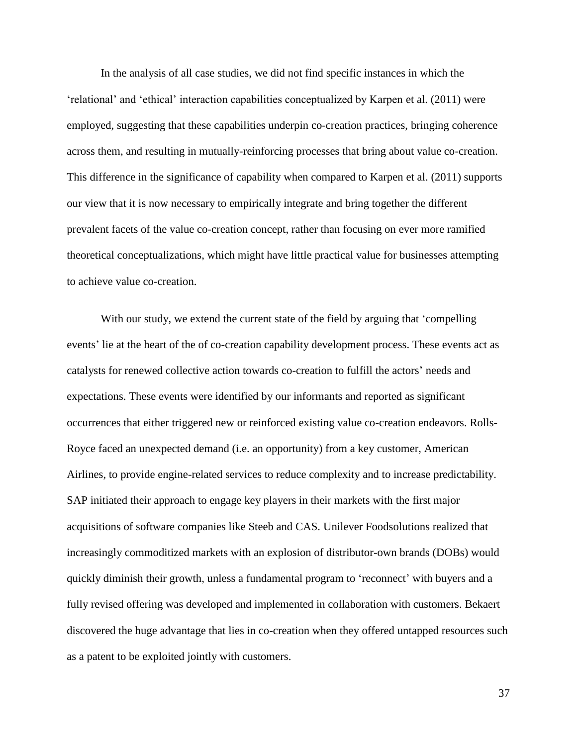In the analysis of all case studies, we did not find specific instances in which the 'relational' and 'ethical' interaction capabilities conceptualized by Karpen et al. (2011) were employed, suggesting that these capabilities underpin co-creation practices, bringing coherence across them, and resulting in mutually-reinforcing processes that bring about value co-creation. This difference in the significance of capability when compared to Karpen et al. (2011) supports our view that it is now necessary to empirically integrate and bring together the different prevalent facets of the value co-creation concept, rather than focusing on ever more ramified theoretical conceptualizations, which might have little practical value for businesses attempting to achieve value co-creation.

With our study, we extend the current state of the field by arguing that 'compelling events' lie at the heart of the of co-creation capability development process. These events act as catalysts for renewed collective action towards co-creation to fulfill the actors' needs and expectations. These events were identified by our informants and reported as significant occurrences that either triggered new or reinforced existing value co-creation endeavors. Rolls-Royce faced an unexpected demand (i.e. an opportunity) from a key customer, American Airlines, to provide engine-related services to reduce complexity and to increase predictability. SAP initiated their approach to engage key players in their markets with the first major acquisitions of software companies like Steeb and CAS. Unilever Foodsolutions realized that increasingly commoditized markets with an explosion of distributor-own brands (DOBs) would quickly diminish their growth, unless a fundamental program to 'reconnect' with buyers and a fully revised offering was developed and implemented in collaboration with customers. Bekaert discovered the huge advantage that lies in co-creation when they offered untapped resources such as a patent to be exploited jointly with customers.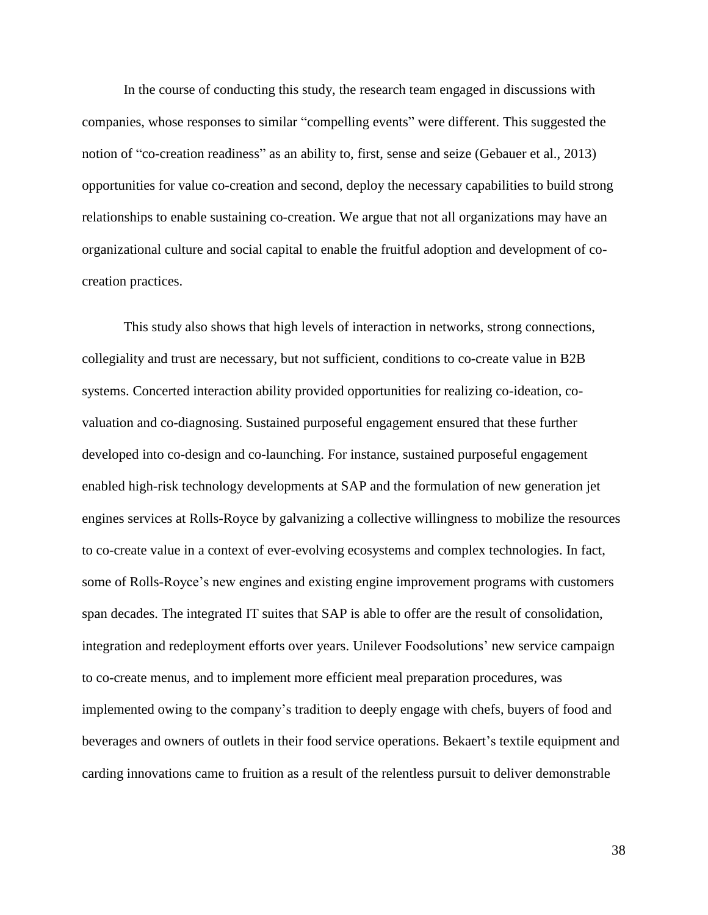In the course of conducting this study, the research team engaged in discussions with companies, whose responses to similar "compelling events" were different. This suggested the notion of "co-creation readiness" as an ability to, first, sense and seize (Gebauer et al., 2013) opportunities for value co-creation and second, deploy the necessary capabilities to build strong relationships to enable sustaining co-creation. We argue that not all organizations may have an organizational culture and social capital to enable the fruitful adoption and development of co-creation practices.

This study also shows that high levels of interaction in networks, strong connections, collegiality and trust are necessary, but not sufficient, conditions to co-create value in B2B systems. Concerted interaction ability provided opportunities for realizing co-ideation, co-valuation and co-diagnosing. Sustained purposeful engagement ensured that these further developed into co-design and co-launching. For instance, sustained purposeful engagement enabled high-risk technology developments at SAP and the formulation of new generation jet engines services at Rolls-Royce by galvanizing a collective willingness to mobilize the resources to co-create value in a context of ever-evolving ecosystems and complex technologies. In fact, some of Rolls-Royce's new engines and existing engine improvement programs with customers span decades. The integrated IT suites that SAP is able to offer are the result of consolidation, integration and redeployment efforts over years. Unilever Foodsolutions' new service campaign to co-create menus, and to implement more efficient meal preparation procedures, was implemented owing to the company's tradition to deeply engage with chefs, buyers of food and beverages and owners of outlets in their food service operations. Bekaert's textile equipment and carding innovations came to fruition as a result of the relentless pursuit to deliver demonstrable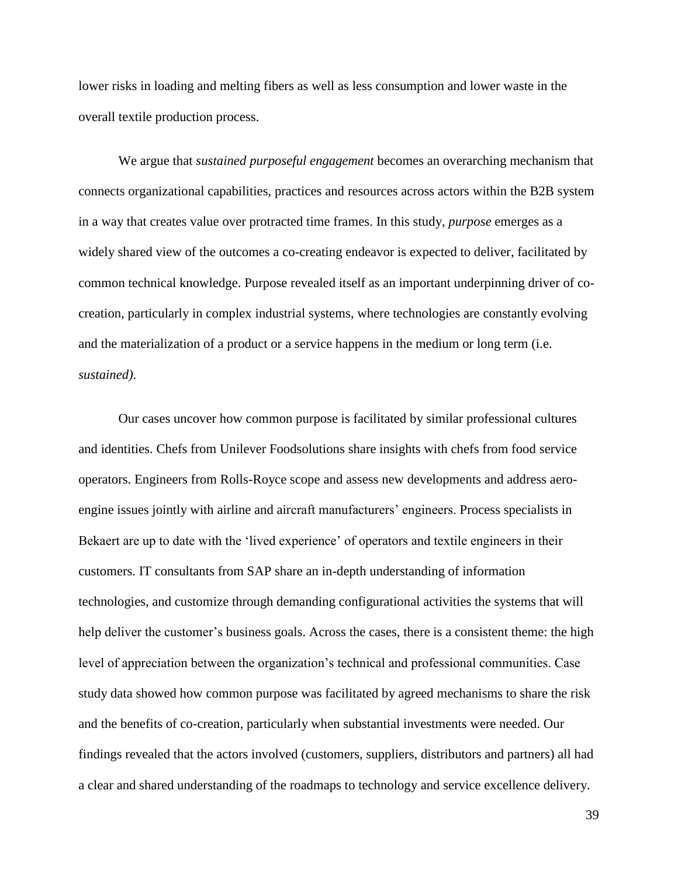lower risks in loading and melting fibers as well as less consumption and lower waste in the overall textile production process.

We argue that *sustained purposeful engagement* becomes an overarching mechanism that connects organizational capabilities, practices and resources across actors within the B2B system in a way that creates value over protracted time frames. In this study, *purpose* emerges as a widely shared view of the outcomes a co-creating endeavor is expected to deliver, facilitated by common technical knowledge. Purpose revealed itself as an important underpinning driver of co-creation, particularly in complex industrial systems, where technologies are constantly evolving and the materialization of a product or a service happens in the medium or long term (i.e. *sustained).*

Our cases uncover how common purpose is facilitated by similar professional cultures and identities. Chefs from Unilever Foodsolutions share insights with chefs from food service operators. Engineers from Rolls-Royce scope and assess new developments and address aero-engine issues jointly with airline and aircraft manufacturers' engineers. Process specialists in Bekaert are up to date with the 'lived experience' of operators and textile engineers in their customers. IT consultants from SAP share an in-depth understanding of information technologies, and customize through demanding configurational activities the systems that will help deliver the customer's business goals. Across the cases, there is a consistent theme: the high level of appreciation between the organization's technical and professional communities. Case study data showed how common purpose was facilitated by agreed mechanisms to share the risk and the benefits of co-creation, particularly when substantial investments were needed. Our findings revealed that the actors involved (customers, suppliers, distributors and partners) all had a clear and shared understanding of the roadmaps to technology and service excellence delivery.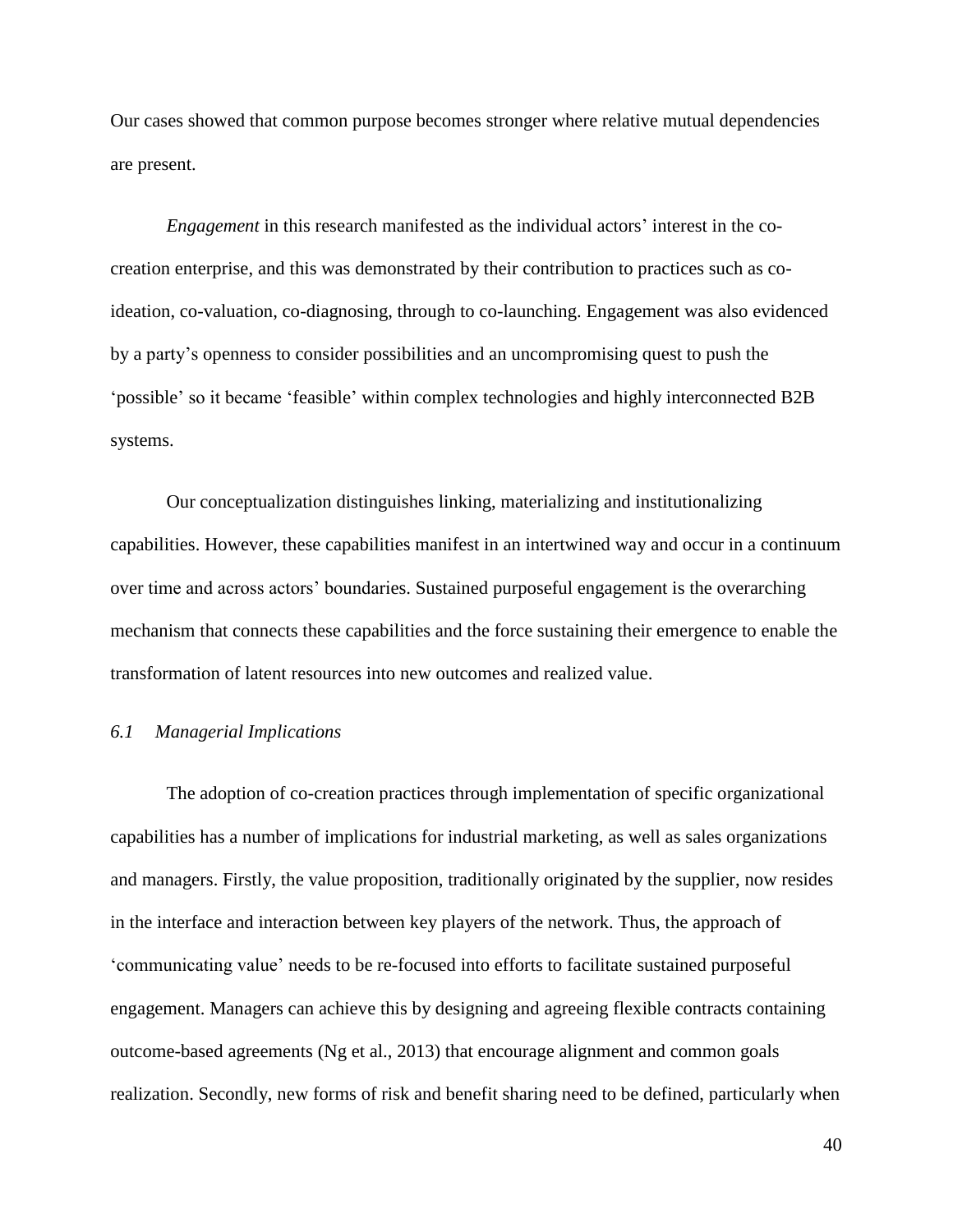Our cases showed that common purpose becomes stronger where relative mutual dependencies are present.

*Engagement* in this research manifested as the individual actors' interest in the co-creation enterprise, and this was demonstrated by their contribution to practices such as co-ideation, co-valuation, co-diagnosing, through to co-launching. Engagement was also evidenced by a party's openness to consider possibilities and an uncompromising quest to push the 'possible' so it became 'feasible' within complex technologies and highly interconnected B2B systems.

Our conceptualization distinguishes linking, materializing and institutionalizing capabilities. However, these capabilities manifest in an intertwined way and occur in a continuum over time and across actors' boundaries. Sustained purposeful engagement is the overarching mechanism that connects these capabilities and the force sustaining their emergence to enable the transformation of latent resources into new outcomes and realized value.

### *6.1 Managerial Implications*

The adoption of co-creation practices through implementation of specific organizational capabilities has a number of implications for industrial marketing, as well as sales organizations and managers. Firstly, the value proposition, traditionally originated by the supplier, now resides in the interface and interaction between key players of the network. Thus, the approach of 'communicating value' needs to be re-focused into efforts to facilitate sustained purposeful engagement. Managers can achieve this by designing and agreeing flexible contracts containing outcome-based agreements (Ng et al., 2013) that encourage alignment and common goals realization. Secondly, new forms of risk and benefit sharing need to be defined, particularly when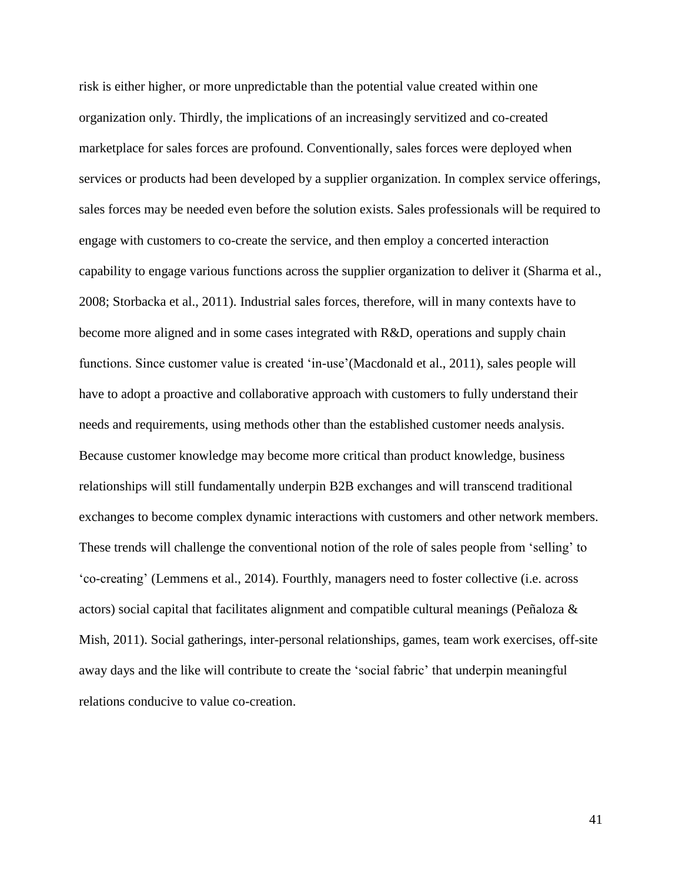risk is either higher, or more unpredictable than the potential value created within one organization only. Thirdly, the implications of an increasingly servitized and co-created marketplace for sales forces are profound. Conventionally, sales forces were deployed when services or products had been developed by a supplier organization. In complex service offerings, sales forces may be needed even before the solution exists. Sales professionals will be required to engage with customers to co-create the service, and then employ a concerted interaction capability to engage various functions across the supplier organization to deliver it (Sharma et al., 2008; Storbacka et al., 2011). Industrial sales forces, therefore, will in many contexts have to become more aligned and in some cases integrated with R&D, operations and supply chain functions. Since customer value is created 'in-use'(Macdonald et al., 2011), sales people will have to adopt a proactive and collaborative approach with customers to fully understand their needs and requirements, using methods other than the established customer needs analysis. Because customer knowledge may become more critical than product knowledge, business relationships will still fundamentally underpin B2B exchanges and will transcend traditional exchanges to become complex dynamic interactions with customers and other network members. These trends will challenge the conventional notion of the role of sales people from 'selling' to 'co-creating' (Lemmens et al., 2014). Fourthly, managers need to foster collective (i.e. across actors) social capital that facilitates alignment and compatible cultural meanings (Peñaloza & Mish, 2011). Social gatherings, inter-personal relationships, games, team work exercises, off-site away days and the like will contribute to create the 'social fabric' that underpin meaningful relations conducive to value co-creation.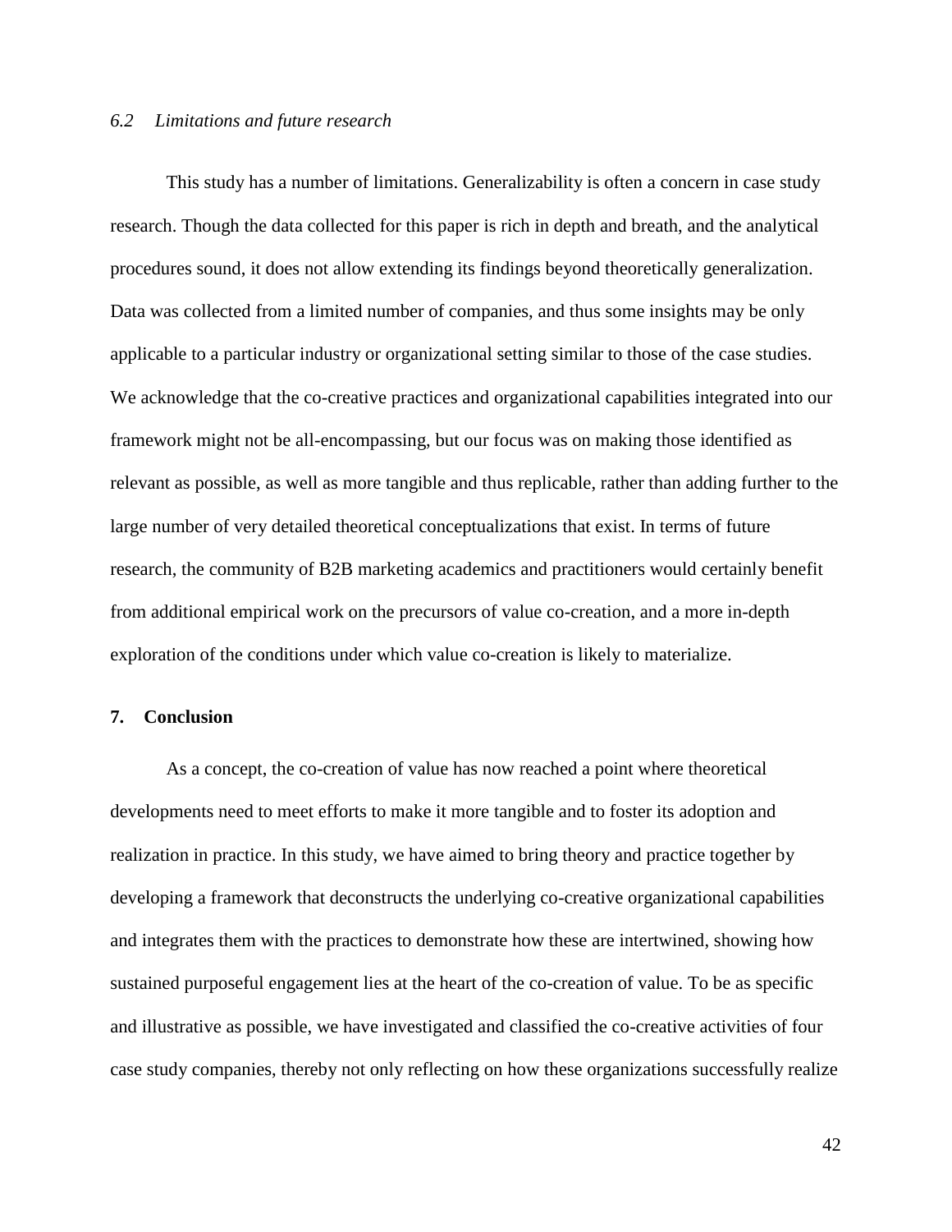### *6.2 Limitations and future research*

This study has a number of limitations. Generalizability is often a concern in case study research. Though the data collected for this paper is rich in depth and breath, and the analytical procedures sound, it does not allow extending its findings beyond theoretically generalization. Data was collected from a limited number of companies, and thus some insights may be only applicable to a particular industry or organizational setting similar to those of the case studies. We acknowledge that the co-creative practices and organizational capabilities integrated into our framework might not be all-encompassing, but our focus was on making those identified as relevant as possible, as well as more tangible and thus replicable, rather than adding further to the large number of very detailed theoretical conceptualizations that exist. In terms of future research, the community of B2B marketing academics and practitioners would certainly benefit from additional empirical work on the precursors of value co-creation, and a more in-depth exploration of the conditions under which value co-creation is likely to materialize.

## 7. Conclusion

As a concept, the co-creation of value has now reached a point where theoretical developments need to meet efforts to make it more tangible and to foster its adoption and realization in practice. In this study, we have aimed to bring theory and practice together by developing a framework that deconstructs the underlying co-creative organizational capabilities and integrates them with the practices to demonstrate how these are intertwined, showing how sustained purposeful engagement lies at the heart of the co-creation of value. To be as specific and illustrative as possible, we have investigated and classified the co-creative activities of four case study companies, thereby not only reflecting on how these organizations successfully realize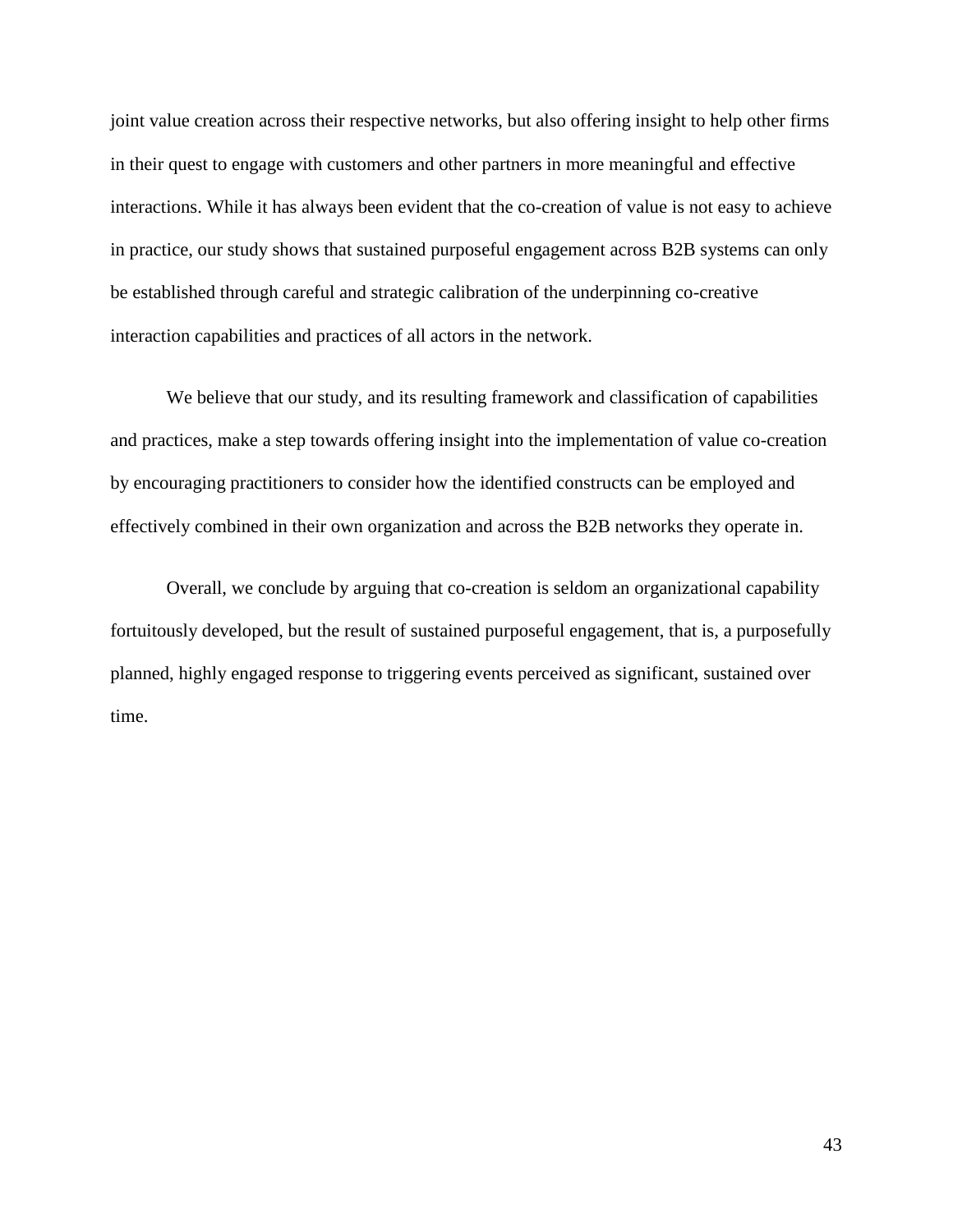joint value creation across their respective networks, but also offering insight to help other firms in their quest to engage with customers and other partners in more meaningful and effective interactions. While it has always been evident that the co-creation of value is not easy to achieve in practice, our study shows that sustained purposeful engagement across B2B systems can only be established through careful and strategic calibration of the underpinning co-creative interaction capabilities and practices of all actors in the network.

We believe that our study, and its resulting framework and classification of capabilities and practices, make a step towards offering insight into the implementation of value co-creation by encouraging practitioners to consider how the identified constructs can be employed and effectively combined in their own organization and across the B2B networks they operate in.

Overall, we conclude by arguing that co-creation is seldom an organizational capability fortuitously developed, but the result of sustained purposeful engagement, that is, a purposefully planned, highly engaged response to triggering events perceived as significant, sustained over time.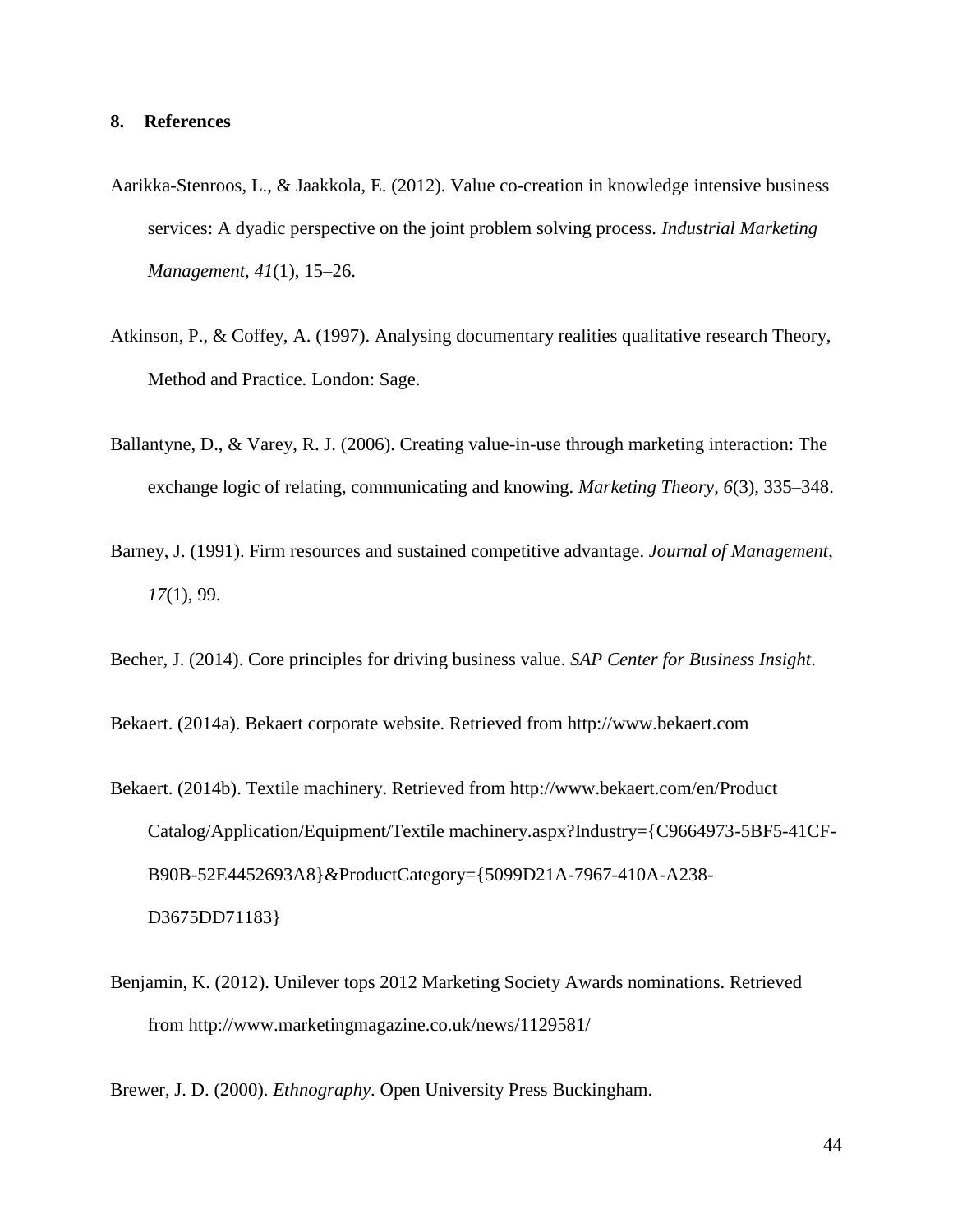## 8. References

Aarikka-Stenroos, L., & Jaakkola, E. (2012). Value co-creation in knowledge intensive business services: A dyadic perspective on the joint problem solving process. *Industrial Marketing Management*, *41*(1), 15–26.

Atkinson, P., & Coffey, A. (1997). Analysing documentary realities qualitative research Theory, Method and Practice. London: Sage.

Ballantyne, D., & Varey, R. J. (2006). Creating value-in-use through marketing interaction: The exchange logic of relating, communicating and knowing. *Marketing Theory*, *6*(3), 335–348.

Barney, J. (1991). Firm resources and sustained competitive advantage. *Journal of Management*, *17*(1), 99.

Becher, J. (2014). Core principles for driving business value. *SAP Center for Business Insight*.

Bekaert. (2014a). Bekaert corporate website. Retrieved from http://www.bekaert.com

Bekaert. (2014b). Textile machinery. Retrieved from http://www.bekaert.com/en/Product Catalog/Application/Equipment/Textile machinery.aspx?Industry={C9664973-5BF5-41CF-B90B-52E4452693A8}&ProductCategory={5099D21A-7967-410A-A238-D3675DD71183}

Benjamin, K. (2012). Unilever tops 2012 Marketing Society Awards nominations. Retrieved from http://www.marketingmagazine.co.uk/news/1129581/

Brewer, J. D. (2000). *Ethnography*. Open University Press Buckingham.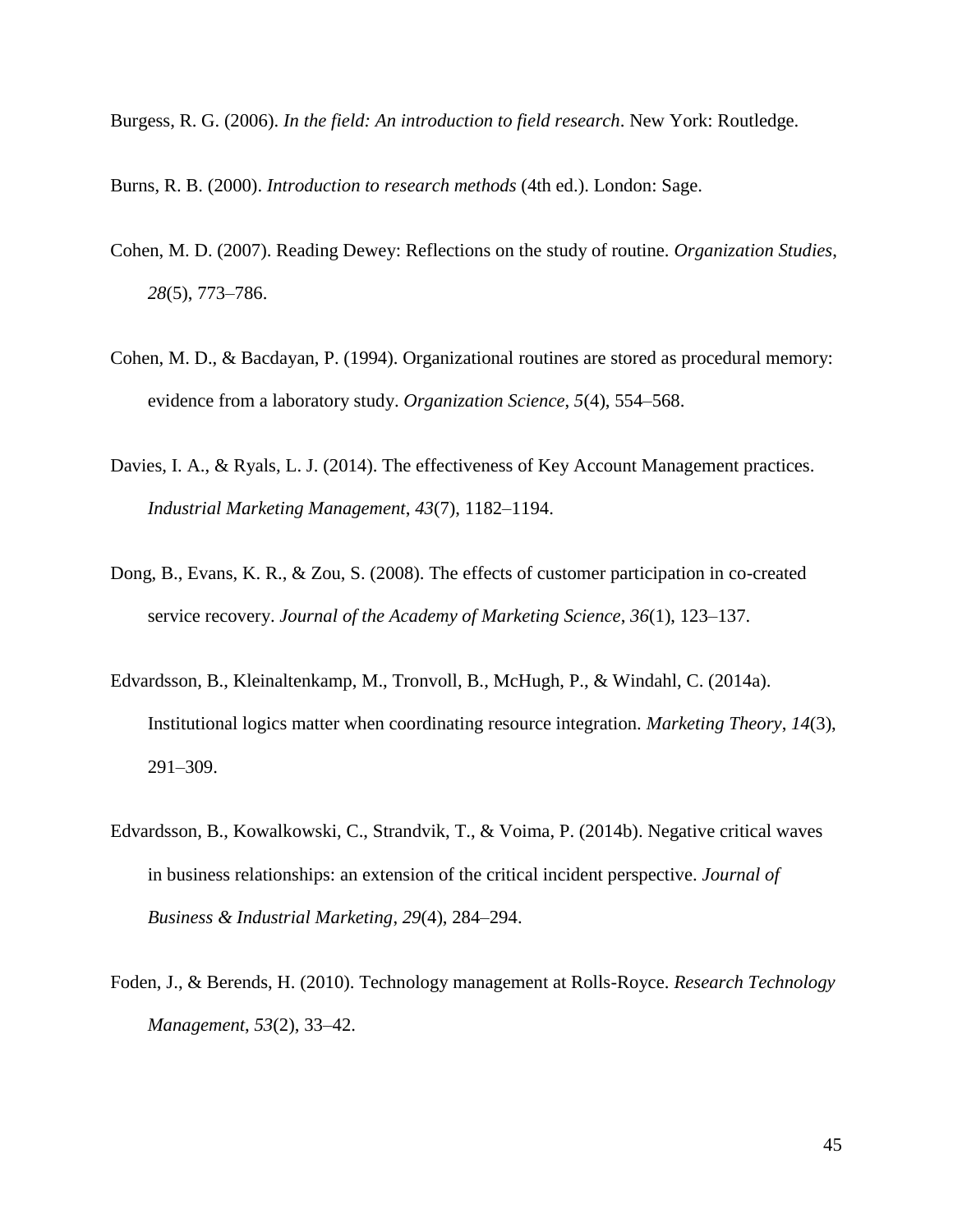Burgess, R. G. (2006). *In the field: An introduction to field research*. New York: Routledge.

Burns, R. B. (2000). *Introduction to research methods* (4th ed.). London: Sage.

Cohen, M. D. (2007). Reading Dewey: Reflections on the study of routine. *Organization Studies*, *28*(5), 773–786.

Cohen, M. D., & Bacdayan, P. (1994). Organizational routines are stored as procedural memory: evidence from a laboratory study. *Organization Science*, *5*(4), 554–568.

Davies, I. A., & Ryals, L. J. (2014). The effectiveness of Key Account Management practices. *Industrial Marketing Management*, *43*(7), 1182–1194.

Dong, B., Evans, K. R., & Zou, S. (2008). The effects of customer participation in co-created service recovery. *Journal of the Academy of Marketing Science*, *36*(1), 123–137.

Edvardsson, B., Kleinaltenkamp, M., Tronvoll, B., McHugh, P., & Windahl, C. (2014a). Institutional logics matter when coordinating resource integration. *Marketing Theory*, *14*(3), 291–309.

Edvardsson, B., Kowalkowski, C., Strandvik, T., & Voima, P. (2014b). Negative critical waves in business relationships: an extension of the critical incident perspective. *Journal of Business & Industrial Marketing*, *29*(4), 284–294.

Foden, J., & Berends, H. (2010). Technology management at Rolls-Royce. *Research Technology Management*, *53*(2), 33–42.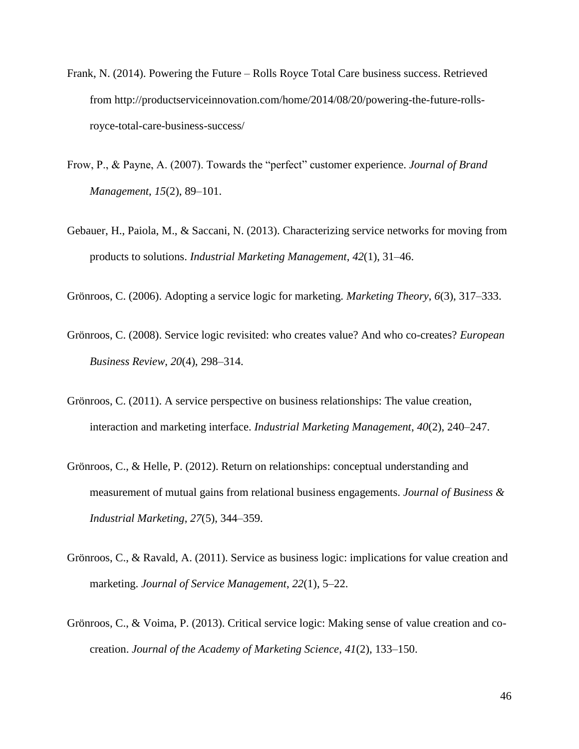Frank, N. (2014). Powering the Future – Rolls Royce Total Care business success. Retrieved from http://productserviceinnovation.com/home/2014/08/20/powering-the-future-rolls-royce-total-care-business-success/

Frow, P., & Payne, A. (2007). Towards the "perfect" customer experience. *Journal of Brand Management*, *15*(2), 89–101.

Gebauer, H., Paiola, M., & Saccani, N. (2013). Characterizing service networks for moving from products to solutions. *Industrial Marketing Management*, *42*(1), 31–46.

Grönroos, C. (2006). Adopting a service logic for marketing. *Marketing Theory*, *6*(3), 317–333.

Grönroos, C. (2008). Service logic revisited: who creates value? And who co-creates? *European Business Review*, *20*(4), 298–314.

Grönroos, C. (2011). A service perspective on business relationships: The value creation, interaction and marketing interface. *Industrial Marketing Management*, *40*(2), 240–247.

Grönroos, C., & Helle, P. (2012). Return on relationships: conceptual understanding and measurement of mutual gains from relational business engagements. *Journal of Business & Industrial Marketing*, *27*(5), 344–359.

Grönroos, C., & Ravald, A. (2011). Service as business logic: implications for value creation and marketing. *Journal of Service Management*, *22*(1), 5–22.

Grönroos, C., & Voima, P. (2013). Critical service logic: Making sense of value creation and co-creation. *Journal of the Academy of Marketing Science*, *41*(2), 133–150.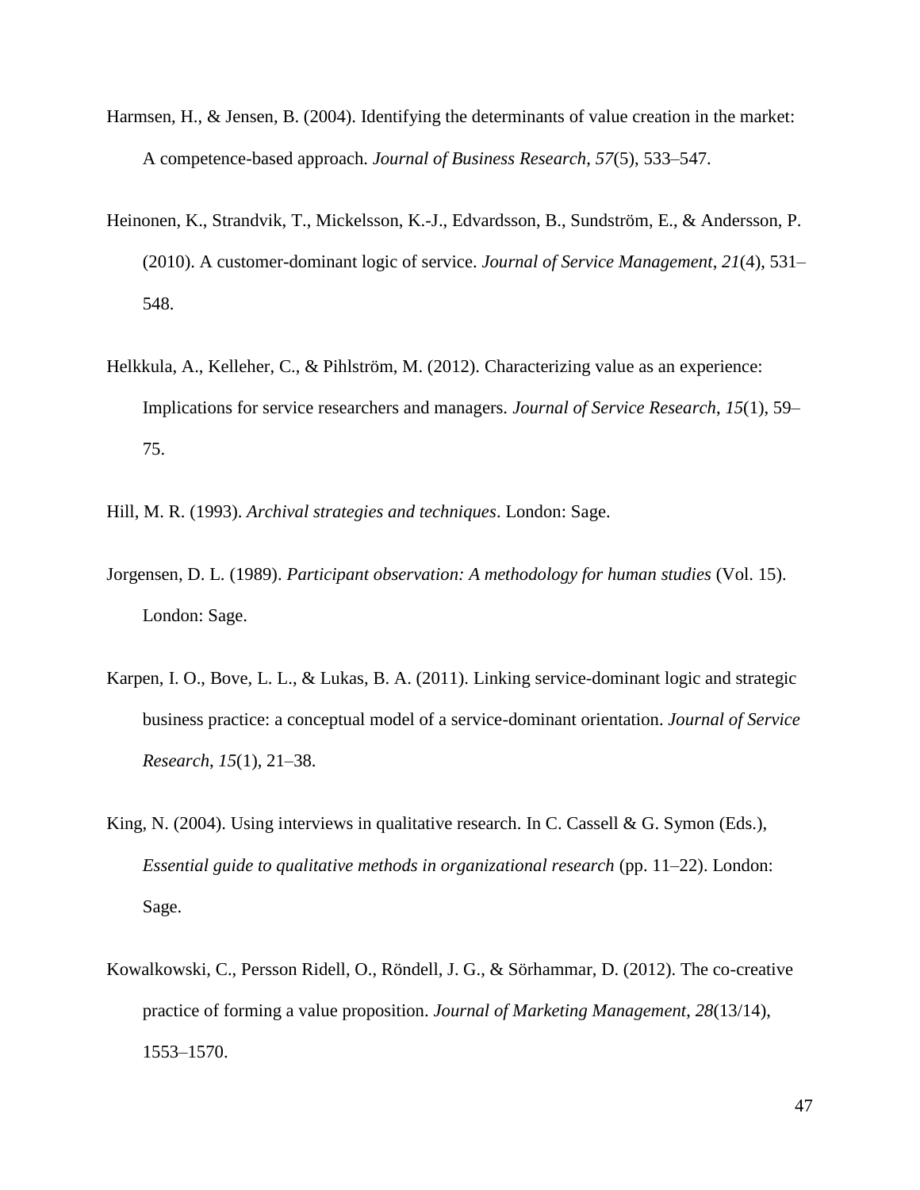Harmsen, H., & Jensen, B. (2004). Identifying the determinants of value creation in the market: A competence-based approach. *Journal of Business Research*, *57*(5), 533–547.

Heinonen, K., Strandvik, T., Mickelsson, K.-J., Edvardsson, B., Sundström, E., & Andersson, P. (2010). A customer-dominant logic of service. *Journal of Service Management*, *21*(4), 531–548.

Helkkula, A., Kelleher, C., & Pihlström, M. (2012). Characterizing value as an experience: Implications for service researchers and managers. *Journal of Service Research*, *15*(1), 59–75.

Hill, M. R. (1993). *Archival strategies and techniques*. London: Sage.

Jorgensen, D. L. (1989). *Participant observation: A methodology for human studies* (Vol. 15). London: Sage.

Karpen, I. O., Bove, L. L., & Lukas, B. A. (2011). Linking service-dominant logic and strategic business practice: a conceptual model of a service-dominant orientation. *Journal of Service Research*, *15*(1), 21–38.

King, N. (2004). Using interviews in qualitative research. In C. Cassell & G. Symon (Eds.), *Essential guide to qualitative methods in organizational research* (pp. 11–22). London: Sage.

Kowalkowski, C., Persson Ridell, O., Röndell, J. G., & Sörhammar, D. (2012). The co-creative practice of forming a value proposition. *Journal of Marketing Management*, *28*(13/14), 1553–1570.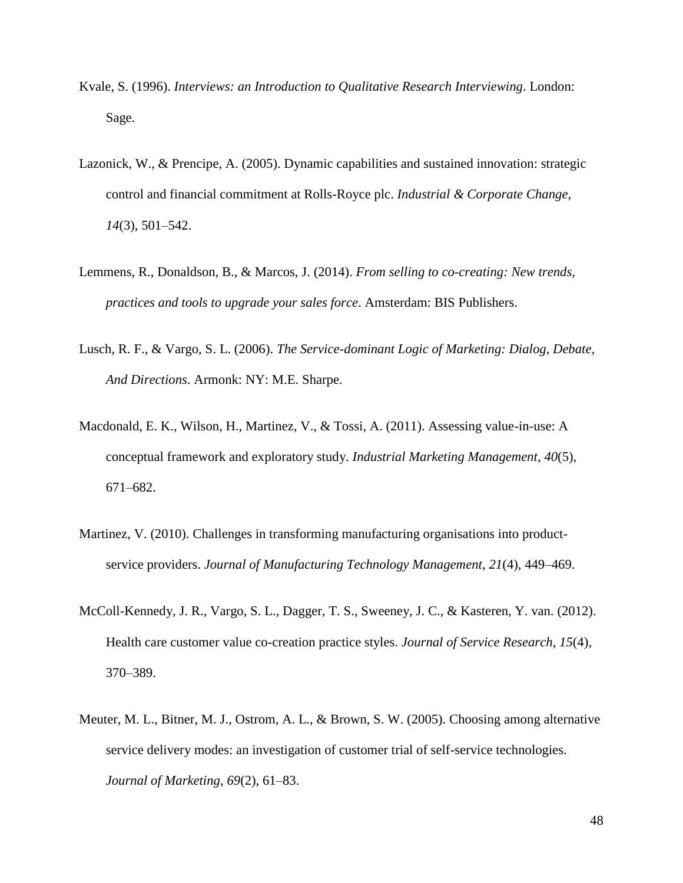Kvale, S. (1996). *Interviews: an Introduction to Qualitative Research Interviewing*. London: Sage.

Lazonick, W., & Prencipe, A. (2005). Dynamic capabilities and sustained innovation: strategic control and financial commitment at Rolls-Royce plc. *Industrial & Corporate Change*, *14*(3), 501–542.

Lemmens, R., Donaldson, B., & Marcos, J. (2014). *From selling to co-creating: New trends, practices and tools to upgrade your sales force*. Amsterdam: BIS Publishers.

Lusch, R. F., & Vargo, S. L. (2006). *The Service-dominant Logic of Marketing: Dialog, Debate, And Directions*. Armonk: NY: M.E. Sharpe.

Macdonald, E. K., Wilson, H., Martinez, V., & Tossi, A. (2011). Assessing value-in-use: A conceptual framework and exploratory study. *Industrial Marketing Management*, *40*(5), 671–682.

Martinez, V. (2010). Challenges in transforming manufacturing organisations into product-service providers. *Journal of Manufacturing Technology Management*, *21*(4), 449–469.

McColl-Kennedy, J. R., Vargo, S. L., Dagger, T. S., Sweeney, J. C., & Kasteren, Y. van. (2012). Health care customer value co-creation practice styles. *Journal of Service Research*, *15*(4), 370–389.

Meuter, M. L., Bitner, M. J., Ostrom, A. L., & Brown, S. W. (2005). Choosing among alternative service delivery modes: an investigation of customer trial of self-service technologies. *Journal of Marketing*, *69*(2), 61–83.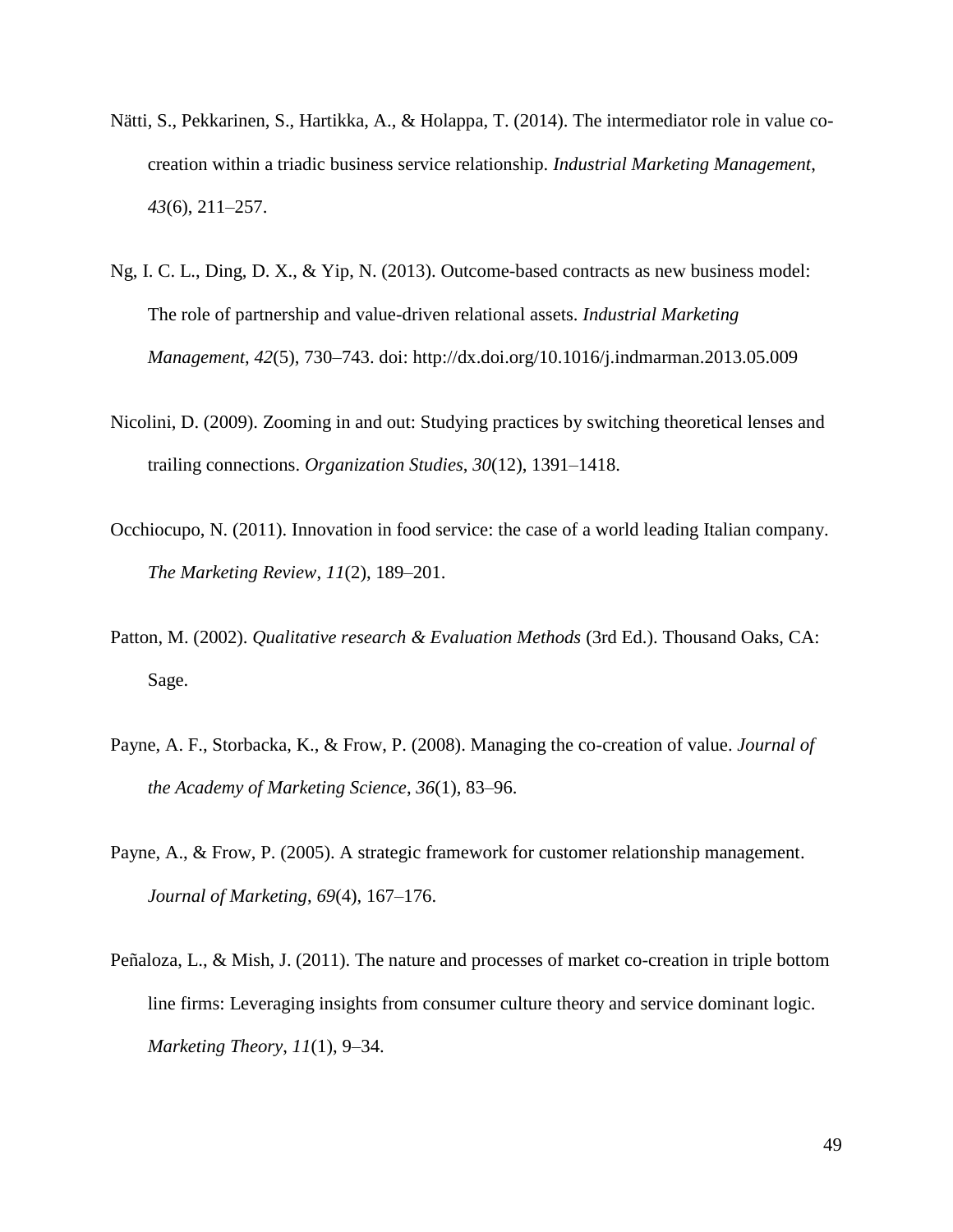Nätti, S., Pekkarinen, S., Hartikka, A., & Holappa, T. (2014). The intermediator role in value co-creation within a triadic business service relationship. *Industrial Marketing Management*, *43*(6), 211–257.

Ng, I. C. L., Ding, D. X., & Yip, N. (2013). Outcome-based contracts as new business model: The role of partnership and value-driven relational assets. *Industrial Marketing Management*, *42*(5), 730–743. doi: http://dx.doi.org/10.1016/j.indmarman.2013.05.009

Nicolini, D. (2009). Zooming in and out: Studying practices by switching theoretical lenses and trailing connections. *Organization Studies*, *30*(12), 1391–1418.

Occhiocupo, N. (2011). Innovation in food service: the case of a world leading Italian company. *The Marketing Review*, *11*(2), 189–201.

Patton, M. (2002). *Qualitative research & Evaluation Methods* (3rd Ed.). Thousand Oaks, CA: Sage.

Payne, A. F., Storbacka, K., & Frow, P. (2008). Managing the co-creation of value. *Journal of the Academy of Marketing Science*, *36*(1), 83–96.

Payne, A., & Frow, P. (2005). A strategic framework for customer relationship management. *Journal of Marketing*, *69*(4), 167–176.

Peñaloza, L., & Mish, J. (2011). The nature and processes of market co-creation in triple bottom line firms: Leveraging insights from consumer culture theory and service dominant logic. *Marketing Theory*, *11*(1), 9–34.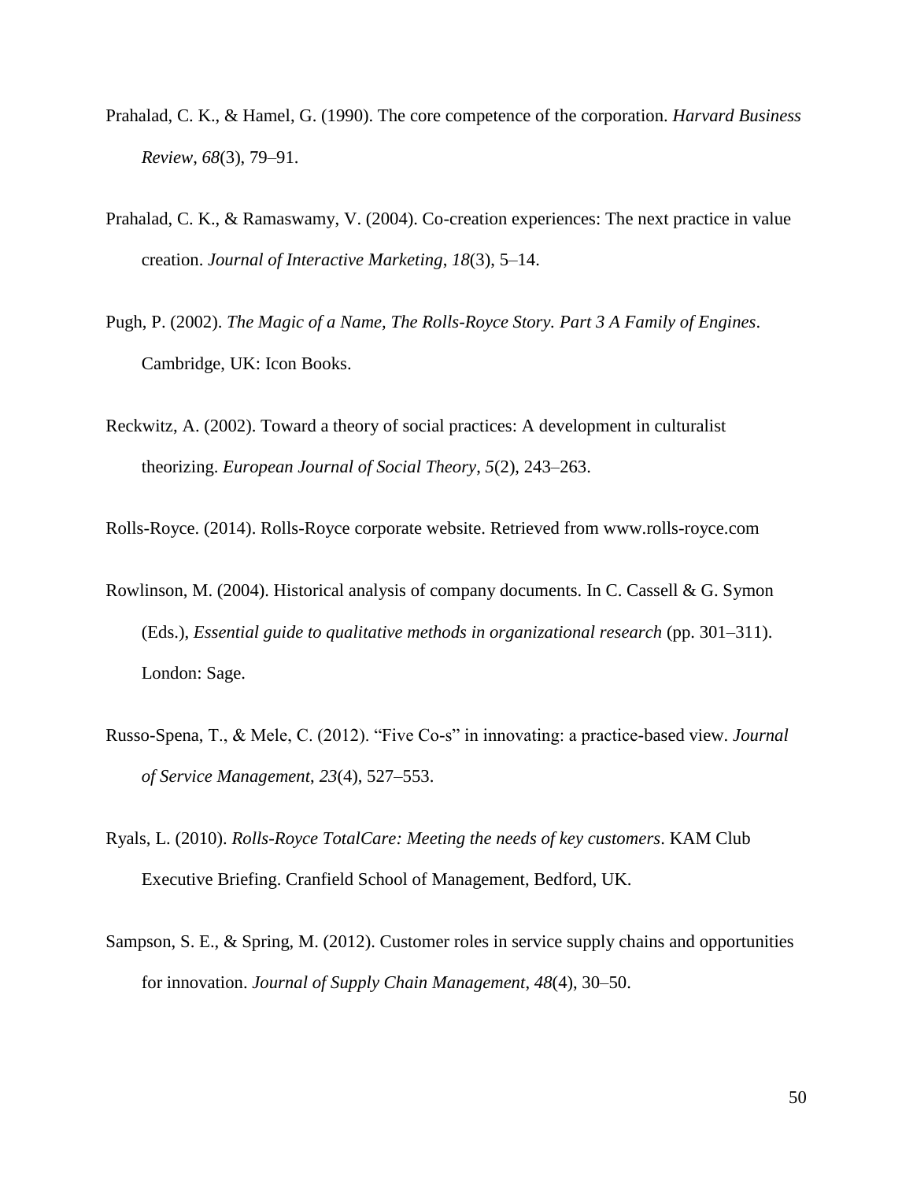Prahalad, C. K., & Hamel, G. (1990). The core competence of the corporation. *Harvard Business Review*, *68*(3), 79–91.

Prahalad, C. K., & Ramaswamy, V. (2004). Co-creation experiences: The next practice in value creation. *Journal of Interactive Marketing*, *18*(3), 5–14.

Pugh, P. (2002). *The Magic of a Name, The Rolls-Royce Story. Part 3 A Family of Engines*. Cambridge, UK: Icon Books.

Reckwitz, A. (2002). Toward a theory of social practices: A development in culturalist theorizing. *European Journal of Social Theory*, *5*(2), 243–263.

Rolls-Royce. (2014). Rolls-Royce corporate website. Retrieved from www.rolls-royce.com

Rowlinson, M. (2004). Historical analysis of company documents. In C. Cassell & G. Symon (Eds.), *Essential guide to qualitative methods in organizational research* (pp. 301–311). London: Sage.

Russo-Spena, T., & Mele, C. (2012). "Five Co-s" in innovating: a practice-based view. *Journal of Service Management*, *23*(4), 527–553.

Ryals, L. (2010). *Rolls-Royce TotalCare: Meeting the needs of key customers*. KAM Club Executive Briefing. Cranfield School of Management, Bedford, UK.

Sampson, S. E., & Spring, M. (2012). Customer roles in service supply chains and opportunities for innovation. *Journal of Supply Chain Management*, *48*(4), 30–50.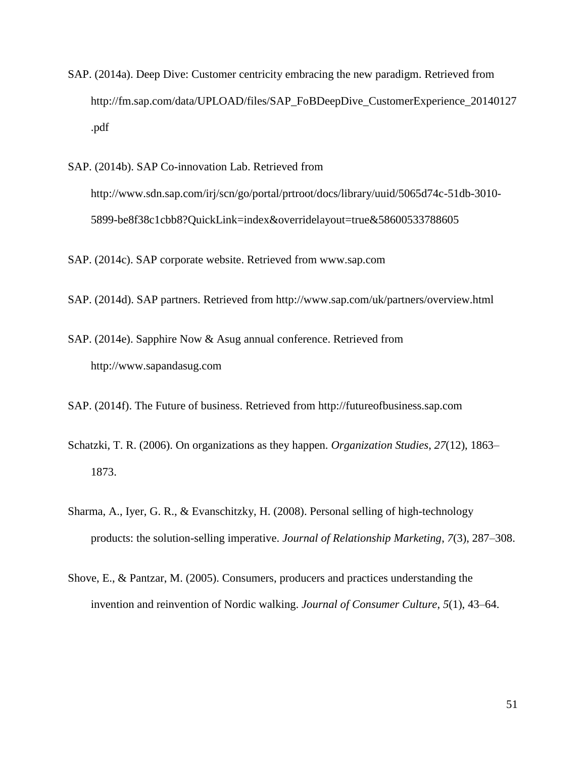SAP. (2014a). Deep Dive: Customer centricity embracing the new paradigm. Retrieved from http://fm.sap.com/data/UPLOAD/files/SAP_FoBDeepDive_CustomerExperience_20140127.pdf

SAP. (2014b). SAP Co-innovation Lab. Retrieved from http://www.sdn.sap.com/irj/scn/go/portal/prtroot/docs/library/uuid/5065d74c-51db-3010-5899-be8f38c1cbb8?QuickLink=index&overridelayout=true&58600533788605

SAP. (2014c). SAP corporate website. Retrieved from www.sap.com

SAP. (2014d). SAP partners. Retrieved from http://www.sap.com/uk/partners/overview.html

SAP. (2014e). Sapphire Now & Asug annual conference. Retrieved from http://www.sapandasug.com

SAP. (2014f). The Future of business. Retrieved from http://futureofbusiness.sap.com

Schatzki, T. R. (2006). On organizations as they happen. *Organization Studies*, *27*(12), 1863–1873.

Sharma, A., Iyer, G. R., & Evanschitzky, H. (2008). Personal selling of high-technology products: the solution-selling imperative. *Journal of Relationship Marketing*, *7*(3), 287–308.

Shove, E., & Pantzar, M. (2005). Consumers, producers and practices understanding the invention and reinvention of Nordic walking. *Journal of Consumer Culture*, *5*(1), 43–64.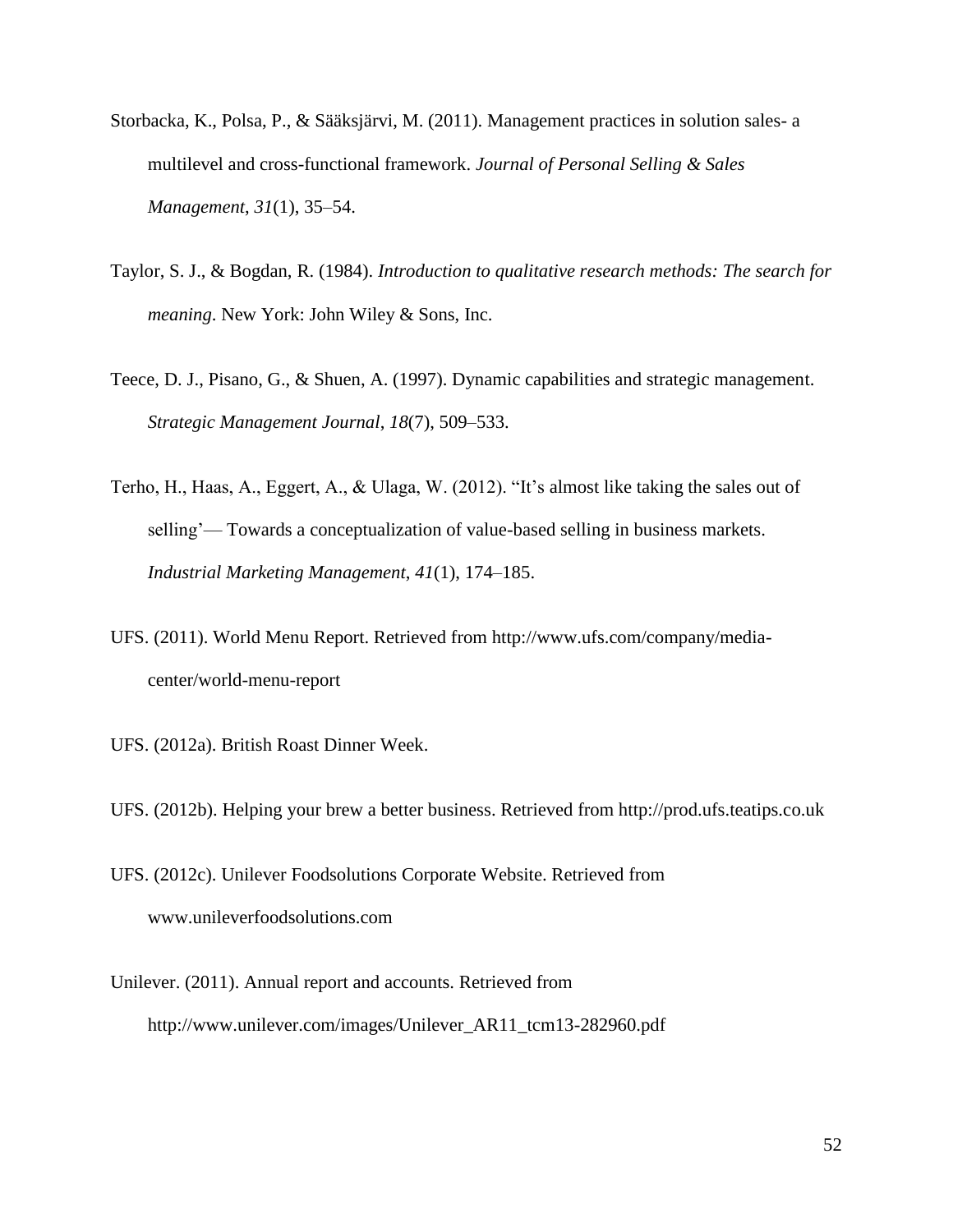Storbacka, K., Polsa, P., & Sääksjärvi, M. (2011). Management practices in solution sales- a multilevel and cross-functional framework. *Journal of Personal Selling & Sales Management*, *31*(1), 35–54.

Taylor, S. J., & Bogdan, R. (1984). *Introduction to qualitative research methods: The search for meaning*. New York: John Wiley & Sons, Inc.

Teece, D. J., Pisano, G., & Shuen, A. (1997). Dynamic capabilities and strategic management. *Strategic Management Journal*, *18*(7), 509–533.

Terho, H., Haas, A., Eggert, A., & Ulaga, W. (2012). "It's almost like taking the sales out of selling'— Towards a conceptualization of value-based selling in business markets. *Industrial Marketing Management*, *41*(1), 174–185.

UFS. (2011). World Menu Report. Retrieved from http://www.ufs.com/company/media-center/world-menu-report

UFS. (2012a). British Roast Dinner Week.

UFS. (2012b). Helping your brew a better business. Retrieved from http://prod.ufs.teatips.co.uk

UFS. (2012c). Unilever Foodsolutions Corporate Website. Retrieved from www.unileverfoodsolutions.com

Unilever. (2011). Annual report and accounts. Retrieved from http://www.unilever.com/images/Unilever_AR11_tcm13-282960.pdf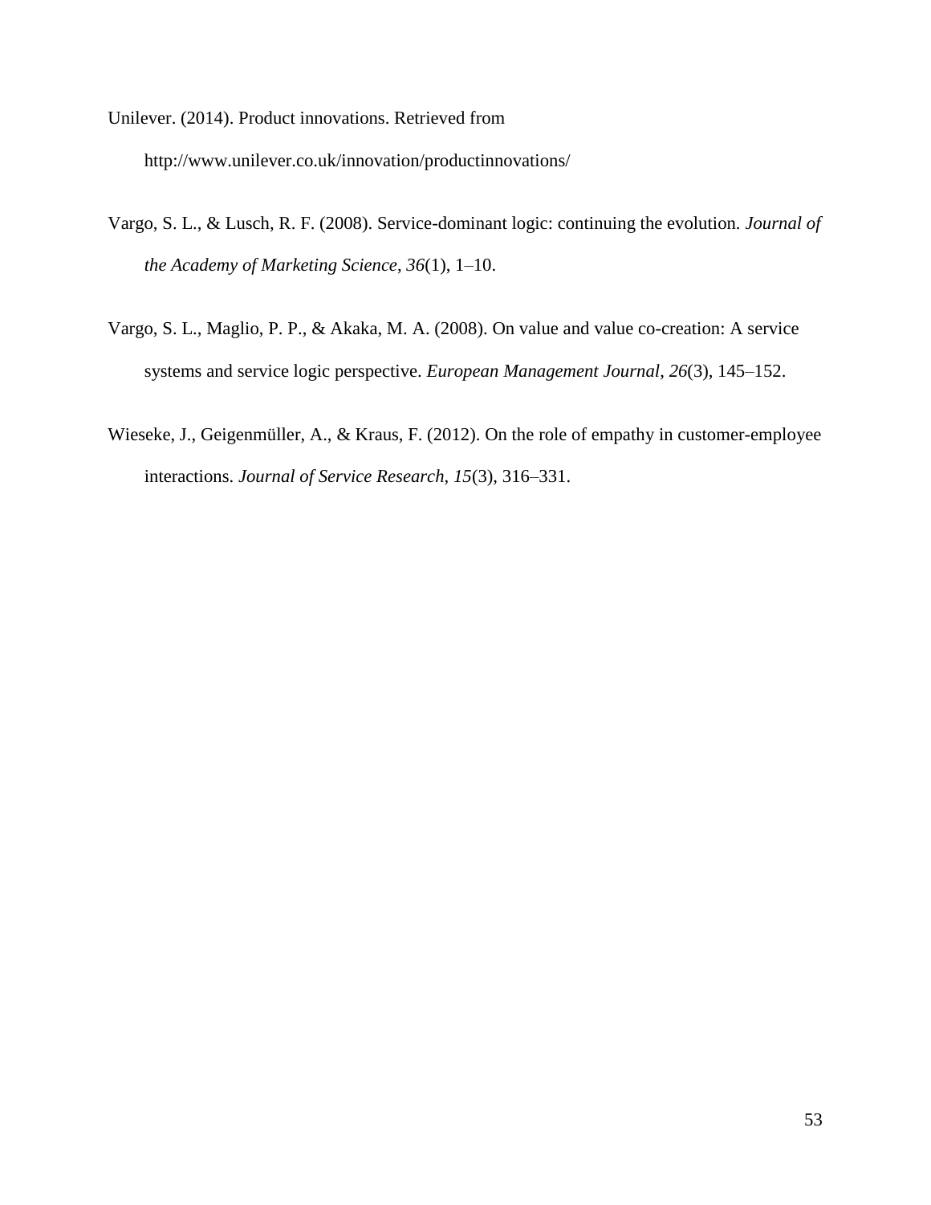Unilever. (2014). Product innovations. Retrieved from http://www.unilever.co.uk/innovation/productinnovations/

Vargo, S. L., & Lusch, R. F. (2008). Service-dominant logic: continuing the evolution. *Journal of the Academy of Marketing Science*, *36*(1), 1–10.

Vargo, S. L., Maglio, P. P., & Akaka, M. A. (2008). On value and value co-creation: A service systems and service logic perspective. *European Management Journal*, *26*(3), 145–152.

Wieseke, J., Geigenmüller, A., & Kraus, F. (2012). On the role of empathy in customer-employee interactions. *Journal of Service Research*, *15*(3), 316–331.